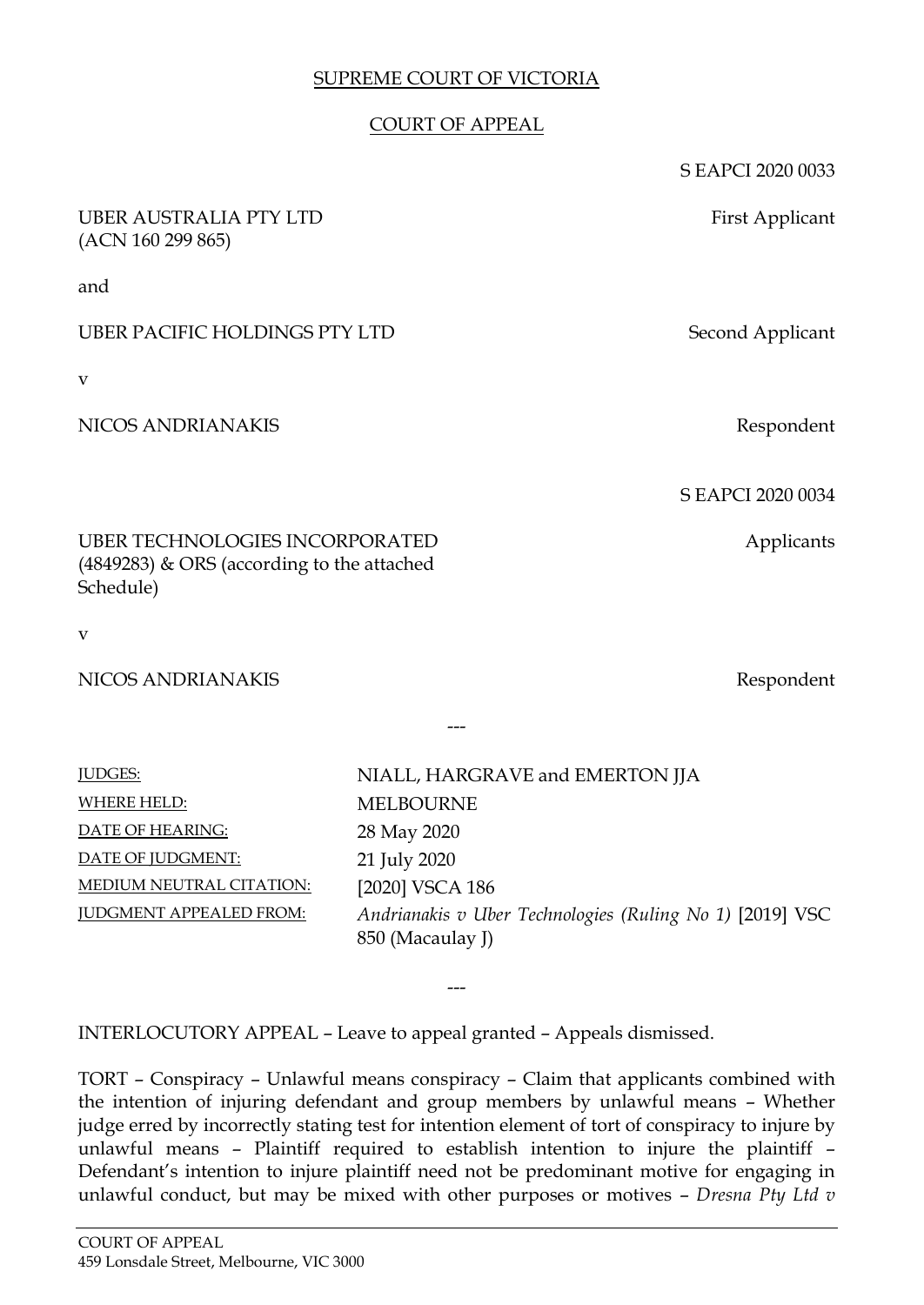SUPREME COURT OF VICTORIA

COURT OF APPEAL

S EAPCI 2020 0033

| | |
|---|---|
| UBER AUSTRALIA PTY LTD (ACN 160 299 865) | First Applicant |
| and | |
| UBER PACIFIC HOLDINGS PTY LTD | Second Applicant |
| v | |
| NICOS ANDRIANAKIS | Respondent |

S EAPCI 2020 0034

| | |
|---|---|
| UBER TECHNOLOGIES INCORPORATED (4849283) & ORS (according to the attached Schedule) | Applicants |
| v | |
| NICOS ANDRIANAKIS | Respondent |

---

| | |
|---|---|
| JUDGES: | NIALL, HARGRAVE and EMERTON JJA |
| WHERE HELD: | MELBOURNE |
| DATE OF HEARING: | 28 May 2020 |
| DATE OF JUDGMENT: | 21 July 2020 |
| MEDIUM NEUTRAL CITATION: | [2020] VSCA 186 |
| JUDGMENT APPEALED FROM: | *Andrianakis v Uber Technologies (Ruling No 1)* [2019] VSC 850 (Macaulay J) |

---

INTERLOCUTORY APPEAL – Leave to appeal granted – Appeals dismissed.

TORT – Conspiracy – Unlawful means conspiracy – Claim that applicants combined with the intention of injuring defendant and group members by unlawful means – Whether judge erred by incorrectly stating test for intention element of tort of conspiracy to injure by unlawful means – Plaintiff required to establish intention to injure the plaintiff – Defendant's intention to injure plaintiff need not be predominant motive for engaging in unlawful conduct, but may be mixed with other purposes or motives – *Dresna Pty Ltd v*

COURT OF APPEAL
459 Lonsdale Street, Melbourne, VIC 3000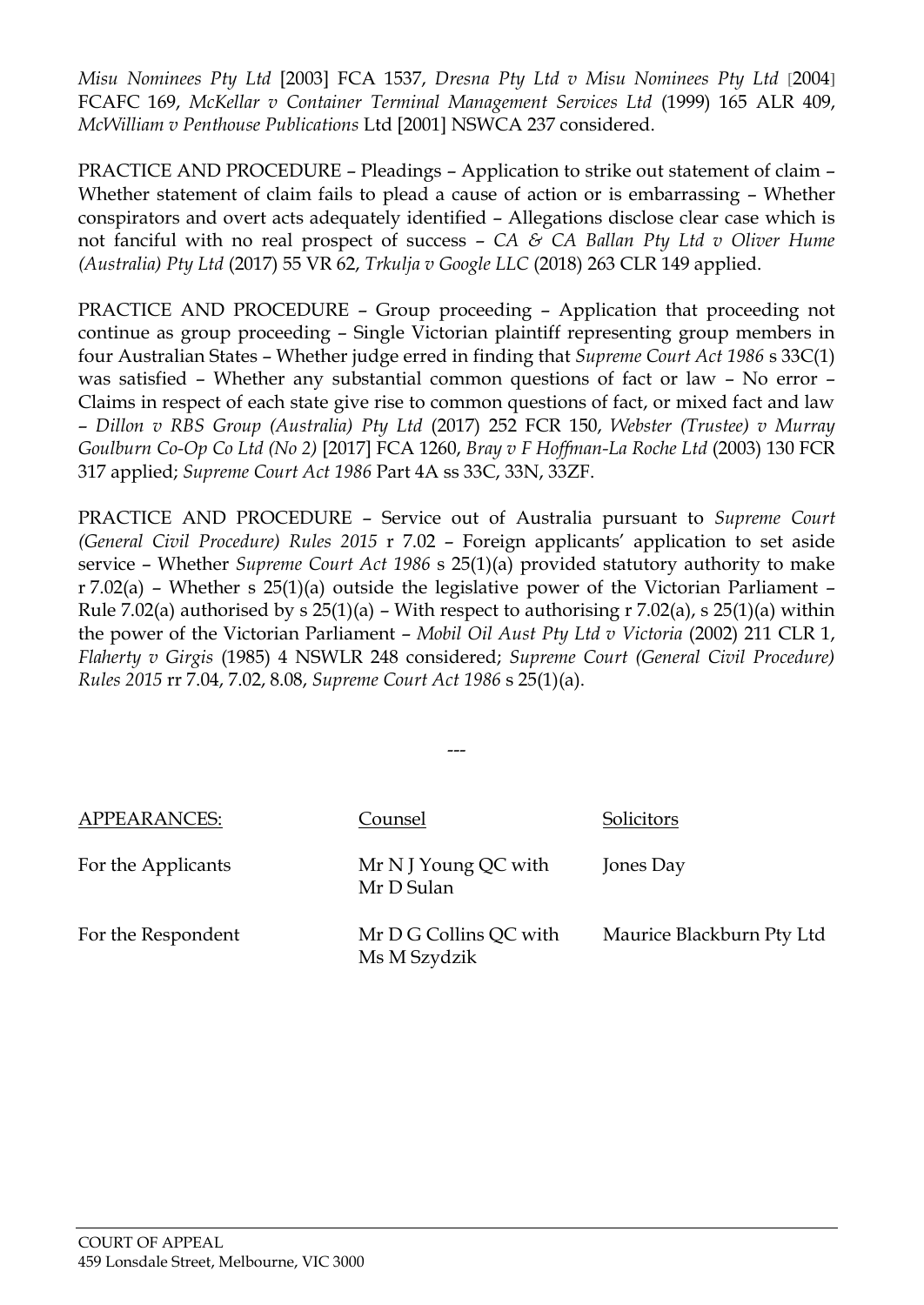*Misu Nominees Pty Ltd* [2003] FCA 1537, *Dresna Pty Ltd v Misu Nominees Pty Ltd* [2004] FCAFC 169, *McKellar v Container Terminal Management Services Ltd* (1999) 165 ALR 409, *McWilliam v Penthouse Publications* Ltd [2001] NSWCA 237 considered.

PRACTICE AND PROCEDURE – Pleadings – Application to strike out statement of claim – Whether statement of claim fails to plead a cause of action or is embarrassing – Whether conspirators and overt acts adequately identified – Allegations disclose clear case which is not fanciful with no real prospect of success – *CA & CA Ballan Pty Ltd v Oliver Hume (Australia) Pty Ltd* (2017) 55 VR 62, *Trkulja v Google LLC* (2018) 263 CLR 149 applied.

PRACTICE AND PROCEDURE – Group proceeding – Application that proceeding not continue as group proceeding – Single Victorian plaintiff representing group members in four Australian States – Whether judge erred in finding that *Supreme Court Act 1986* s 33C(1) was satisfied – Whether any substantial common questions of fact or law – No error – Claims in respect of each state give rise to common questions of fact, or mixed fact and law – *Dillon v RBS Group (Australia) Pty Ltd* (2017) 252 FCR 150, *Webster (Trustee) v Murray Goulburn Co-Op Co Ltd (No 2)* [2017] FCA 1260, *Bray v F Hoffman-La Roche Ltd* (2003) 130 FCR 317 applied; *Supreme Court Act 1986* Part 4A ss 33C, 33N, 33ZF.

PRACTICE AND PROCEDURE – Service out of Australia pursuant to *Supreme Court (General Civil Procedure) Rules 2015* r 7.02 – Foreign applicants' application to set aside service – Whether *Supreme Court Act 1986* s 25(1)(a) provided statutory authority to make r 7.02(a) – Whether s 25(1)(a) outside the legislative power of the Victorian Parliament – Rule 7.02(a) authorised by s 25(1)(a) – With respect to authorising r 7.02(a), s 25(1)(a) within the power of the Victorian Parliament – *Mobil Oil Aust Pty Ltd v Victoria* (2002) 211 CLR 1, *Flaherty v Girgis* (1985) 4 NSWLR 248 considered; *Supreme Court (General Civil Procedure) Rules 2015* rr 7.04, 7.02, 8.08, *Supreme Court Act 1986* s 25(1)(a).

---

| APPEARANCES: | Counsel | Solicitors |
|---|---|---|
| For the Applicants | Mr N J Young QC with Mr D Sulan | Jones Day |
| For the Respondent | Mr D G Collins QC with Ms M Szydzik | Maurice Blackburn Pty Ltd |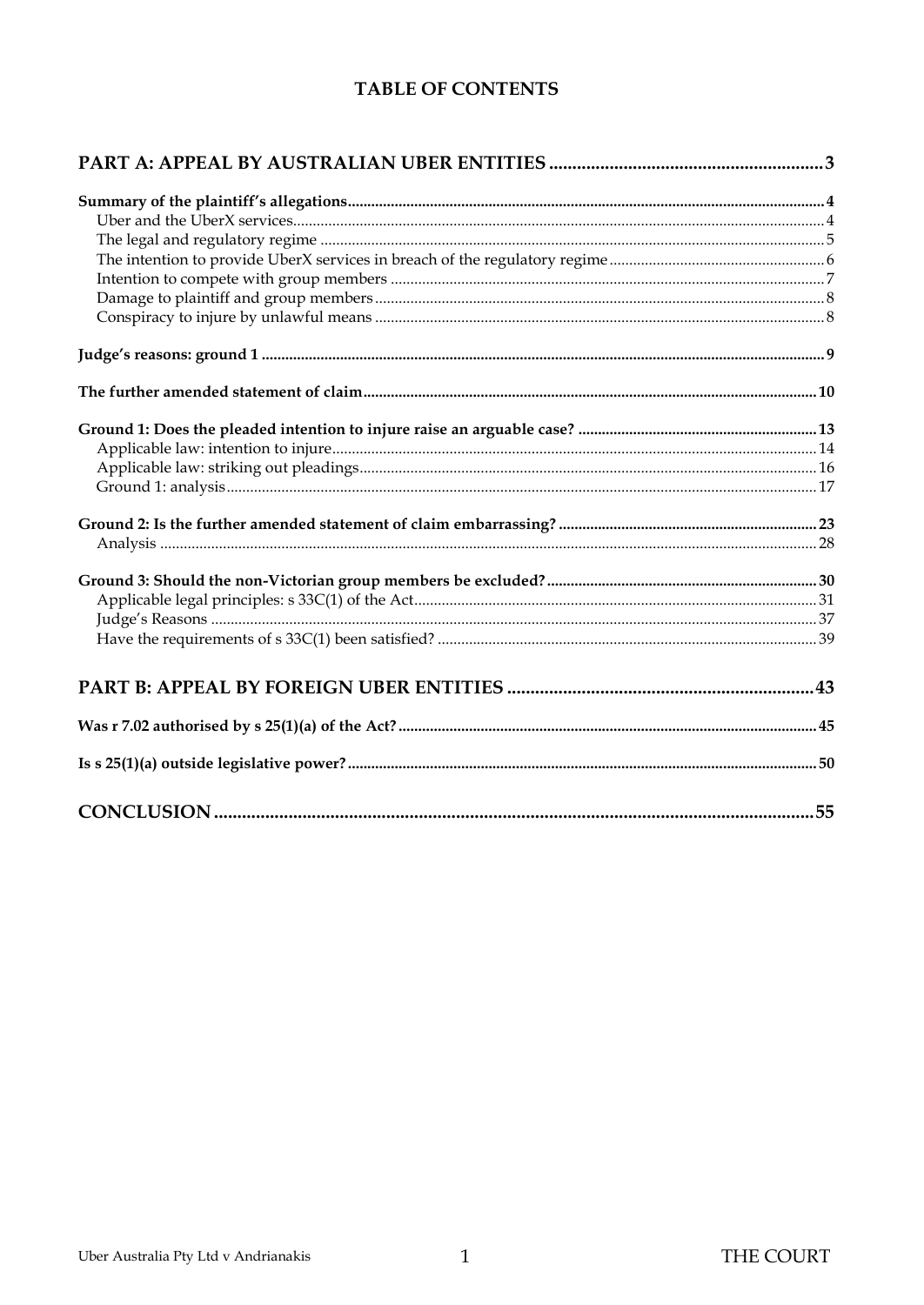**TABLE OF CONTENTS**

| | |
|---|---|
| **PART A: APPEAL BY AUSTRALIAN UBER ENTITIES** | **3** |
| **Summary of the plaintiff's allegations** | **4** |
| Uber and the UberX services | 4 |
| The legal and regulatory regime | 5 |
| The intention to provide UberX services in breach of the regulatory regime | 6 |
| Intention to compete with group members | 7 |
| Damage to plaintiff and group members | 8 |
| Conspiracy to injure by unlawful means | 8 |
| **Judge's reasons: ground 1** | **9** |
| **The further amended statement of claim** | **10** |
| **Ground 1: Does the pleaded intention to injure raise an arguable case?** | **13** |
| Applicable law: intention to injure | 14 |
| Applicable law: striking out pleadings | 16 |
| Ground 1: analysis | 17 |
| **Ground 2: Is the further amended statement of claim embarrassing?** | **23** |
| Analysis | 28 |
| **Ground 3: Should the non-Victorian group members be excluded?** | **30** |
| Applicable legal principles: s 33C(1) of the Act | 31 |
| Judge's Reasons | 37 |
| Have the requirements of s 33C(1) been satisfied? | 39 |
| **PART B: APPEAL BY FOREIGN UBER ENTITIES** | **43** |
| **Was r 7.02 authorised by s 25(1)(a) of the Act?** | **45** |
| **Is s 25(1)(a) outside legislative power?** | **50** |
| **CONCLUSION** | **55** |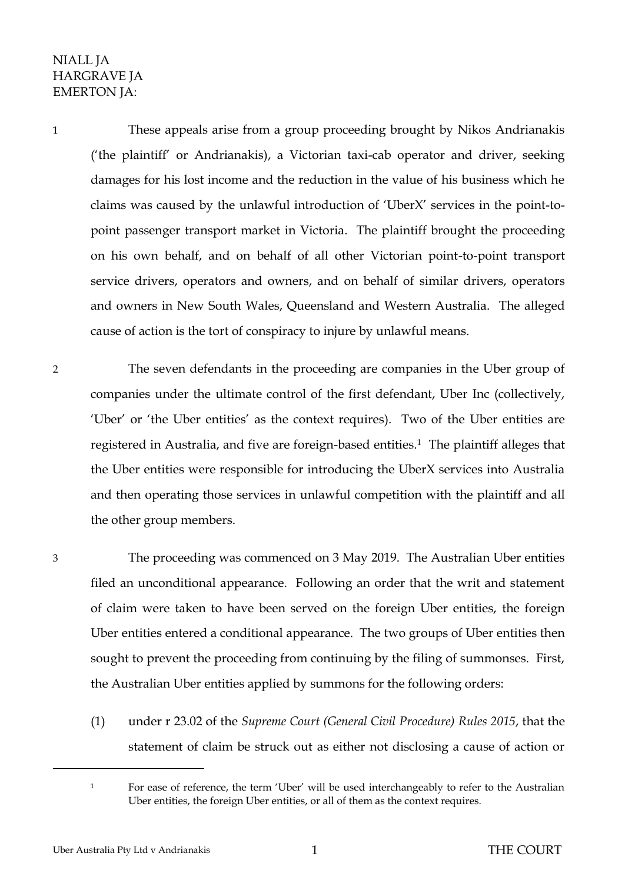NIALL JA
HARGRAVE JA
EMERTON JA:

1 These appeals arise from a group proceeding brought by Nikos Andrianakis ('the plaintiff' or Andrianakis), a Victorian taxi-cab operator and driver, seeking damages for his lost income and the reduction in the value of his business which he claims was caused by the unlawful introduction of 'UberX' services in the point-to-point passenger transport market in Victoria. The plaintiff brought the proceeding on his own behalf, and on behalf of all other Victorian point-to-point transport service drivers, operators and owners, and on behalf of similar drivers, operators and owners in New South Wales, Queensland and Western Australia. The alleged cause of action is the tort of conspiracy to injure by unlawful means.

2 The seven defendants in the proceeding are companies in the Uber group of companies under the ultimate control of the first defendant, Uber Inc (collectively, 'Uber' or 'the Uber entities' as the context requires). Two of the Uber entities are registered in Australia, and five are foreign-based entities.[1] The plaintiff alleges that the Uber entities were responsible for introducing the UberX services into Australia and then operating those services in unlawful competition with the plaintiff and all the other group members.

3 The proceeding was commenced on 3 May 2019. The Australian Uber entities filed an unconditional appearance. Following an order that the writ and statement of claim were taken to have been served on the foreign Uber entities, the foreign Uber entities entered a conditional appearance. The two groups of Uber entities then sought to prevent the proceeding from continuing by the filing of summonses. First, the Australian Uber entities applied by summons for the following orders:

(1) under r 23.02 of the *Supreme Court (General Civil Procedure) Rules 2015*, that the statement of claim be struck out as either not disclosing a cause of action or

[1] For ease of reference, the term 'Uber' will be used interchangeably to refer to the Australian Uber entities, the foreign Uber entities, or all of them as the context requires.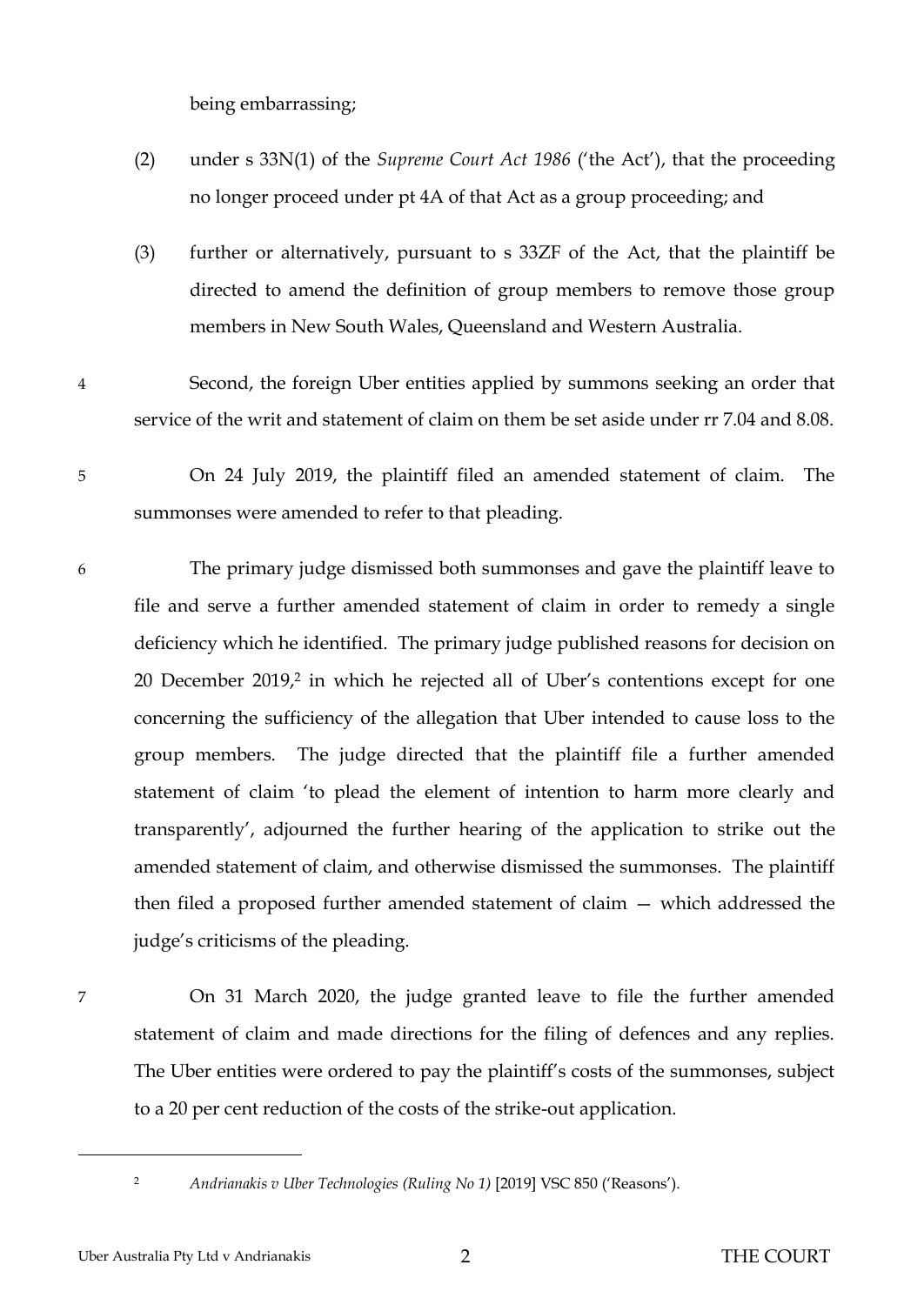being embarrassing;

(2) under s 33N(1) of the *Supreme Court Act 1986* ('the Act'), that the proceeding no longer proceed under pt 4A of that Act as a group proceeding; and

(3) further or alternatively, pursuant to s 33ZF of the Act, that the plaintiff be directed to amend the definition of group members to remove those group members in New South Wales, Queensland and Western Australia.

4 Second, the foreign Uber entities applied by summons seeking an order that service of the writ and statement of claim on them be set aside under rr 7.04 and 8.08.

5 On 24 July 2019, the plaintiff filed an amended statement of claim. The summonses were amended to refer to that pleading.

6 The primary judge dismissed both summonses and gave the plaintiff leave to file and serve a further amended statement of claim in order to remedy a single deficiency which he identified. The primary judge published reasons for decision on 20 December 2019,[2] in which he rejected all of Uber's contentions except for one concerning the sufficiency of the allegation that Uber intended to cause loss to the group members. The judge directed that the plaintiff file a further amended statement of claim 'to plead the element of intention to harm more clearly and transparently', adjourned the further hearing of the application to strike out the amended statement of claim, and otherwise dismissed the summonses. The plaintiff then filed a proposed further amended statement of claim — which addressed the judge's criticisms of the pleading.

7 On 31 March 2020, the judge granted leave to file the further amended statement of claim and made directions for the filing of defences and any replies. The Uber entities were ordered to pay the plaintiff's costs of the summonses, subject to a 20 per cent reduction of the costs of the strike-out application.

---

[2] *Andrianakis v Uber Technologies (Ruling No 1)* [2019] VSC 850 ('Reasons').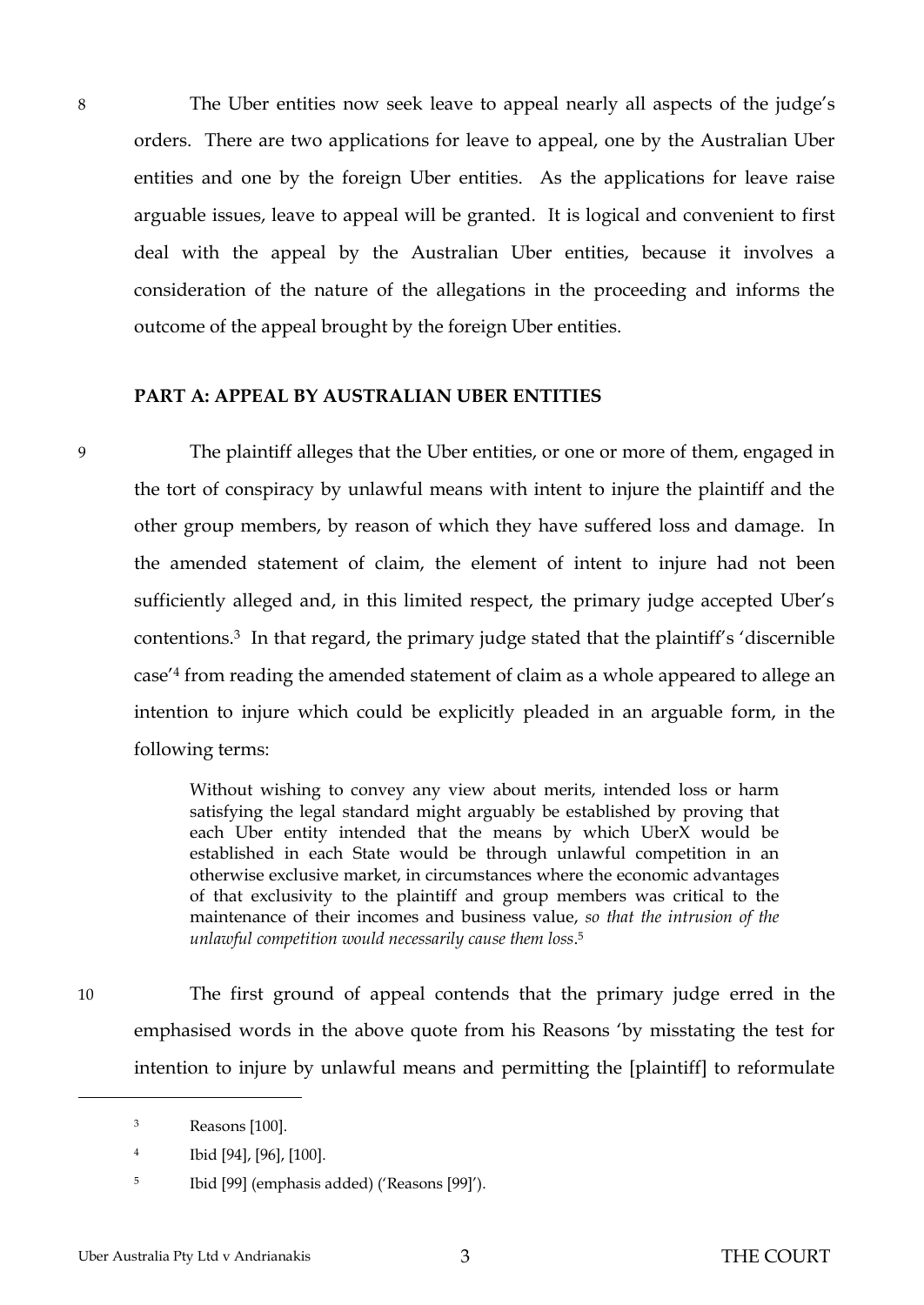8 The Uber entities now seek leave to appeal nearly all aspects of the judge's orders. There are two applications for leave to appeal, one by the Australian Uber entities and one by the foreign Uber entities. As the applications for leave raise arguable issues, leave to appeal will be granted. It is logical and convenient to first deal with the appeal by the Australian Uber entities, because it involves a consideration of the nature of the allegations in the proceeding and informs the outcome of the appeal brought by the foreign Uber entities.

## PART A: APPEAL BY AUSTRALIAN UBER ENTITIES

9 The plaintiff alleges that the Uber entities, or one or more of them, engaged in the tort of conspiracy by unlawful means with intent to injure the plaintiff and the other group members, by reason of which they have suffered loss and damage. In the amended statement of claim, the element of intent to injure had not been sufficiently alleged and, in this limited respect, the primary judge accepted Uber's contentions.[3] In that regard, the primary judge stated that the plaintiff's 'discernible case'[4] from reading the amended statement of claim as a whole appeared to allege an intention to injure which could be explicitly pleaded in an arguable form, in the following terms:

> Without wishing to convey any view about merits, intended loss or harm satisfying the legal standard might arguably be established by proving that each Uber entity intended that the means by which UberX would be established in each State would be through unlawful competition in an otherwise exclusive market, in circumstances where the economic advantages of that exclusivity to the plaintiff and group members was critical to the maintenance of their incomes and business value, *so that the intrusion of the unlawful competition would necessarily cause them loss*.[5]

10 The first ground of appeal contends that the primary judge erred in the emphasised words in the above quote from his Reasons 'by misstating the test for intention to injure by unlawful means and permitting the [plaintiff] to reformulate

---

[3] Reasons [100].

[4] Ibid [94], [96], [100].

[5] Ibid [99] (emphasis added) ('Reasons [99]').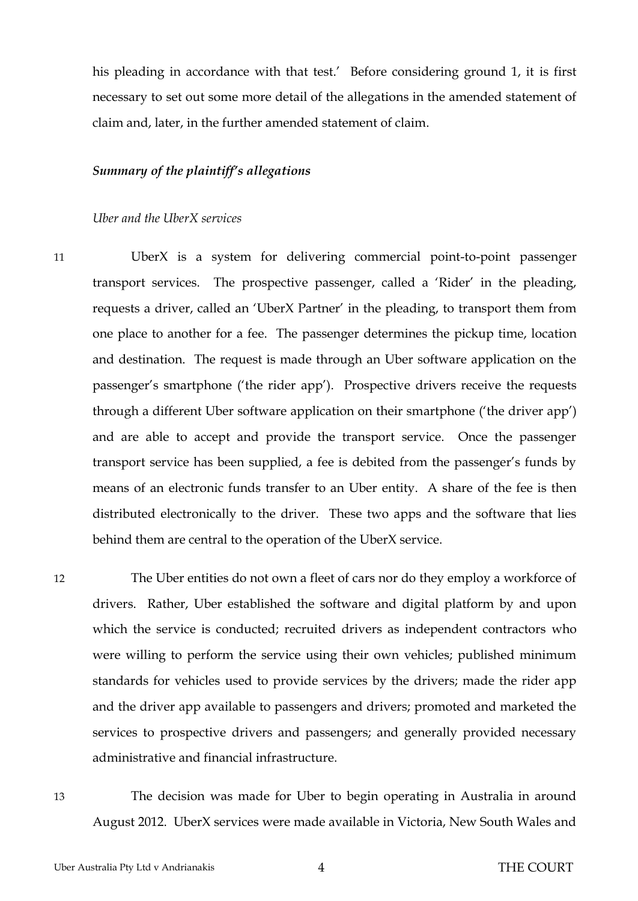his pleading in accordance with that test.' Before considering ground 1, it is first necessary to set out some more detail of the allegations in the amended statement of claim and, later, in the further amended statement of claim.

### *Summary of the plaintiff's allegations*

*Uber and the UberX services*

11 UberX is a system for delivering commercial point-to-point passenger transport services. The prospective passenger, called a 'Rider' in the pleading, requests a driver, called an 'UberX Partner' in the pleading, to transport them from one place to another for a fee. The passenger determines the pickup time, location and destination. The request is made through an Uber software application on the passenger's smartphone ('the rider app'). Prospective drivers receive the requests through a different Uber software application on their smartphone ('the driver app') and are able to accept and provide the transport service. Once the passenger transport service has been supplied, a fee is debited from the passenger's funds by means of an electronic funds transfer to an Uber entity. A share of the fee is then distributed electronically to the driver. These two apps and the software that lies behind them are central to the operation of the UberX service.

12 The Uber entities do not own a fleet of cars nor do they employ a workforce of drivers. Rather, Uber established the software and digital platform by and upon which the service is conducted; recruited drivers as independent contractors who were willing to perform the service using their own vehicles; published minimum standards for vehicles used to provide services by the drivers; made the rider app and the driver app available to passengers and drivers; promoted and marketed the services to prospective drivers and passengers; and generally provided necessary administrative and financial infrastructure.

13 The decision was made for Uber to begin operating in Australia in around August 2012. UberX services were made available in Victoria, New South Wales and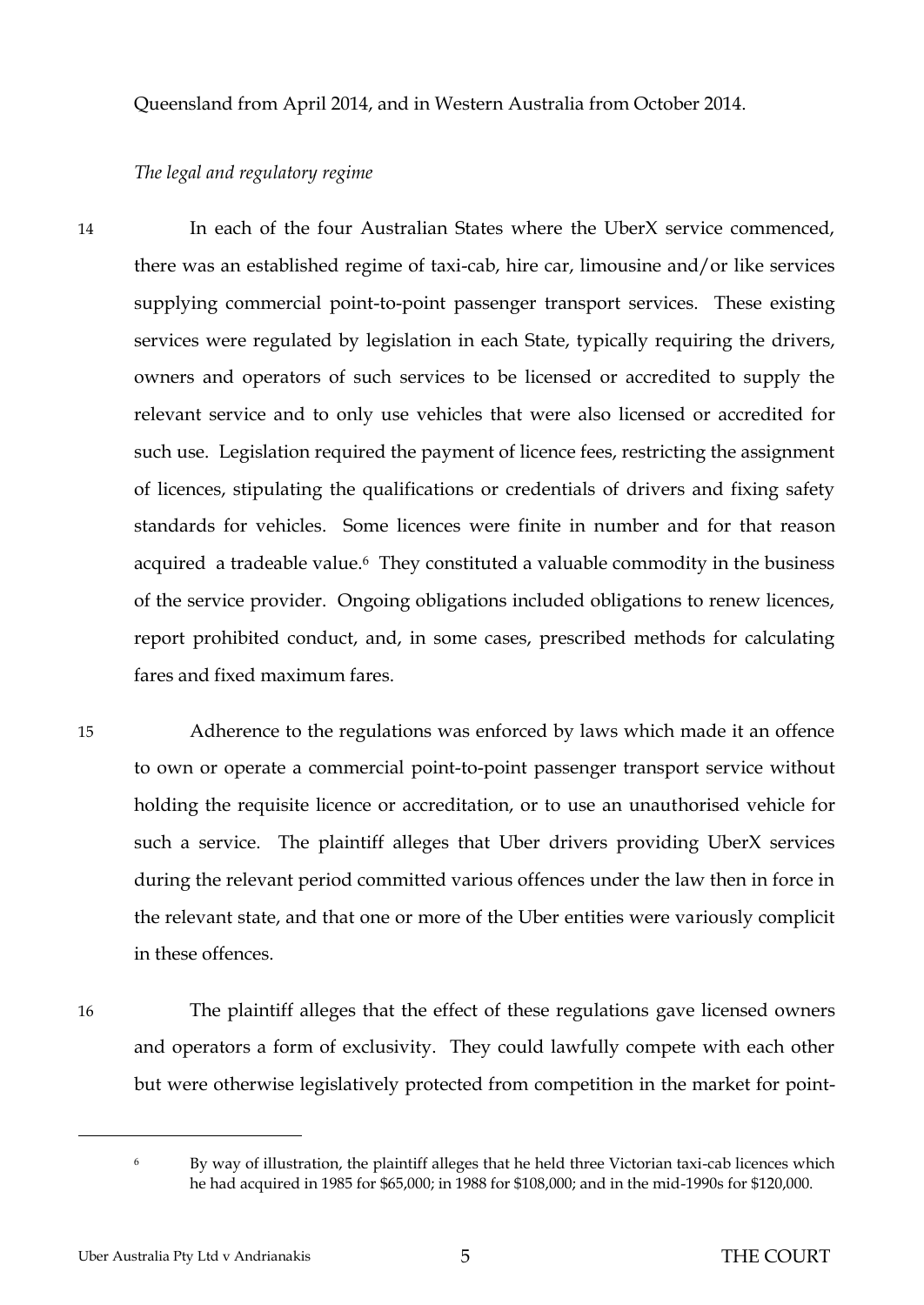Queensland from April 2014, and in Western Australia from October 2014.

*The legal and regulatory regime*

14 In each of the four Australian States where the UberX service commenced, there was an established regime of taxi-cab, hire car, limousine and/or like services supplying commercial point-to-point passenger transport services. These existing services were regulated by legislation in each State, typically requiring the drivers, owners and operators of such services to be licensed or accredited to supply the relevant service and to only use vehicles that were also licensed or accredited for such use. Legislation required the payment of licence fees, restricting the assignment of licences, stipulating the qualifications or credentials of drivers and fixing safety standards for vehicles. Some licences were finite in number and for that reason acquired a tradeable value.[6] They constituted a valuable commodity in the business of the service provider. Ongoing obligations included obligations to renew licences, report prohibited conduct, and, in some cases, prescribed methods for calculating fares and fixed maximum fares.

15 Adherence to the regulations was enforced by laws which made it an offence to own or operate a commercial point-to-point passenger transport service without holding the requisite licence or accreditation, or to use an unauthorised vehicle for such a service. The plaintiff alleges that Uber drivers providing UberX services during the relevant period committed various offences under the law then in force in the relevant state, and that one or more of the Uber entities were variously complicit in these offences.

16 The plaintiff alleges that the effect of these regulations gave licensed owners and operators a form of exclusivity. They could lawfully compete with each other but were otherwise legislatively protected from competition in the market for point-

---

[6] By way of illustration, the plaintiff alleges that he held three Victorian taxi-cab licences which he had acquired in 1985 for $65,000; in 1988 for $108,000; and in the mid-1990s for $120,000.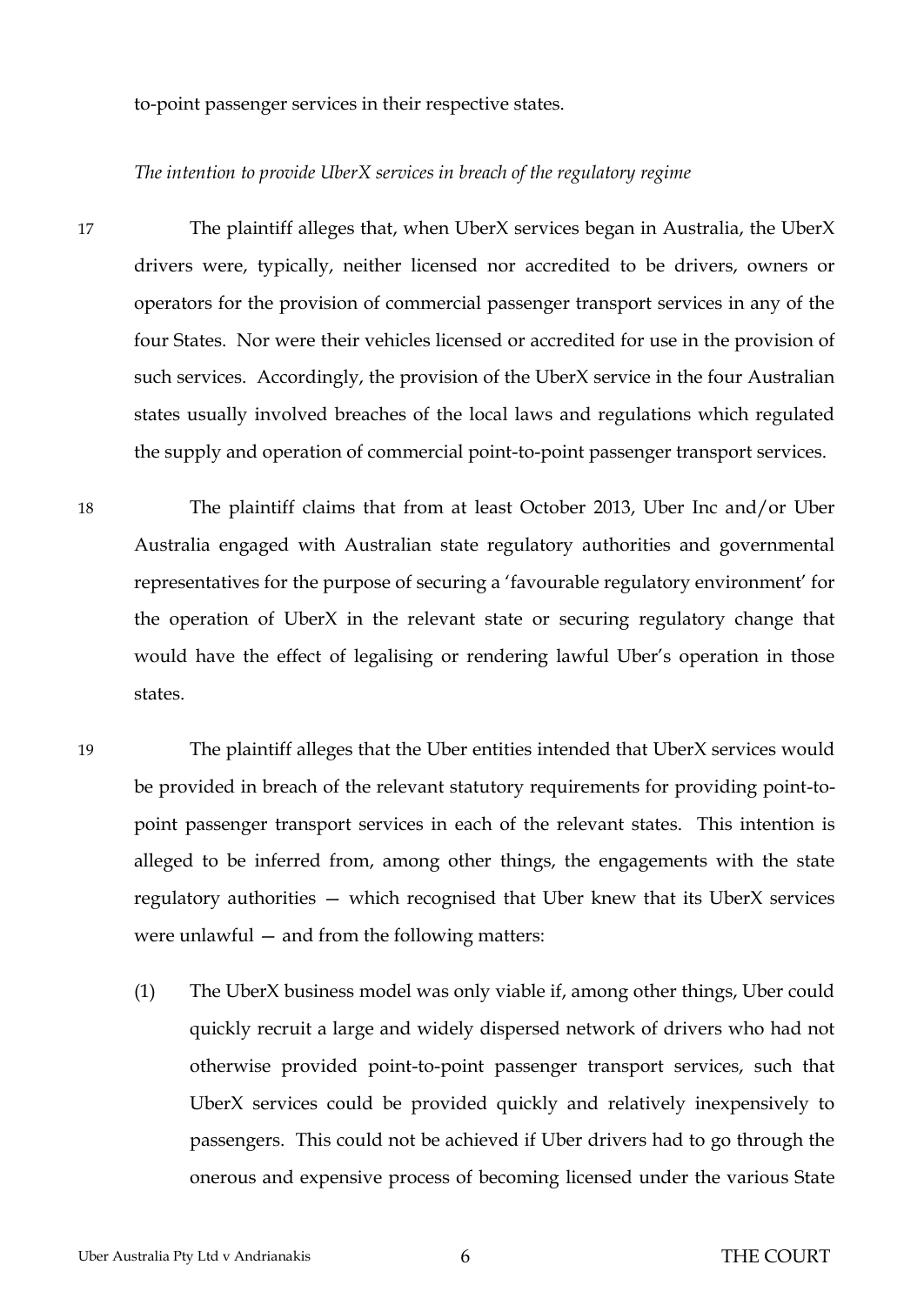to-point passenger services in their respective states.

*The intention to provide UberX services in breach of the regulatory regime*

17 The plaintiff alleges that, when UberX services began in Australia, the UberX drivers were, typically, neither licensed nor accredited to be drivers, owners or operators for the provision of commercial passenger transport services in any of the four States. Nor were their vehicles licensed or accredited for use in the provision of such services. Accordingly, the provision of the UberX service in the four Australian states usually involved breaches of the local laws and regulations which regulated the supply and operation of commercial point-to-point passenger transport services.

18 The plaintiff claims that from at least October 2013, Uber Inc and/or Uber Australia engaged with Australian state regulatory authorities and governmental representatives for the purpose of securing a 'favourable regulatory environment' for the operation of UberX in the relevant state or securing regulatory change that would have the effect of legalising or rendering lawful Uber's operation in those states.

19 The plaintiff alleges that the Uber entities intended that UberX services would be provided in breach of the relevant statutory requirements for providing point-to-point passenger transport services in each of the relevant states. This intention is alleged to be inferred from, among other things, the engagements with the state regulatory authorities — which recognised that Uber knew that its UberX services were unlawful — and from the following matters:

(1) The UberX business model was only viable if, among other things, Uber could quickly recruit a large and widely dispersed network of drivers who had not otherwise provided point-to-point passenger transport services, such that UberX services could be provided quickly and relatively inexpensively to passengers. This could not be achieved if Uber drivers had to go through the onerous and expensive process of becoming licensed under the various State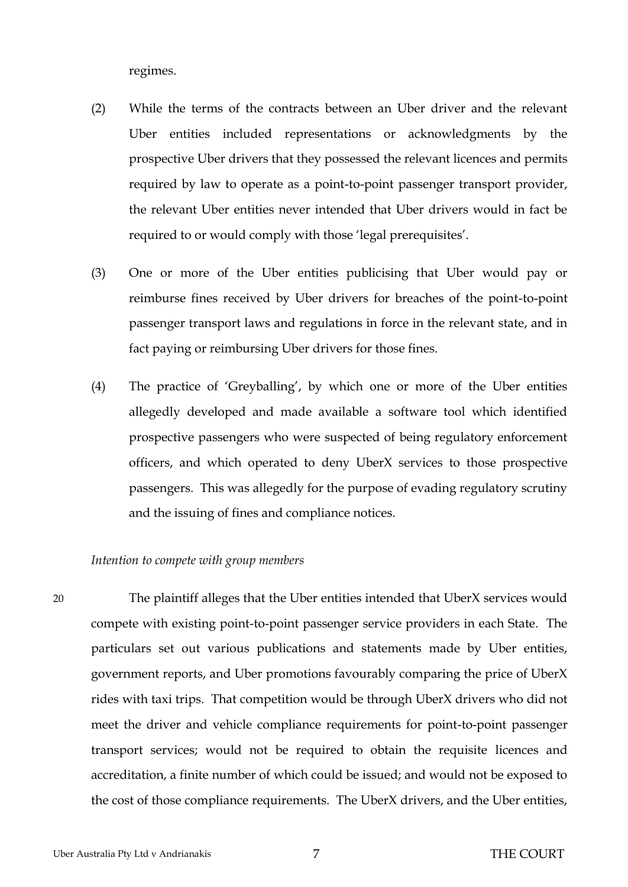regimes.

(2) While the terms of the contracts between an Uber driver and the relevant Uber entities included representations or acknowledgments by the prospective Uber drivers that they possessed the relevant licences and permits required by law to operate as a point-to-point passenger transport provider, the relevant Uber entities never intended that Uber drivers would in fact be required to or would comply with those 'legal prerequisites'.

(3) One or more of the Uber entities publicising that Uber would pay or reimburse fines received by Uber drivers for breaches of the point-to-point passenger transport laws and regulations in force in the relevant state, and in fact paying or reimbursing Uber drivers for those fines.

(4) The practice of 'Greyballing', by which one or more of the Uber entities allegedly developed and made available a software tool which identified prospective passengers who were suspected of being regulatory enforcement officers, and which operated to deny UberX services to those prospective passengers. This was allegedly for the purpose of evading regulatory scrutiny and the issuing of fines and compliance notices.

*Intention to compete with group members*

20 The plaintiff alleges that the Uber entities intended that UberX services would compete with existing point-to-point passenger service providers in each State. The particulars set out various publications and statements made by Uber entities, government reports, and Uber promotions favourably comparing the price of UberX rides with taxi trips. That competition would be through UberX drivers who did not meet the driver and vehicle compliance requirements for point-to-point passenger transport services; would not be required to obtain the requisite licences and accreditation, a finite number of which could be issued; and would not be exposed to the cost of those compliance requirements. The UberX drivers, and the Uber entities,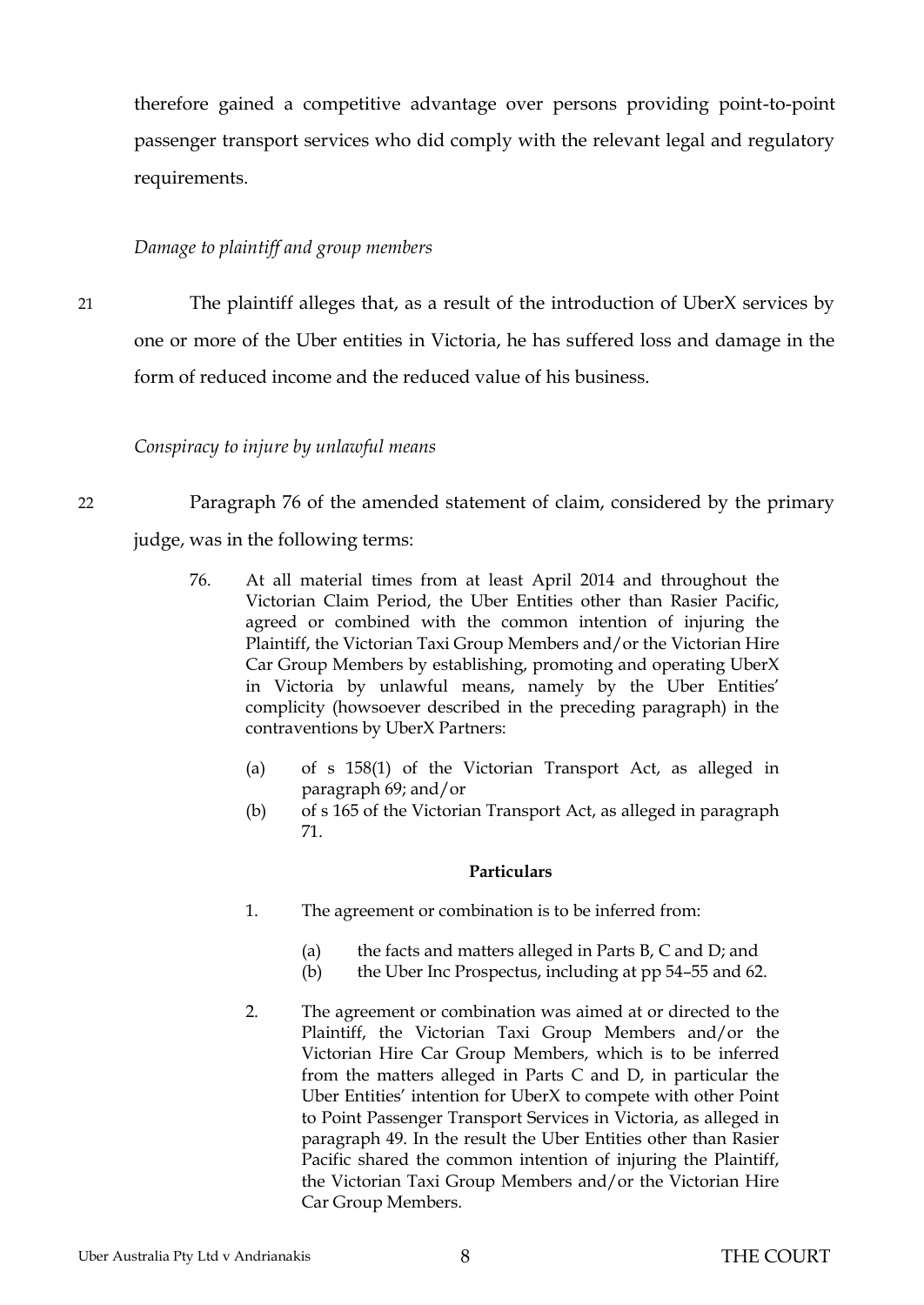therefore gained a competitive advantage over persons providing point-to-point passenger transport services who did comply with the relevant legal and regulatory requirements.

*Damage to plaintiff and group members*

21 The plaintiff alleges that, as a result of the introduction of UberX services by one or more of the Uber entities in Victoria, he has suffered loss and damage in the form of reduced income and the reduced value of his business.

*Conspiracy to injure by unlawful means*

22 Paragraph 76 of the amended statement of claim, considered by the primary judge, was in the following terms:

> 76. At all material times from at least April 2014 and throughout the Victorian Claim Period, the Uber Entities other than Rasier Pacific, agreed or combined with the common intention of injuring the Plaintiff, the Victorian Taxi Group Members and/or the Victorian Hire Car Group Members by establishing, promoting and operating UberX in Victoria by unlawful means, namely by the Uber Entities' complicity (howsoever described in the preceding paragraph) in the contraventions by UberX Partners:
>
> (a) of s 158(1) of the Victorian Transport Act, as alleged in paragraph 69; and/or
>
> (b) of s 165 of the Victorian Transport Act, as alleged in paragraph 71.
>
> **Particulars**
>
> 1. The agreement or combination is to be inferred from:
>
>    (a) the facts and matters alleged in Parts B, C and D; and
>
>    (b) the Uber Inc Prospectus, including at pp 54–55 and 62.
>
> 2. The agreement or combination was aimed at or directed to the Plaintiff, the Victorian Taxi Group Members and/or the Victorian Hire Car Group Members, which is to be inferred from the matters alleged in Parts C and D, in particular the Uber Entities' intention for UberX to compete with other Point to Point Passenger Transport Services in Victoria, as alleged in paragraph 49. In the result the Uber Entities other than Rasier Pacific shared the common intention of injuring the Plaintiff, the Victorian Taxi Group Members and/or the Victorian Hire Car Group Members.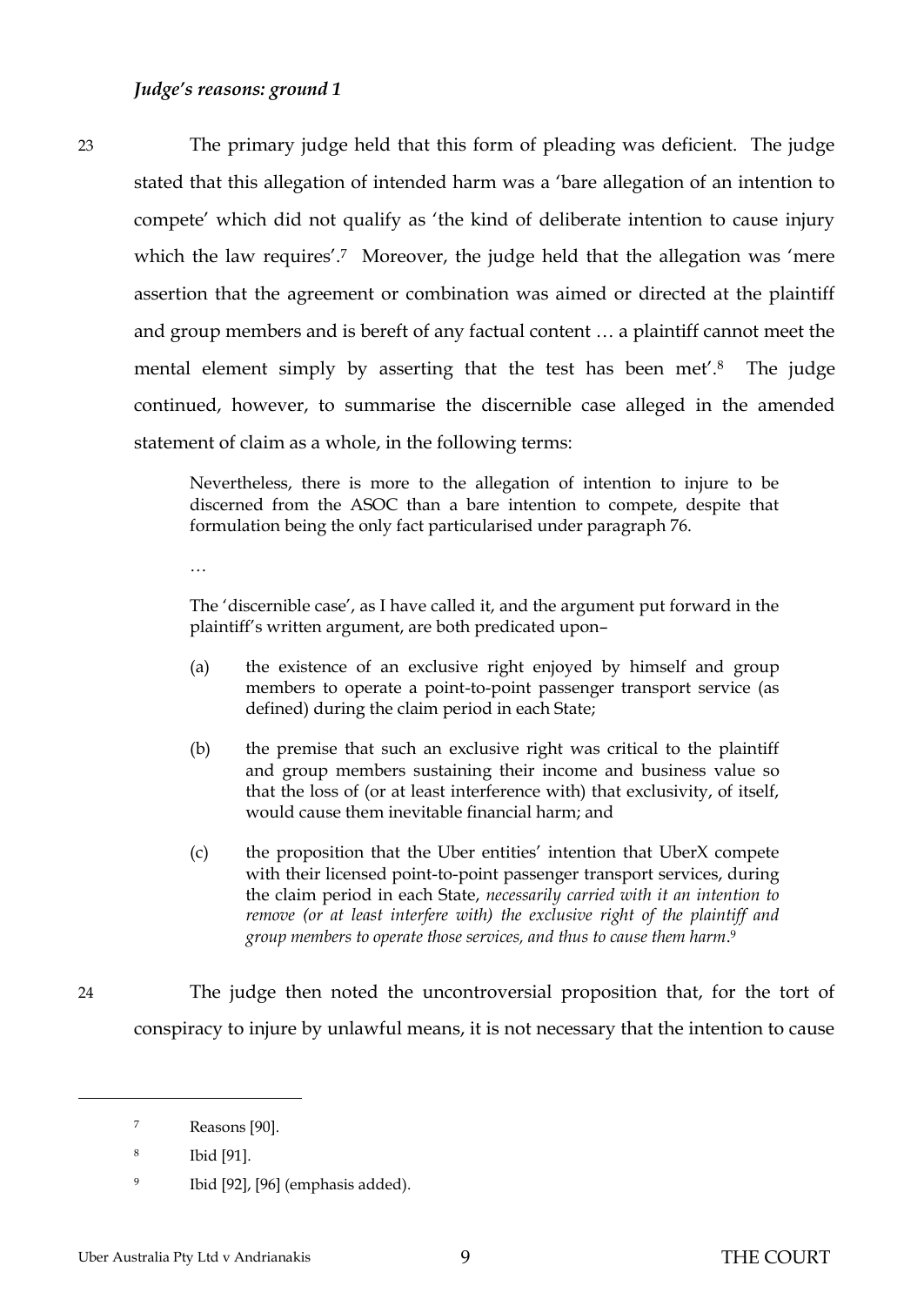### *Judge's reasons: ground 1*

23 The primary judge held that this form of pleading was deficient. The judge stated that this allegation of intended harm was a 'bare allegation of an intention to compete' which did not qualify as 'the kind of deliberate intention to cause injury which the law requires'.[7] Moreover, the judge held that the allegation was 'mere assertion that the agreement or combination was aimed or directed at the plaintiff and group members and is bereft of any factual content … a plaintiff cannot meet the mental element simply by asserting that the test has been met'.[8] The judge continued, however, to summarise the discernible case alleged in the amended statement of claim as a whole, in the following terms:

> Nevertheless, there is more to the allegation of intention to injure to be discerned from the ASOC than a bare intention to compete, despite that formulation being the only fact particularised under paragraph 76.
>
> …
>
> The 'discernible case', as I have called it, and the argument put forward in the plaintiff's written argument, are both predicated upon–
>
> (a) the existence of an exclusive right enjoyed by himself and group members to operate a point-to-point passenger transport service (as defined) during the claim period in each State;
>
> (b) the premise that such an exclusive right was critical to the plaintiff and group members sustaining their income and business value so that the loss of (or at least interference with) that exclusivity, of itself, would cause them inevitable financial harm; and
>
> (c) the proposition that the Uber entities' intention that UberX compete with their licensed point-to-point passenger transport services, during the claim period in each State, *necessarily carried with it an intention to remove (or at least interfere with) the exclusive right of the plaintiff and group members to operate those services, and thus to cause them harm*.[9]

24 The judge then noted the uncontroversial proposition that, for the tort of conspiracy to injure by unlawful means, it is not necessary that the intention to cause

---

[7] Reasons [90].

[8] Ibid [91].

[9] Ibid [92], [96] (emphasis added).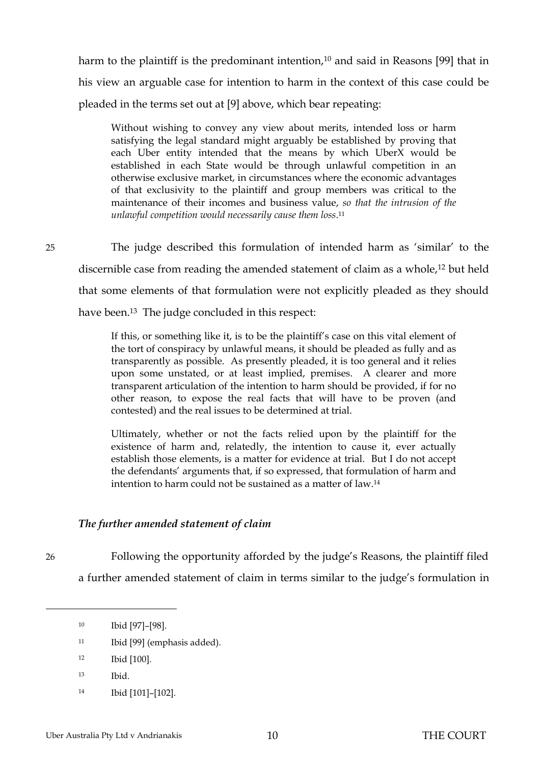harm to the plaintiff is the predominant intention,[10] and said in Reasons [99] that in his view an arguable case for intention to harm in the context of this case could be pleaded in the terms set out at [9] above, which bear repeating:

> Without wishing to convey any view about merits, intended loss or harm satisfying the legal standard might arguably be established by proving that each Uber entity intended that the means by which UberX would be established in each State would be through unlawful competition in an otherwise exclusive market, in circumstances where the economic advantages of that exclusivity to the plaintiff and group members was critical to the maintenance of their incomes and business value, *so that the intrusion of the unlawful competition would necessarily cause them loss*.[11]

25 The judge described this formulation of intended harm as 'similar' to the discernible case from reading the amended statement of claim as a whole,[12] but held that some elements of that formulation were not explicitly pleaded as they should have been.[13] The judge concluded in this respect:

> If this, or something like it, is to be the plaintiff's case on this vital element of the tort of conspiracy by unlawful means, it should be pleaded as fully and as transparently as possible. As presently pleaded, it is too general and it relies upon some unstated, or at least implied, premises. A clearer and more transparent articulation of the intention to harm should be provided, if for no other reason, to expose the real facts that will have to be proven (and contested) and the real issues to be determined at trial.
>
> Ultimately, whether or not the facts relied upon by the plaintiff for the existence of harm and, relatedly, the intention to cause it, ever actually establish those elements, is a matter for evidence at trial. But I do not accept the defendants' arguments that, if so expressed, that formulation of harm and intention to harm could not be sustained as a matter of law.[14]

### *The further amended statement of claim*

26 Following the opportunity afforded by the judge's Reasons, the plaintiff filed a further amended statement of claim in terms similar to the judge's formulation in

---

[10] Ibid [97]–[98].

[11] Ibid [99] (emphasis added).

[12] Ibid [100].

[13] Ibid.

[14] Ibid [101]–[102].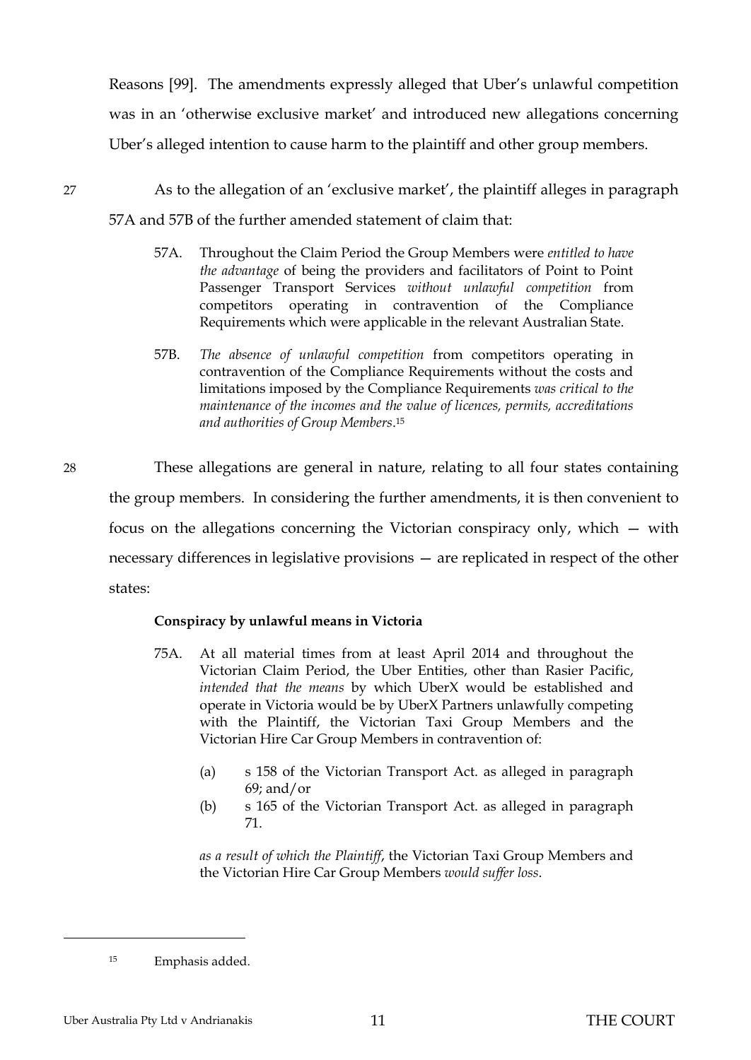Reasons [99]. The amendments expressly alleged that Uber's unlawful competition was in an 'otherwise exclusive market' and introduced new allegations concerning Uber's alleged intention to cause harm to the plaintiff and other group members.

27 As to the allegation of an 'exclusive market', the plaintiff alleges in paragraph 57A and 57B of the further amended statement of claim that:

> 57A. Throughout the Claim Period the Group Members were *entitled to have the advantage* of being the providers and facilitators of Point to Point Passenger Transport Services *without unlawful competition* from competitors operating in contravention of the Compliance Requirements which were applicable in the relevant Australian State.
>
> 57B. *The absence of unlawful competition* from competitors operating in contravention of the Compliance Requirements without the costs and limitations imposed by the Compliance Requirements *was critical to the maintenance of the incomes and the value of licences, permits, accreditations and authorities of Group Members*.[15]

28 These allegations are general in nature, relating to all four states containing the group members. In considering the further amendments, it is then convenient to focus on the allegations concerning the Victorian conspiracy only, which — with necessary differences in legislative provisions — are replicated in respect of the other states:

> **Conspiracy by unlawful means in Victoria**
>
> 75A. At all material times from at least April 2014 and throughout the Victorian Claim Period, the Uber Entities, other than Rasier Pacific, *intended that the means* by which UberX would be established and operate in Victoria would be by UberX Partners unlawfully competing with the Plaintiff, the Victorian Taxi Group Members and the Victorian Hire Car Group Members in contravention of:
>
> (a) s 158 of the Victorian Transport Act. as alleged in paragraph 69; and/or
>
> (b) s 165 of the Victorian Transport Act. as alleged in paragraph 71.
>
> *as a result of which the Plaintiff*, the Victorian Taxi Group Members and the Victorian Hire Car Group Members *would suffer loss*.

---

[15] Emphasis added.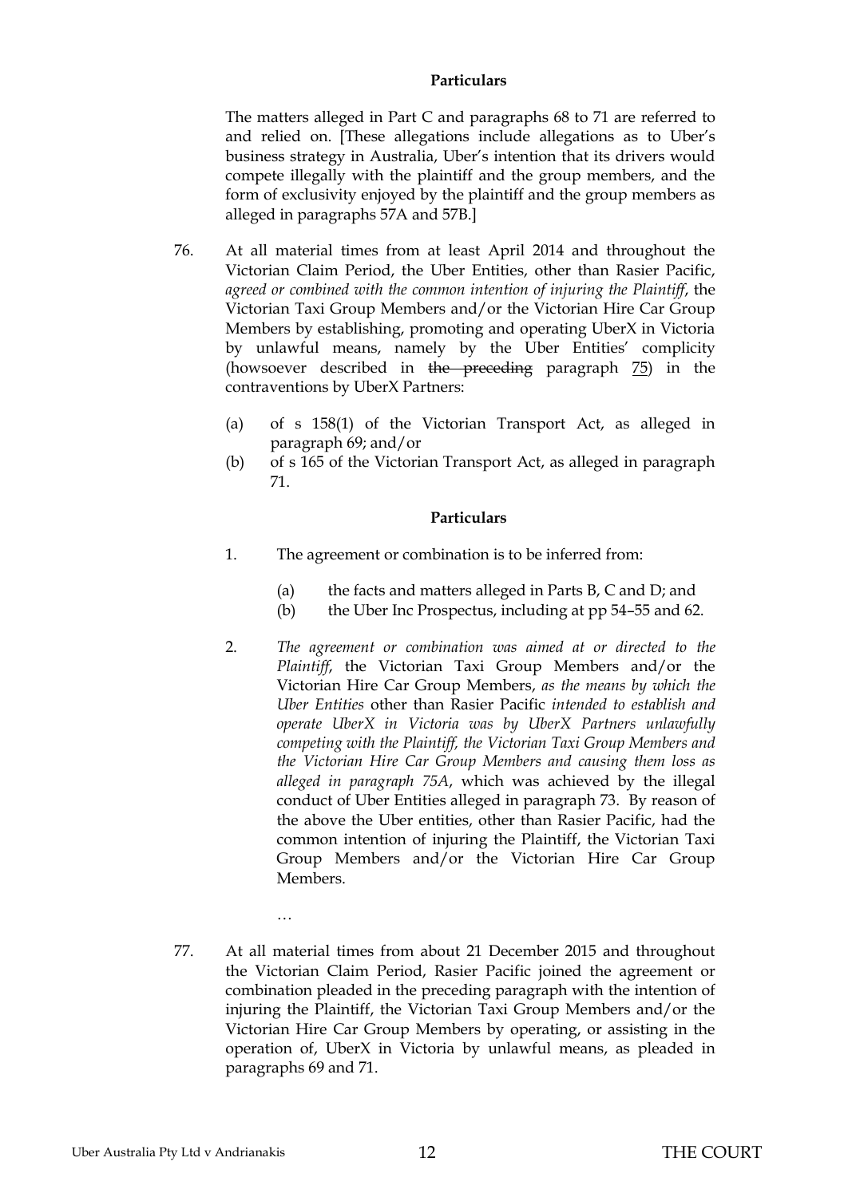**Particulars**

The matters alleged in Part C and paragraphs 68 to 71 are referred to and relied on. [These allegations include allegations as to Uber's business strategy in Australia, Uber's intention that its drivers would compete illegally with the plaintiff and the group members, and the form of exclusivity enjoyed by the plaintiff and the group members as alleged in paragraphs 57A and 57B.]

76. At all material times from at least April 2014 and throughout the Victorian Claim Period, the Uber Entities, other than Rasier Pacific, *agreed or combined with the common intention of injuring the Plaintiff*, the Victorian Taxi Group Members and/or the Victorian Hire Car Group Members by establishing, promoting and operating UberX in Victoria by unlawful means, namely by the Uber Entities' complicity (howsoever described in ~~the preceding~~ paragraph 75) in the contraventions by UberX Partners:

    (a) of s 158(1) of the Victorian Transport Act, as alleged in paragraph 69; and/or

    (b) of s 165 of the Victorian Transport Act, as alleged in paragraph 71.

**Particulars**

1. The agreement or combination is to be inferred from:

    (a) the facts and matters alleged in Parts B, C and D; and

    (b) the Uber Inc Prospectus, including at pp 54–55 and 62.

2. *The agreement or combination was aimed at or directed to the Plaintiff*, the Victorian Taxi Group Members and/or the Victorian Hire Car Group Members, *as the means by which the Uber Entities* other than Rasier Pacific *intended to establish and operate UberX in Victoria was by UberX Partners unlawfully competing with the Plaintiff, the Victorian Taxi Group Members and the Victorian Hire Car Group Members and causing them loss as alleged in paragraph 75A*, which was achieved by the illegal conduct of Uber Entities alleged in paragraph 73. By reason of the above the Uber entities, other than Rasier Pacific, had the common intention of injuring the Plaintiff, the Victorian Taxi Group Members and/or the Victorian Hire Car Group Members.

…

77. At all material times from about 21 December 2015 and throughout the Victorian Claim Period, Rasier Pacific joined the agreement or combination pleaded in the preceding paragraph with the intention of injuring the Plaintiff, the Victorian Taxi Group Members and/or the Victorian Hire Car Group Members by operating, or assisting in the operation of, UberX in Victoria by unlawful means, as pleaded in paragraphs 69 and 71.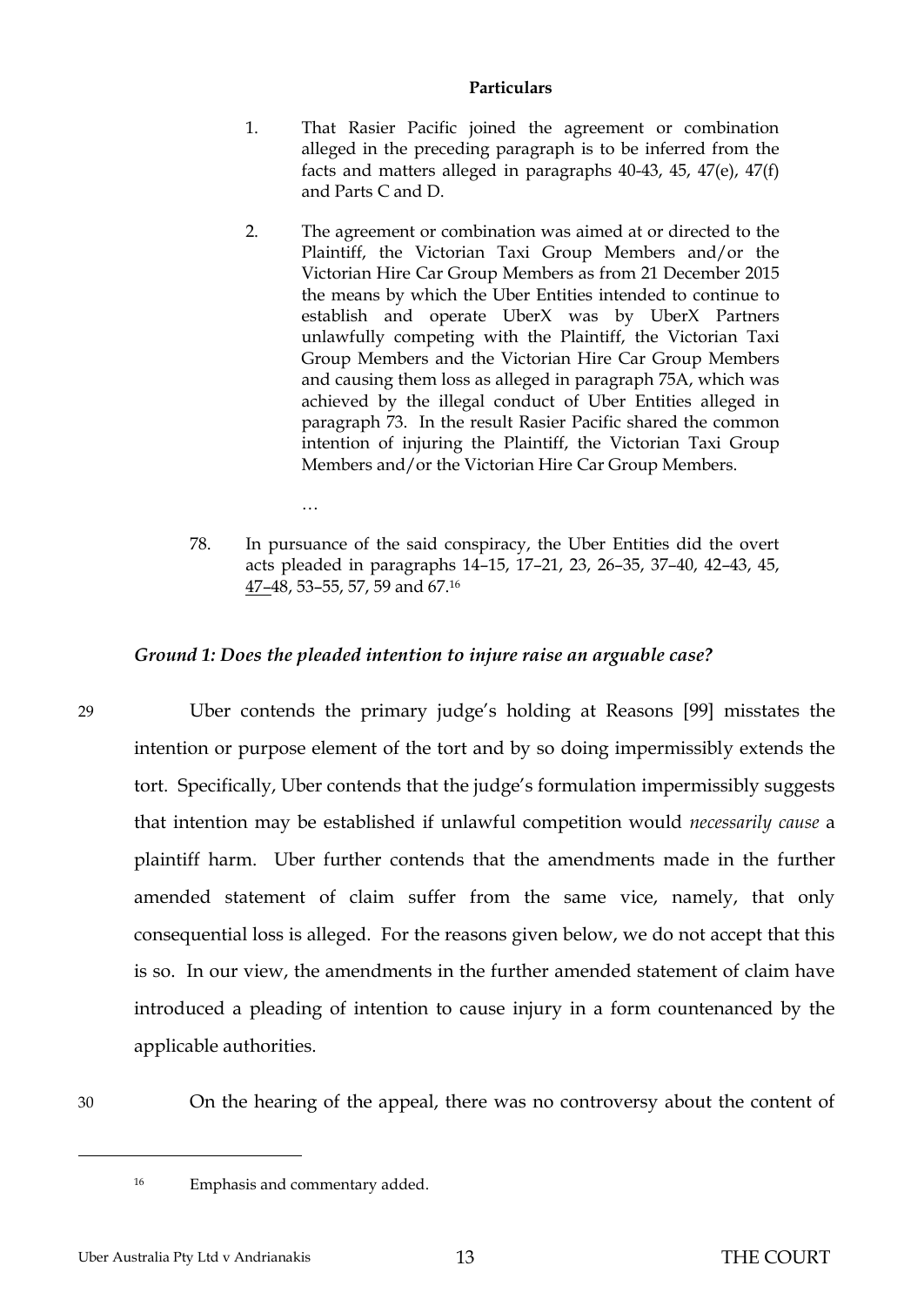**Particulars**

1. That Rasier Pacific joined the agreement or combination alleged in the preceding paragraph is to be inferred from the facts and matters alleged in paragraphs 40-43, 45, 47(e), 47(f) and Parts C and D.

2. The agreement or combination was aimed at or directed to the Plaintiff, the Victorian Taxi Group Members and/or the Victorian Hire Car Group Members as from 21 December 2015 the means by which the Uber Entities intended to continue to establish and operate UberX was by UberX Partners unlawfully competing with the Plaintiff, the Victorian Taxi Group Members and the Victorian Hire Car Group Members and causing them loss as alleged in paragraph 75A, which was achieved by the illegal conduct of Uber Entities alleged in paragraph 73. In the result Rasier Pacific shared the common intention of injuring the Plaintiff, the Victorian Taxi Group Members and/or the Victorian Hire Car Group Members.

…

78. In pursuance of the said conspiracy, the Uber Entities did the overt acts pleaded in paragraphs 14–15, 17–21, 23, 26–35, 37–40, 42–43, 45, 47–48, 53–55, 57, 59 and 67.[16]

### *Ground 1: Does the pleaded intention to injure raise an arguable case?*

29 Uber contends the primary judge's holding at Reasons [99] misstates the intention or purpose element of the tort and by so doing impermissibly extends the tort. Specifically, Uber contends that the judge's formulation impermissibly suggests that intention may be established if unlawful competition would *necessarily cause* a plaintiff harm. Uber further contends that the amendments made in the further amended statement of claim suffer from the same vice, namely, that only consequential loss is alleged. For the reasons given below, we do not accept that this is so. In our view, the amendments in the further amended statement of claim have introduced a pleading of intention to cause injury in a form countenanced by the applicable authorities.

30 On the hearing of the appeal, there was no controversy about the content of

[16] Emphasis and commentary added.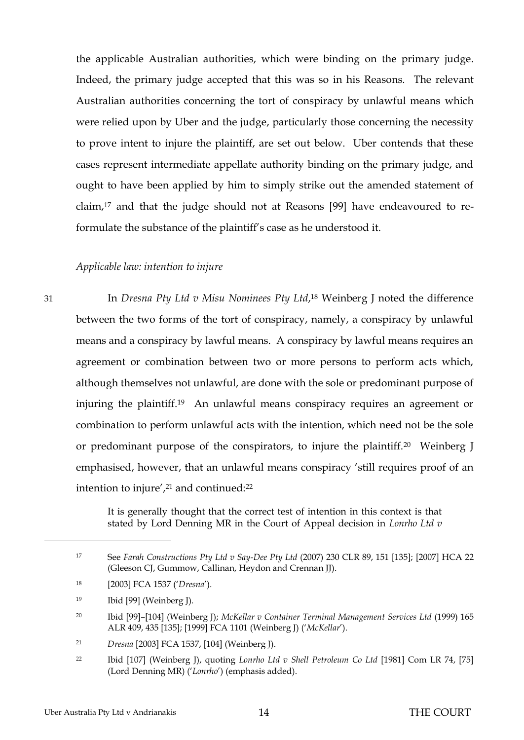the applicable Australian authorities, which were binding on the primary judge. Indeed, the primary judge accepted that this was so in his Reasons. The relevant Australian authorities concerning the tort of conspiracy by unlawful means which were relied upon by Uber and the judge, particularly those concerning the necessity to prove intent to injure the plaintiff, are set out below. Uber contends that these cases represent intermediate appellate authority binding on the primary judge, and ought to have been applied by him to simply strike out the amended statement of claim,[17] and that the judge should not at Reasons [99] have endeavoured to re-formulate the substance of the plaintiff's case as he understood it.

*Applicable law: intention to injure*

31 In *Dresna Pty Ltd v Misu Nominees Pty Ltd*,[18] Weinberg J noted the difference between the two forms of the tort of conspiracy, namely, a conspiracy by unlawful means and a conspiracy by lawful means. A conspiracy by lawful means requires an agreement or combination between two or more persons to perform acts which, although themselves not unlawful, are done with the sole or predominant purpose of injuring the plaintiff.[19] An unlawful means conspiracy requires an agreement or combination to perform unlawful acts with the intention, which need not be the sole or predominant purpose of the conspirators, to injure the plaintiff.[20] Weinberg J emphasised, however, that an unlawful means conspiracy 'still requires proof of an intention to injure',[21] and continued:[22]

> It is generally thought that the correct test of intention in this context is that stated by Lord Denning MR in the Court of Appeal decision in *Lonrho Ltd v*

---

[17] See *Farah Constructions Pty Ltd v Say-Dee Pty Ltd* (2007) 230 CLR 89, 151 [135]; [2007] HCA 22 (Gleeson CJ, Gummow, Callinan, Heydon and Crennan JJ).

[18] [2003] FCA 1537 ('*Dresna*').

[19] Ibid [99] (Weinberg J).

[20] Ibid [99]–[104] (Weinberg J); *McKellar v Container Terminal Management Services Ltd* (1999) 165 ALR 409, 435 [135]; [1999] FCA 1101 (Weinberg J) ('*McKellar*').

[21] *Dresna* [2003] FCA 1537, [104] (Weinberg J).

[22] Ibid [107] (Weinberg J), quoting *Lonrho Ltd v Shell Petroleum Co Ltd* [1981] Com LR 74, [75] (Lord Denning MR) ('*Lonrho*') (emphasis added).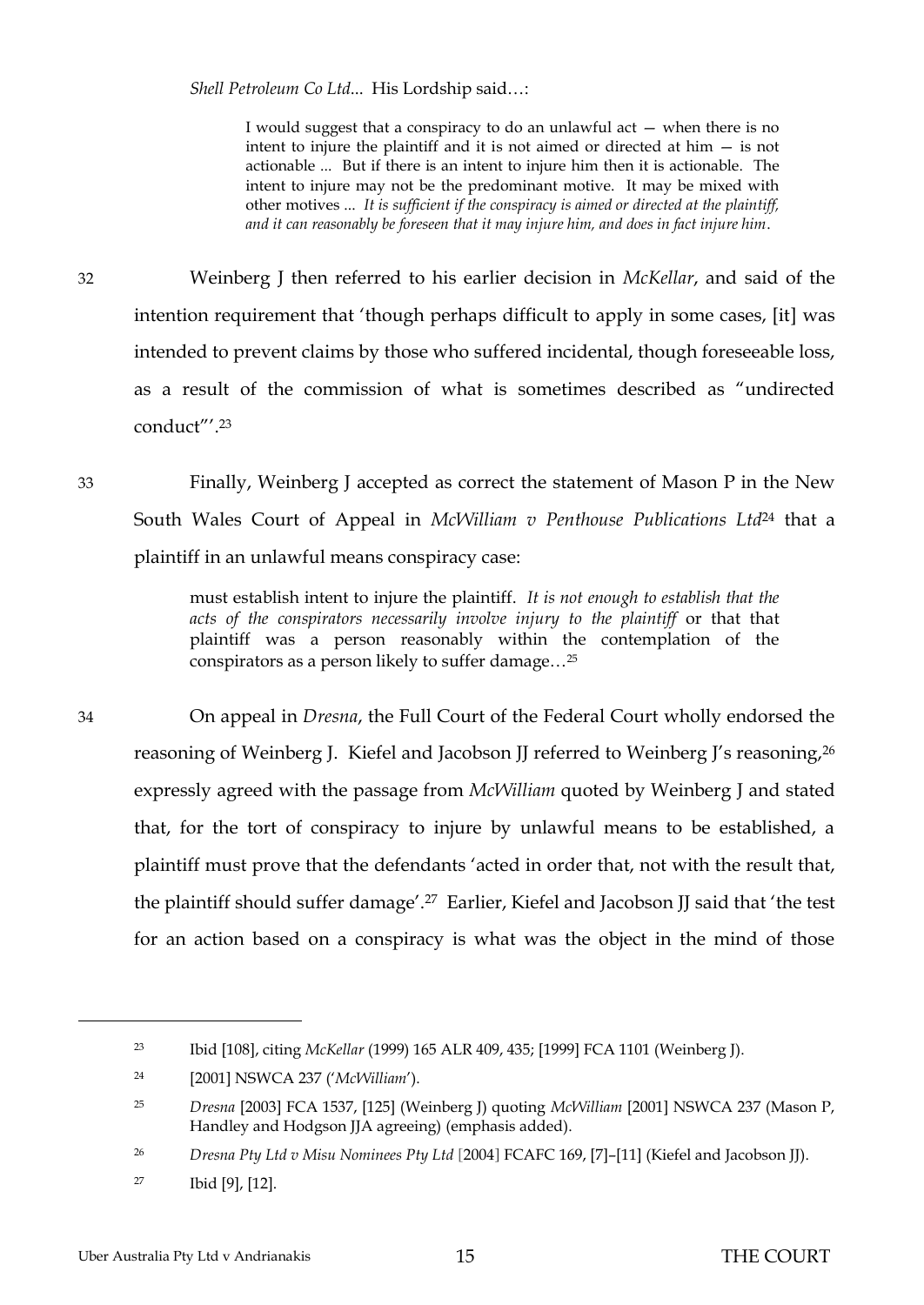*Shell Petroleum Co Ltd*... His Lordship said…:

> I would suggest that a conspiracy to do an unlawful act — when there is no intent to injure the plaintiff and it is not aimed or directed at him — is not actionable ... But if there is an intent to injure him then it is actionable. The intent to injure may not be the predominant motive. It may be mixed with other motives ... *It is sufficient if the conspiracy is aimed or directed at the plaintiff, and it can reasonably be foreseen that it may injure him, and does in fact injure him*.

32 Weinberg J then referred to his earlier decision in *McKellar*, and said of the intention requirement that 'though perhaps difficult to apply in some cases, [it] was intended to prevent claims by those who suffered incidental, though foreseeable loss, as a result of the commission of what is sometimes described as "undirected conduct"'.[23]

33 Finally, Weinberg J accepted as correct the statement of Mason P in the New South Wales Court of Appeal in *McWilliam v Penthouse Publications Ltd*[24] that a plaintiff in an unlawful means conspiracy case:

> must establish intent to injure the plaintiff. *It is not enough to establish that the acts of the conspirators necessarily involve injury to the plaintiff* or that that plaintiff was a person reasonably within the contemplation of the conspirators as a person likely to suffer damage…[25]

34 On appeal in *Dresna*, the Full Court of the Federal Court wholly endorsed the reasoning of Weinberg J. Kiefel and Jacobson JJ referred to Weinberg J's reasoning,[26] expressly agreed with the passage from *McWilliam* quoted by Weinberg J and stated that, for the tort of conspiracy to injure by unlawful means to be established, a plaintiff must prove that the defendants 'acted in order that, not with the result that, the plaintiff should suffer damage'.[27] Earlier, Kiefel and Jacobson JJ said that 'the test for an action based on a conspiracy is what was the object in the mind of those

---

[23] Ibid [108], citing *McKellar* (1999) 165 ALR 409, 435; [1999] FCA 1101 (Weinberg J).

[24] [2001] NSWCA 237 ('*McWilliam*').

[25] *Dresna* [2003] FCA 1537, [125] (Weinberg J) quoting *McWilliam* [2001] NSWCA 237 (Mason P, Handley and Hodgson JJA agreeing) (emphasis added).

[26] *Dresna Pty Ltd v Misu Nominees Pty Ltd* [2004] FCAFC 169, [7]–[11] (Kiefel and Jacobson JJ).

[27] Ibid [9], [12].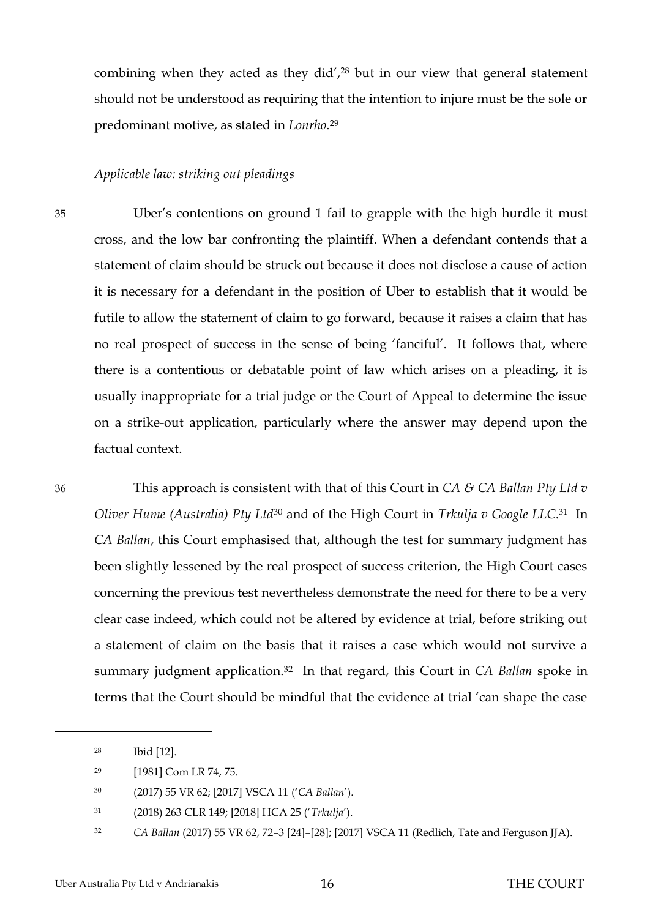combining when they acted as they did',[28] but in our view that general statement should not be understood as requiring that the intention to injure must be the sole or predominant motive, as stated in *Lonrho*.[29]

*Applicable law: striking out pleadings*

35 Uber's contentions on ground 1 fail to grapple with the high hurdle it must cross, and the low bar confronting the plaintiff. When a defendant contends that a statement of claim should be struck out because it does not disclose a cause of action it is necessary for a defendant in the position of Uber to establish that it would be futile to allow the statement of claim to go forward, because it raises a claim that has no real prospect of success in the sense of being 'fanciful'. It follows that, where there is a contentious or debatable point of law which arises on a pleading, it is usually inappropriate for a trial judge or the Court of Appeal to determine the issue on a strike-out application, particularly where the answer may depend upon the factual context.

36 This approach is consistent with that of this Court in *CA & CA Ballan Pty Ltd v Oliver Hume (Australia) Pty Ltd*[30] and of the High Court in *Trkulja v Google LLC*.[31] In *CA Ballan*, this Court emphasised that, although the test for summary judgment has been slightly lessened by the real prospect of success criterion, the High Court cases concerning the previous test nevertheless demonstrate the need for there to be a very clear case indeed, which could not be altered by evidence at trial, before striking out a statement of claim on the basis that it raises a case which would not survive a summary judgment application.[32] In that regard, this Court in *CA Ballan* spoke in terms that the Court should be mindful that the evidence at trial 'can shape the case

---

[28] Ibid [12].

[29] [1981] Com LR 74, 75.

[30] (2017) 55 VR 62; [2017] VSCA 11 ('*CA Ballan*').

[31] (2018) 263 CLR 149; [2018] HCA 25 ('*Trkulja*').

[32] *CA Ballan* (2017) 55 VR 62, 72–3 [24]–[28]; [2017] VSCA 11 (Redlich, Tate and Ferguson JJA).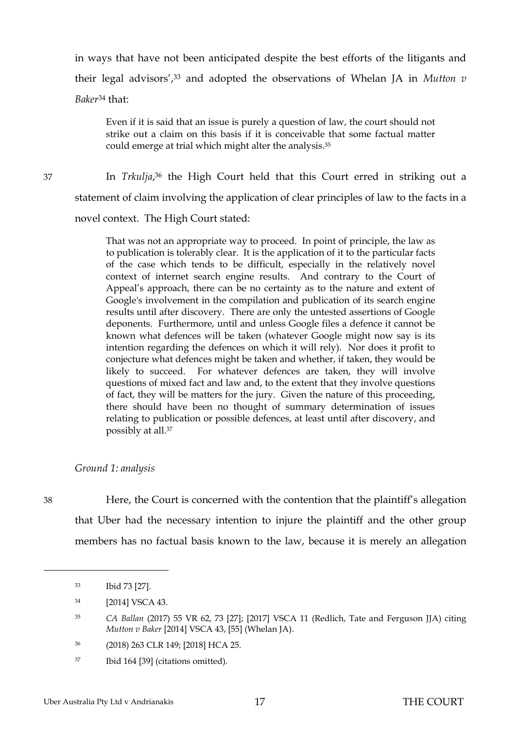in ways that have not been anticipated despite the best efforts of the litigants and their legal advisors',[33] and adopted the observations of Whelan JA in *Mutton v Baker*[34] that:

> Even if it is said that an issue is purely a question of law, the court should not strike out a claim on this basis if it is conceivable that some factual matter could emerge at trial which might alter the analysis.[35]

37 In *Trkulja*,[36] the High Court held that this Court erred in striking out a statement of claim involving the application of clear principles of law to the facts in a novel context. The High Court stated:

> That was not an appropriate way to proceed. In point of principle, the law as to publication is tolerably clear. It is the application of it to the particular facts of the case which tends to be difficult, especially in the relatively novel context of internet search engine results. And contrary to the Court of Appeal's approach, there can be no certainty as to the nature and extent of Google's involvement in the compilation and publication of its search engine results until after discovery. There are only the untested assertions of Google deponents. Furthermore, until and unless Google files a defence it cannot be known what defences will be taken (whatever Google might now say is its intention regarding the defences on which it will rely). Nor does it profit to conjecture what defences might be taken and whether, if taken, they would be likely to succeed. For whatever defences are taken, they will involve questions of mixed fact and law and, to the extent that they involve questions of fact, they will be matters for the jury. Given the nature of this proceeding, there should have been no thought of summary determination of issues relating to publication or possible defences, at least until after discovery, and possibly at all.[37]

*Ground 1: analysis*

38 Here, the Court is concerned with the contention that the plaintiff's allegation that Uber had the necessary intention to injure the plaintiff and the other group members has no factual basis known to the law, because it is merely an allegation

---

[33] Ibid 73 [27].

[34] [2014] VSCA 43.

[35] *CA Ballan* (2017) 55 VR 62, 73 [27]; [2017] VSCA 11 (Redlich, Tate and Ferguson JJA) citing *Mutton v Baker* [2014] VSCA 43, [55] (Whelan JA).

[36] (2018) 263 CLR 149; [2018] HCA 25.

[37] Ibid 164 [39] (citations omitted).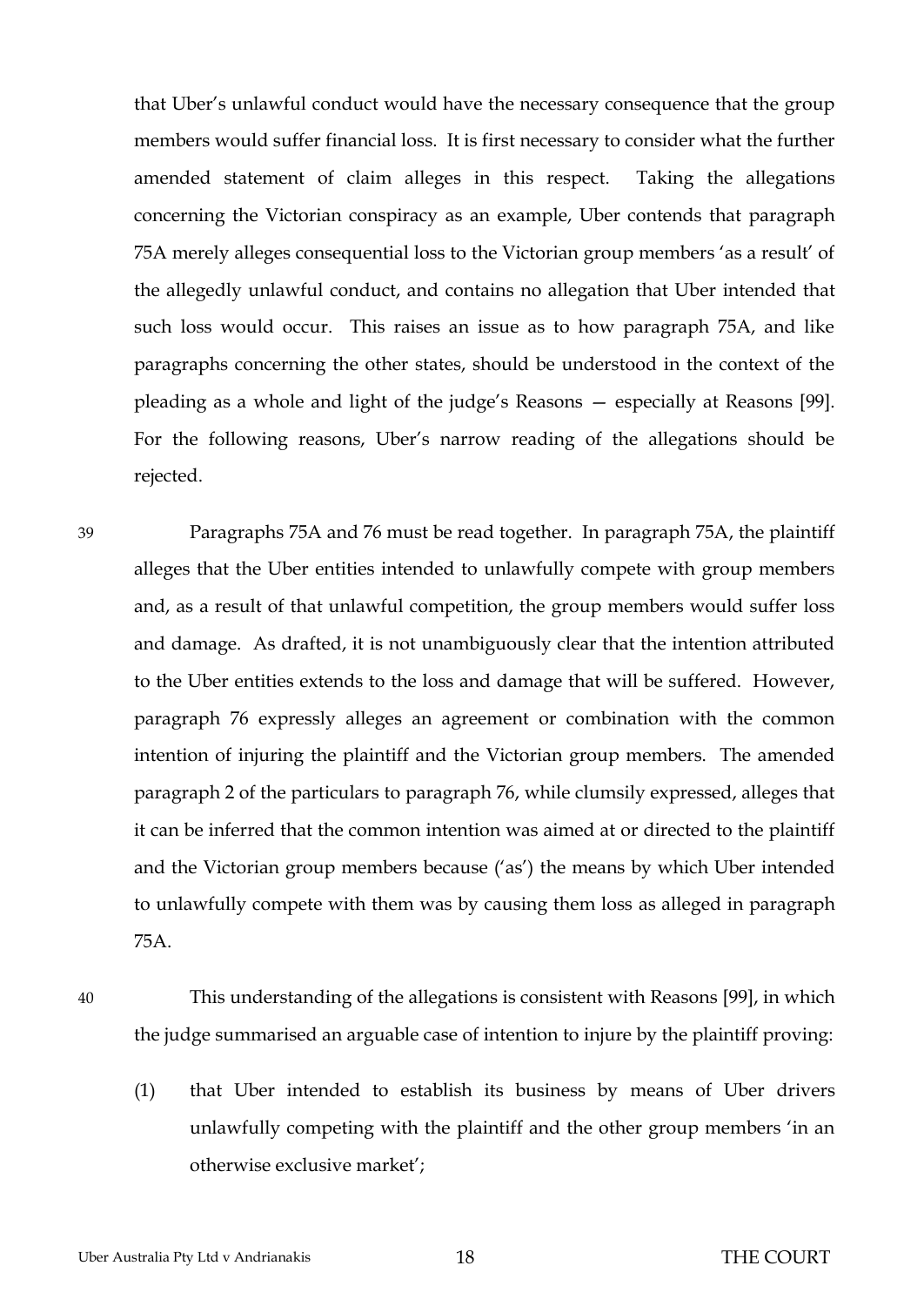that Uber's unlawful conduct would have the necessary consequence that the group members would suffer financial loss. It is first necessary to consider what the further amended statement of claim alleges in this respect. Taking the allegations concerning the Victorian conspiracy as an example, Uber contends that paragraph 75A merely alleges consequential loss to the Victorian group members 'as a result' of the allegedly unlawful conduct, and contains no allegation that Uber intended that such loss would occur. This raises an issue as to how paragraph 75A, and like paragraphs concerning the other states, should be understood in the context of the pleading as a whole and light of the judge's Reasons — especially at Reasons [99]. For the following reasons, Uber's narrow reading of the allegations should be rejected.

39 Paragraphs 75A and 76 must be read together. In paragraph 75A, the plaintiff alleges that the Uber entities intended to unlawfully compete with group members and, as a result of that unlawful competition, the group members would suffer loss and damage. As drafted, it is not unambiguously clear that the intention attributed to the Uber entities extends to the loss and damage that will be suffered. However, paragraph 76 expressly alleges an agreement or combination with the common intention of injuring the plaintiff and the Victorian group members. The amended paragraph 2 of the particulars to paragraph 76, while clumsily expressed, alleges that it can be inferred that the common intention was aimed at or directed to the plaintiff and the Victorian group members because ('as') the means by which Uber intended to unlawfully compete with them was by causing them loss as alleged in paragraph 75A.

40 This understanding of the allegations is consistent with Reasons [99], in which the judge summarised an arguable case of intention to injure by the plaintiff proving:

(1) that Uber intended to establish its business by means of Uber drivers unlawfully competing with the plaintiff and the other group members 'in an otherwise exclusive market';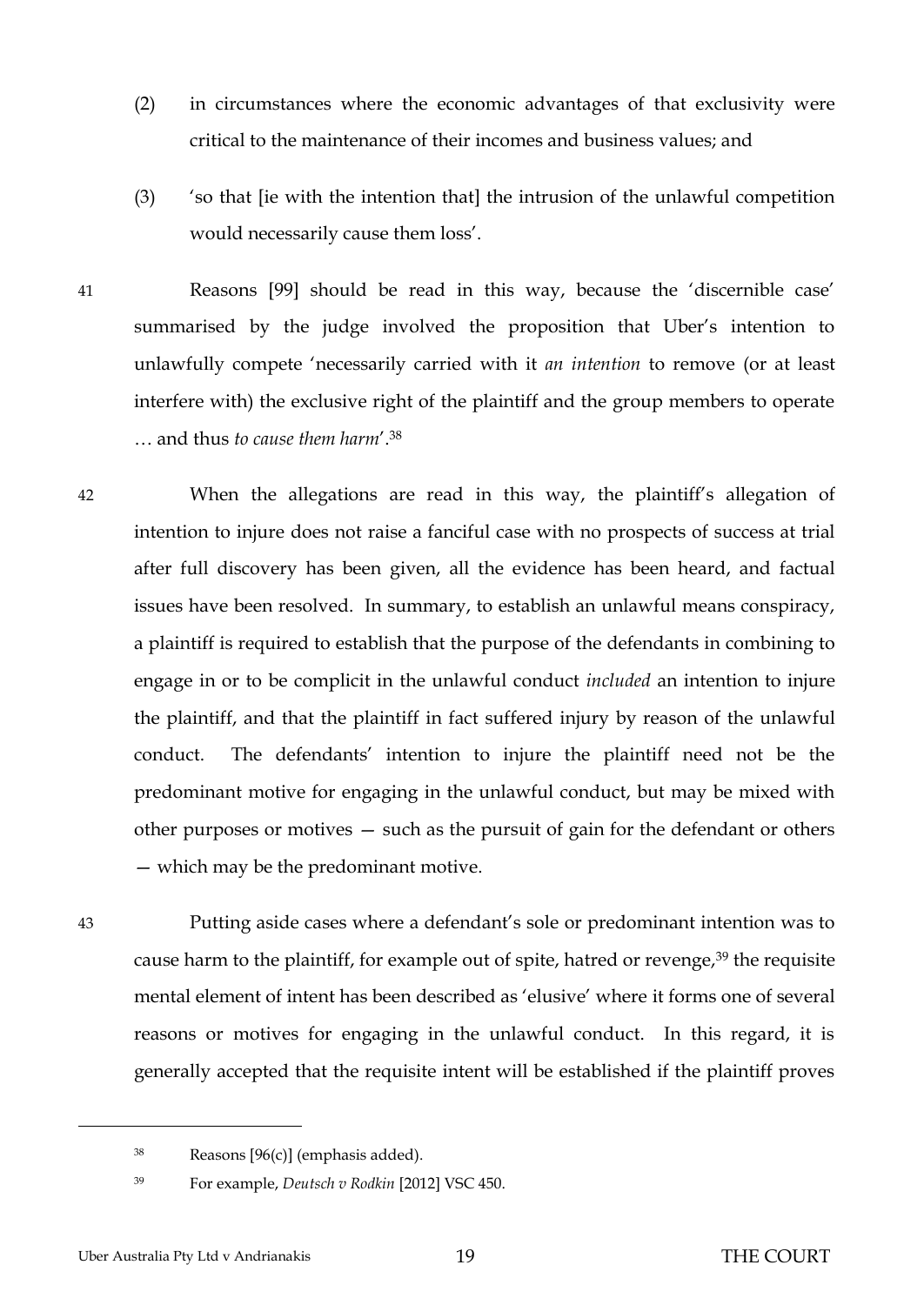(2) in circumstances where the economic advantages of that exclusivity were critical to the maintenance of their incomes and business values; and

(3) 'so that [ie with the intention that] the intrusion of the unlawful competition would necessarily cause them loss'.

41 Reasons [99] should be read in this way, because the 'discernible case' summarised by the judge involved the proposition that Uber's intention to unlawfully compete 'necessarily carried with it *an intention* to remove (or at least interfere with) the exclusive right of the plaintiff and the group members to operate … and thus *to cause them harm*'.[38]

42 When the allegations are read in this way, the plaintiff's allegation of intention to injure does not raise a fanciful case with no prospects of success at trial after full discovery has been given, all the evidence has been heard, and factual issues have been resolved. In summary, to establish an unlawful means conspiracy, a plaintiff is required to establish that the purpose of the defendants in combining to engage in or to be complicit in the unlawful conduct *included* an intention to injure the plaintiff, and that the plaintiff in fact suffered injury by reason of the unlawful conduct. The defendants' intention to injure the plaintiff need not be the predominant motive for engaging in the unlawful conduct, but may be mixed with other purposes or motives — such as the pursuit of gain for the defendant or others — which may be the predominant motive.

43 Putting aside cases where a defendant's sole or predominant intention was to cause harm to the plaintiff, for example out of spite, hatred or revenge,[39] the requisite mental element of intent has been described as 'elusive' where it forms one of several reasons or motives for engaging in the unlawful conduct. In this regard, it is generally accepted that the requisite intent will be established if the plaintiff proves

---

[38] Reasons [96(c)] (emphasis added).

[39] For example, *Deutsch v Rodkin* [2012] VSC 450.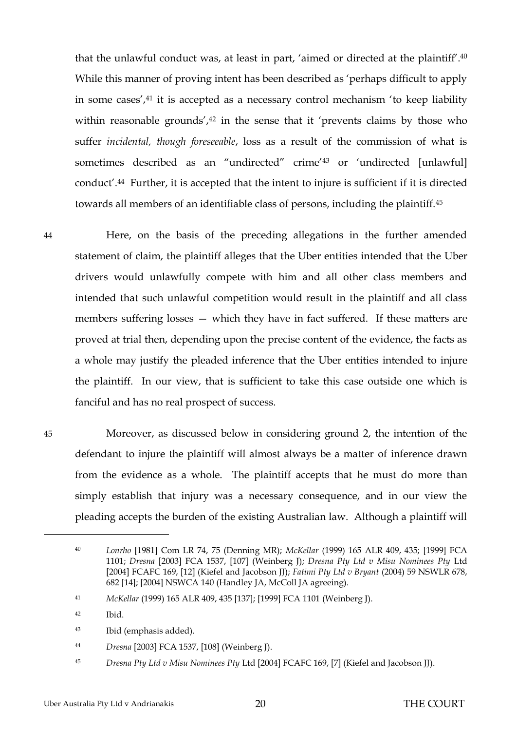that the unlawful conduct was, at least in part, 'aimed or directed at the plaintiff'.[40] While this manner of proving intent has been described as 'perhaps difficult to apply in some cases',[41] it is accepted as a necessary control mechanism 'to keep liability within reasonable grounds',[42] in the sense that it 'prevents claims by those who suffer *incidental, though foreseeable*, loss as a result of the commission of what is sometimes described as an "undirected" crime'[43] or 'undirected [unlawful] conduct'.[44] Further, it is accepted that the intent to injure is sufficient if it is directed towards all members of an identifiable class of persons, including the plaintiff.[45]

44 Here, on the basis of the preceding allegations in the further amended statement of claim, the plaintiff alleges that the Uber entities intended that the Uber drivers would unlawfully compete with him and all other class members and intended that such unlawful competition would result in the plaintiff and all class members suffering losses — which they have in fact suffered. If these matters are proved at trial then, depending upon the precise content of the evidence, the facts as a whole may justify the pleaded inference that the Uber entities intended to injure the plaintiff. In our view, that is sufficient to take this case outside one which is fanciful and has no real prospect of success.

45 Moreover, as discussed below in considering ground 2, the intention of the defendant to injure the plaintiff will almost always be a matter of inference drawn from the evidence as a whole. The plaintiff accepts that he must do more than simply establish that injury was a necessary consequence, and in our view the pleading accepts the burden of the existing Australian law. Although a plaintiff will

---

[40] *Lonrho* [1981] Com LR 74, 75 (Denning MR); *McKellar* (1999) 165 ALR 409, 435; [1999] FCA 1101; *Dresna* [2003] FCA 1537, [107] (Weinberg J); *Dresna Pty Ltd v Misu Nominees Pty* Ltd [2004] FCAFC 169, [12] (Kiefel and Jacobson JJ); *Fatimi Pty Ltd v Bryant* (2004) 59 NSWLR 678, 682 [14]; [2004] NSWCA 140 (Handley JA, McColl JA agreeing).

[41] *McKellar* (1999) 165 ALR 409, 435 [137]; [1999] FCA 1101 (Weinberg J).

[42] Ibid.

[43] Ibid (emphasis added).

[44] *Dresna* [2003] FCA 1537, [108] (Weinberg J).

[45] *Dresna Pty Ltd v Misu Nominees Pty* Ltd [2004] FCAFC 169, [7] (Kiefel and Jacobson JJ).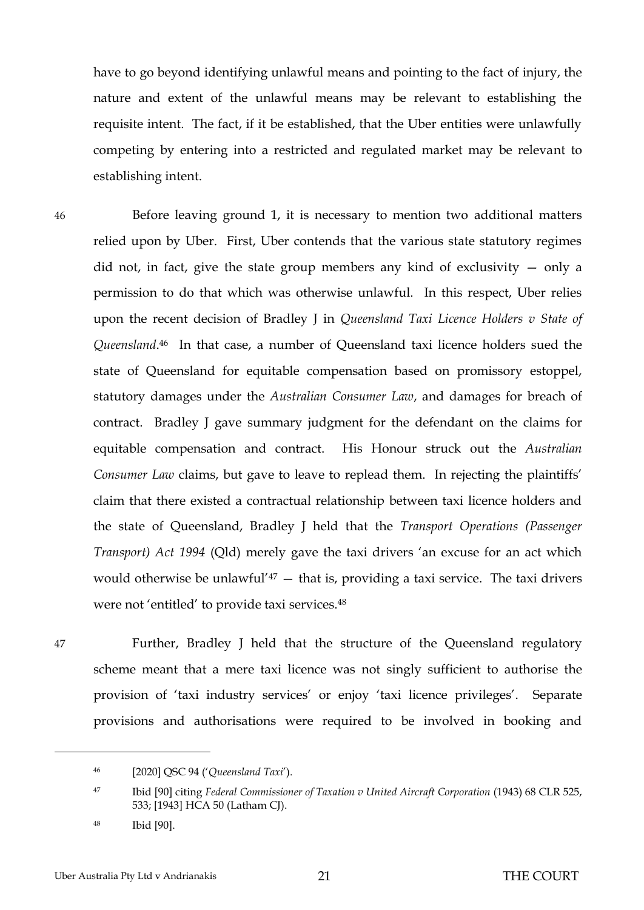have to go beyond identifying unlawful means and pointing to the fact of injury, the nature and extent of the unlawful means may be relevant to establishing the requisite intent. The fact, if it be established, that the Uber entities were unlawfully competing by entering into a restricted and regulated market may be relevant to establishing intent.

46 Before leaving ground 1, it is necessary to mention two additional matters relied upon by Uber. First, Uber contends that the various state statutory regimes did not, in fact, give the state group members any kind of exclusivity — only a permission to do that which was otherwise unlawful. In this respect, Uber relies upon the recent decision of Bradley J in *Queensland Taxi Licence Holders v State of Queensland*.[46] In that case, a number of Queensland taxi licence holders sued the state of Queensland for equitable compensation based on promissory estoppel, statutory damages under the *Australian Consumer Law*, and damages for breach of contract. Bradley J gave summary judgment for the defendant on the claims for equitable compensation and contract. His Honour struck out the *Australian Consumer Law* claims, but gave to leave to replead them. In rejecting the plaintiffs' claim that there existed a contractual relationship between taxi licence holders and the state of Queensland, Bradley J held that the *Transport Operations (Passenger Transport) Act 1994* (Qld) merely gave the taxi drivers 'an excuse for an act which would otherwise be unlawful'[47] — that is, providing a taxi service. The taxi drivers were not 'entitled' to provide taxi services.[48]

47 Further, Bradley J held that the structure of the Queensland regulatory scheme meant that a mere taxi licence was not singly sufficient to authorise the provision of 'taxi industry services' or enjoy 'taxi licence privileges'. Separate provisions and authorisations were required to be involved in booking and

---

[46] [2020] QSC 94 ('*Queensland Taxi*').

[47] Ibid [90] citing *Federal Commissioner of Taxation v United Aircraft Corporation* (1943) 68 CLR 525, 533; [1943] HCA 50 (Latham CJ).

[48] Ibid [90].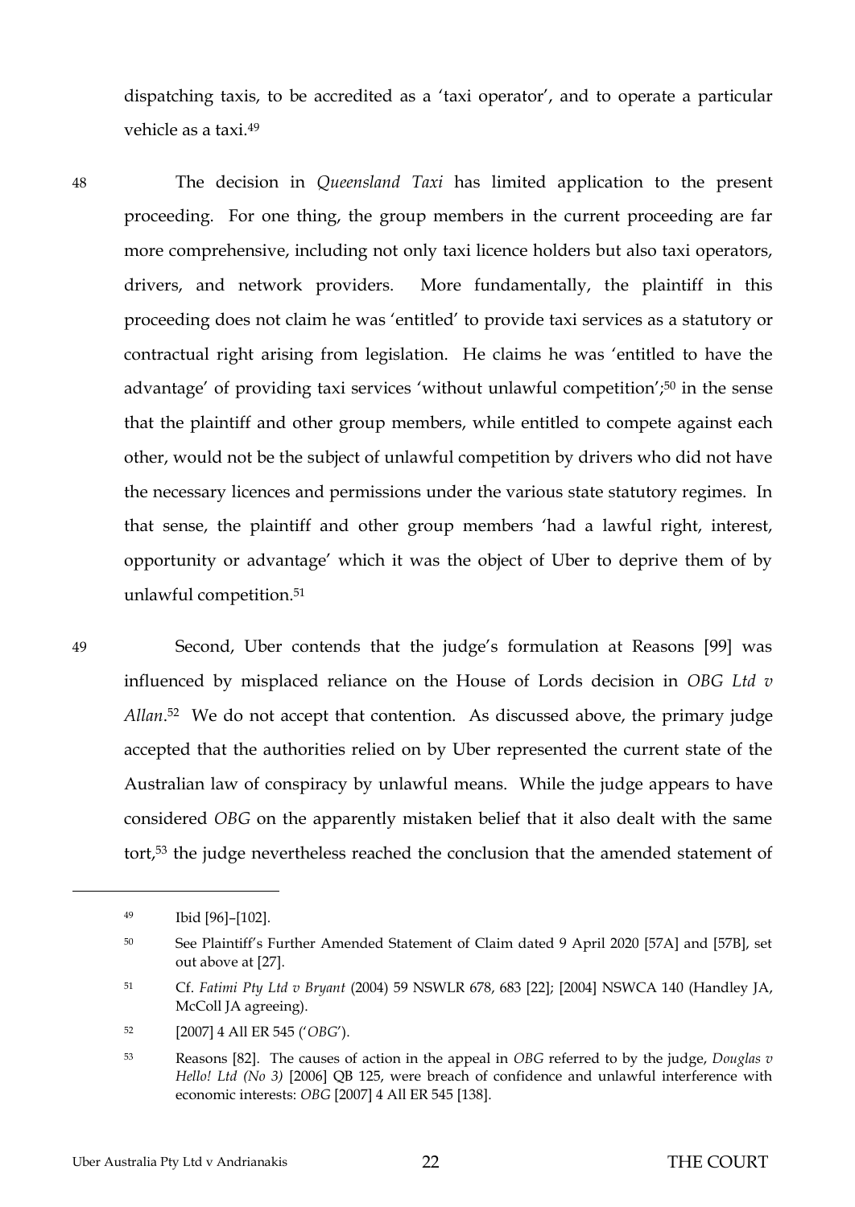dispatching taxis, to be accredited as a 'taxi operator', and to operate a particular vehicle as a taxi.[49]

48 The decision in *Queensland Taxi* has limited application to the present proceeding. For one thing, the group members in the current proceeding are far more comprehensive, including not only taxi licence holders but also taxi operators, drivers, and network providers. More fundamentally, the plaintiff in this proceeding does not claim he was 'entitled' to provide taxi services as a statutory or contractual right arising from legislation. He claims he was 'entitled to have the advantage' of providing taxi services 'without unlawful competition';[50] in the sense that the plaintiff and other group members, while entitled to compete against each other, would not be the subject of unlawful competition by drivers who did not have the necessary licences and permissions under the various state statutory regimes. In that sense, the plaintiff and other group members 'had a lawful right, interest, opportunity or advantage' which it was the object of Uber to deprive them of by unlawful competition.[51]

49 Second, Uber contends that the judge's formulation at Reasons [99] was influenced by misplaced reliance on the House of Lords decision in *OBG Ltd v Allan*.[52] We do not accept that contention. As discussed above, the primary judge accepted that the authorities relied on by Uber represented the current state of the Australian law of conspiracy by unlawful means. While the judge appears to have considered *OBG* on the apparently mistaken belief that it also dealt with the same tort,[53] the judge nevertheless reached the conclusion that the amended statement of

---

[49] Ibid [96]–[102].

[50] See Plaintiff's Further Amended Statement of Claim dated 9 April 2020 [57A] and [57B], set out above at [27].

[51] Cf. *Fatimi Pty Ltd v Bryant* (2004) 59 NSWLR 678, 683 [22]; [2004] NSWCA 140 (Handley JA, McColl JA agreeing).

[52] [2007] 4 All ER 545 ('*OBG*').

[53] Reasons [82]. The causes of action in the appeal in *OBG* referred to by the judge, *Douglas v Hello! Ltd (No 3)* [2006] QB 125, were breach of confidence and unlawful interference with economic interests: *OBG* [2007] 4 All ER 545 [138].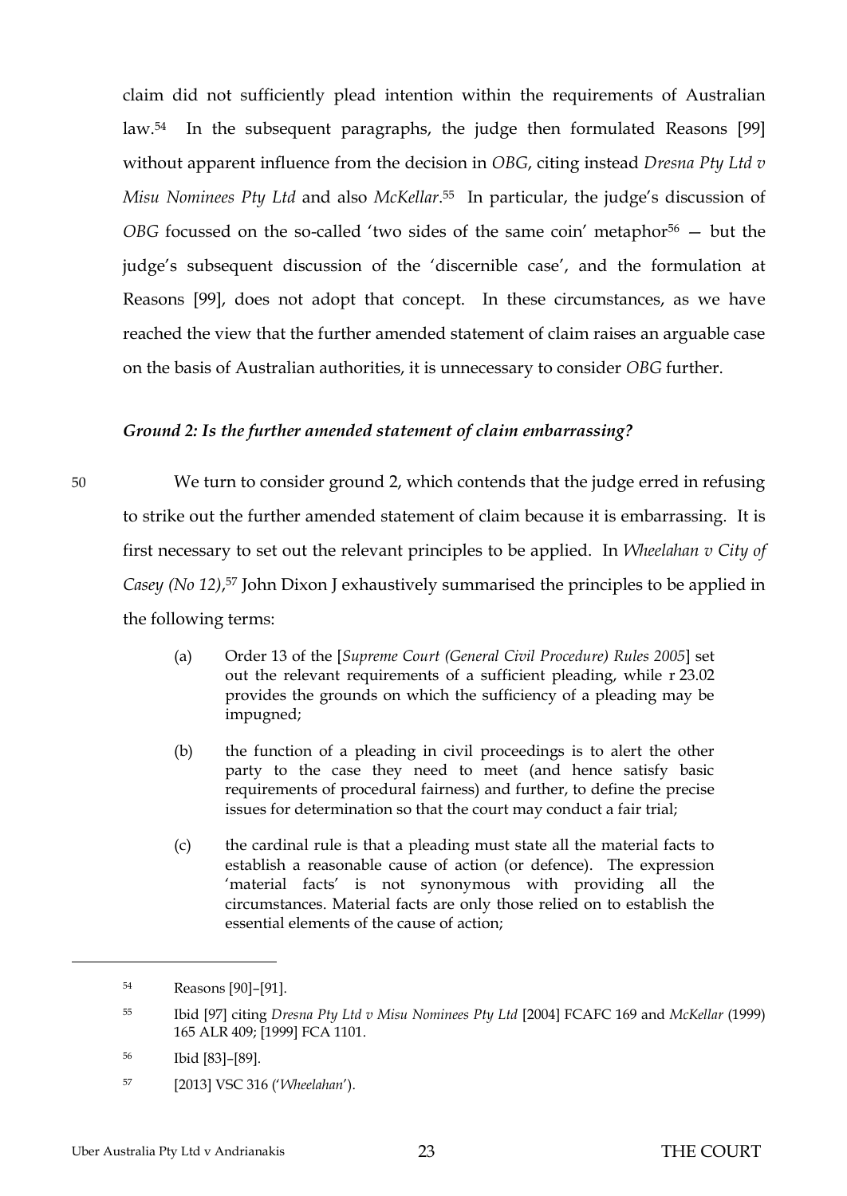claim did not sufficiently plead intention within the requirements of Australian law.[54] In the subsequent paragraphs, the judge then formulated Reasons [99] without apparent influence from the decision in *OBG*, citing instead *Dresna Pty Ltd v Misu Nominees Pty Ltd* and also *McKellar*.[55] In particular, the judge's discussion of *OBG* focussed on the so-called 'two sides of the same coin' metaphor[56] — but the judge's subsequent discussion of the 'discernible case', and the formulation at Reasons [99], does not adopt that concept. In these circumstances, as we have reached the view that the further amended statement of claim raises an arguable case on the basis of Australian authorities, it is unnecessary to consider *OBG* further.

***Ground 2: Is the further amended statement of claim embarrassing?***

50 We turn to consider ground 2, which contends that the judge erred in refusing to strike out the further amended statement of claim because it is embarrassing. It is first necessary to set out the relevant principles to be applied. In *Wheelahan v City of Casey (No 12)*,[57] John Dixon J exhaustively summarised the principles to be applied in the following terms:

> (a) Order 13 of the [*Supreme Court (General Civil Procedure) Rules 2005*] set out the relevant requirements of a sufficient pleading, while r 23.02 provides the grounds on which the sufficiency of a pleading may be impugned;
>
> (b) the function of a pleading in civil proceedings is to alert the other party to the case they need to meet (and hence satisfy basic requirements of procedural fairness) and further, to define the precise issues for determination so that the court may conduct a fair trial;
>
> (c) the cardinal rule is that a pleading must state all the material facts to establish a reasonable cause of action (or defence). The expression 'material facts' is not synonymous with providing all the circumstances. Material facts are only those relied on to establish the essential elements of the cause of action;

---

[54] Reasons [90]–[91].

[55] Ibid [97] citing *Dresna Pty Ltd v Misu Nominees Pty Ltd* [2004] FCAFC 169 and *McKellar* (1999) 165 ALR 409; [1999] FCA 1101.

[56] Ibid [83]–[89].

[57] [2013] VSC 316 ('*Wheelahan*').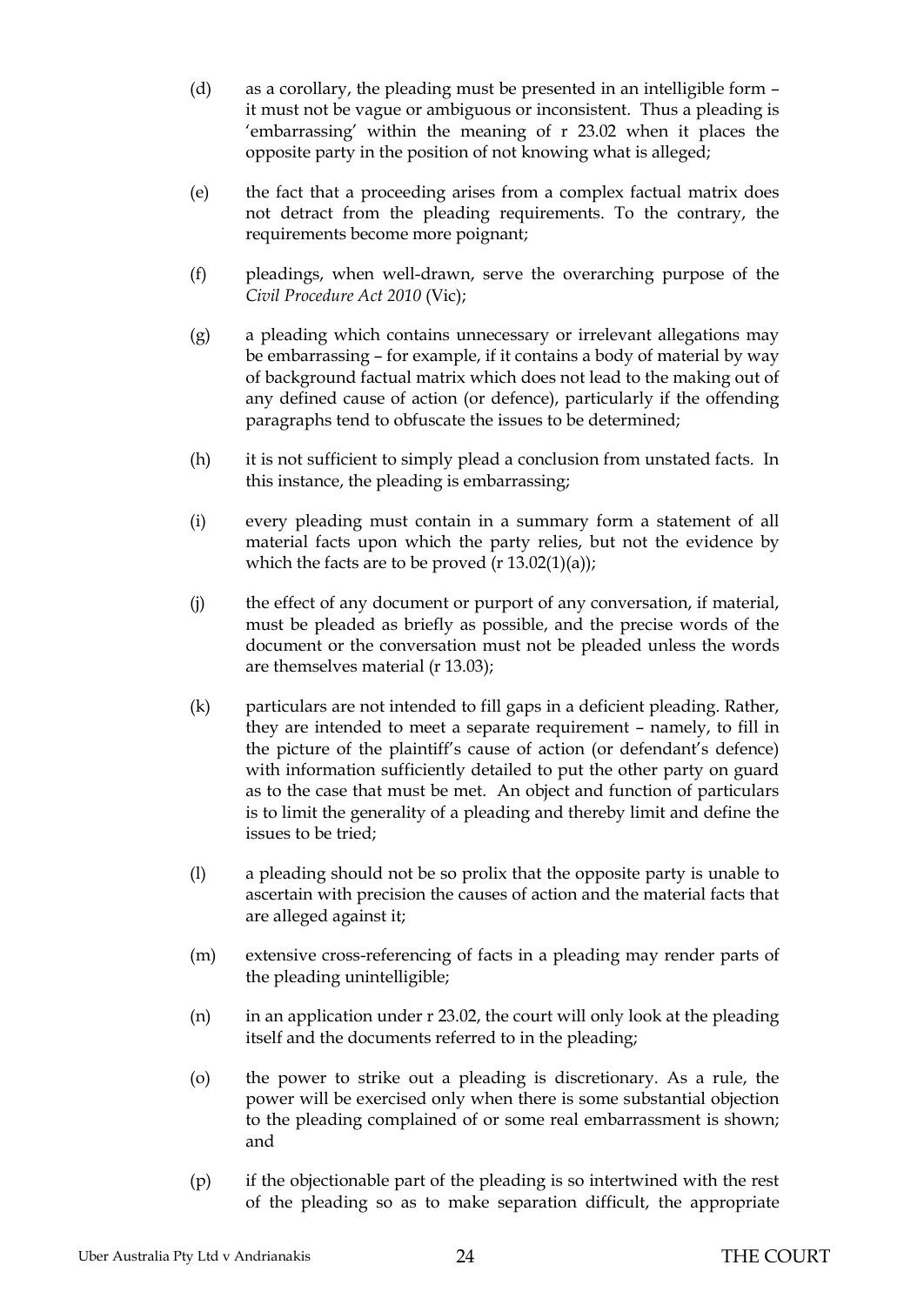(d) as a corollary, the pleading must be presented in an intelligible form – it must not be vague or ambiguous or inconsistent. Thus a pleading is 'embarrassing' within the meaning of r 23.02 when it places the opposite party in the position of not knowing what is alleged;

(e) the fact that a proceeding arises from a complex factual matrix does not detract from the pleading requirements. To the contrary, the requirements become more poignant;

(f) pleadings, when well-drawn, serve the overarching purpose of the *Civil Procedure Act 2010* (Vic);

(g) a pleading which contains unnecessary or irrelevant allegations may be embarrassing – for example, if it contains a body of material by way of background factual matrix which does not lead to the making out of any defined cause of action (or defence), particularly if the offending paragraphs tend to obfuscate the issues to be determined;

(h) it is not sufficient to simply plead a conclusion from unstated facts. In this instance, the pleading is embarrassing;

(i) every pleading must contain in a summary form a statement of all material facts upon which the party relies, but not the evidence by which the facts are to be proved (r 13.02(1)(a));

(j) the effect of any document or purport of any conversation, if material, must be pleaded as briefly as possible, and the precise words of the document or the conversation must not be pleaded unless the words are themselves material (r 13.03);

(k) particulars are not intended to fill gaps in a deficient pleading. Rather, they are intended to meet a separate requirement – namely, to fill in the picture of the plaintiff's cause of action (or defendant's defence) with information sufficiently detailed to put the other party on guard as to the case that must be met. An object and function of particulars is to limit the generality of a pleading and thereby limit and define the issues to be tried;

(l) a pleading should not be so prolix that the opposite party is unable to ascertain with precision the causes of action and the material facts that are alleged against it;

(m) extensive cross-referencing of facts in a pleading may render parts of the pleading unintelligible;

(n) in an application under r 23.02, the court will only look at the pleading itself and the documents referred to in the pleading;

(o) the power to strike out a pleading is discretionary. As a rule, the power will be exercised only when there is some substantial objection to the pleading complained of or some real embarrassment is shown; and

(p) if the objectionable part of the pleading is so intertwined with the rest of the pleading so as to make separation difficult, the appropriate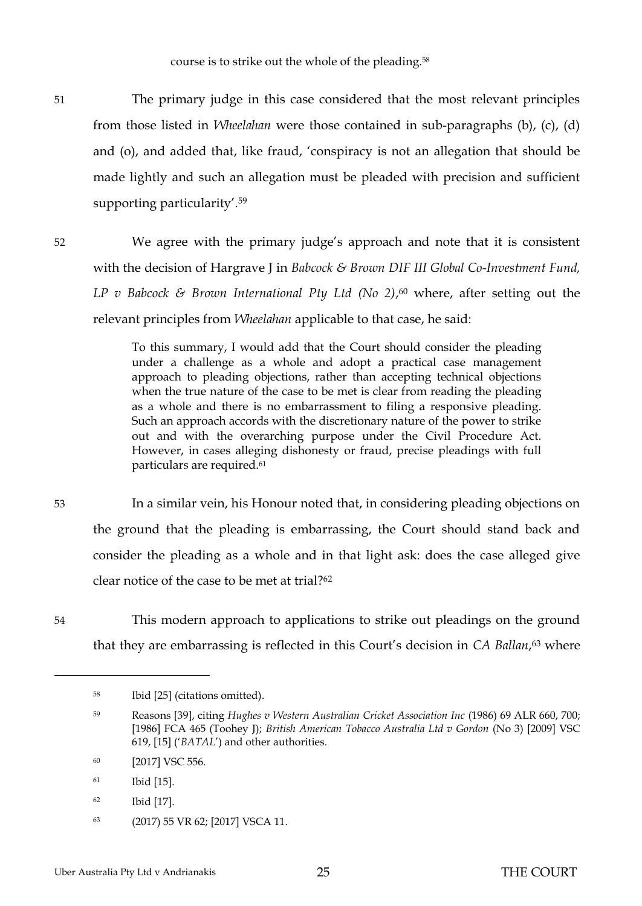course is to strike out the whole of the pleading.[58]

51 The primary judge in this case considered that the most relevant principles from those listed in *Wheelahan* were those contained in sub-paragraphs (b), (c), (d) and (o), and added that, like fraud, 'conspiracy is not an allegation that should be made lightly and such an allegation must be pleaded with precision and sufficient supporting particularity'.[59]

52 We agree with the primary judge's approach and note that it is consistent with the decision of Hargrave J in *Babcock & Brown DIF III Global Co-Investment Fund, LP v Babcock & Brown International Pty Ltd (No 2)*,[60] where, after setting out the relevant principles from *Wheelahan* applicable to that case, he said:

> To this summary, I would add that the Court should consider the pleading under a challenge as a whole and adopt a practical case management approach to pleading objections, rather than accepting technical objections when the true nature of the case to be met is clear from reading the pleading as a whole and there is no embarrassment to filing a responsive pleading. Such an approach accords with the discretionary nature of the power to strike out and with the overarching purpose under the Civil Procedure Act. However, in cases alleging dishonesty or fraud, precise pleadings with full particulars are required.[61]

53 In a similar vein, his Honour noted that, in considering pleading objections on the ground that the pleading is embarrassing, the Court should stand back and consider the pleading as a whole and in that light ask: does the case alleged give clear notice of the case to be met at trial?[62]

54 This modern approach to applications to strike out pleadings on the ground that they are embarrassing is reflected in this Court's decision in *CA Ballan*,[63] where

---

[58] Ibid [25] (citations omitted).

[59] Reasons [39], citing *Hughes v Western Australian Cricket Association Inc* (1986) 69 ALR 660, 700; [1986] FCA 465 (Toohey J); *British American Tobacco Australia Ltd v Gordon* (No 3) [2009] VSC 619, [15] ('*BATAL*') and other authorities.

[60] [2017] VSC 556.

[61] Ibid [15].

[62] Ibid [17].

[63] (2017) 55 VR 62; [2017] VSCA 11.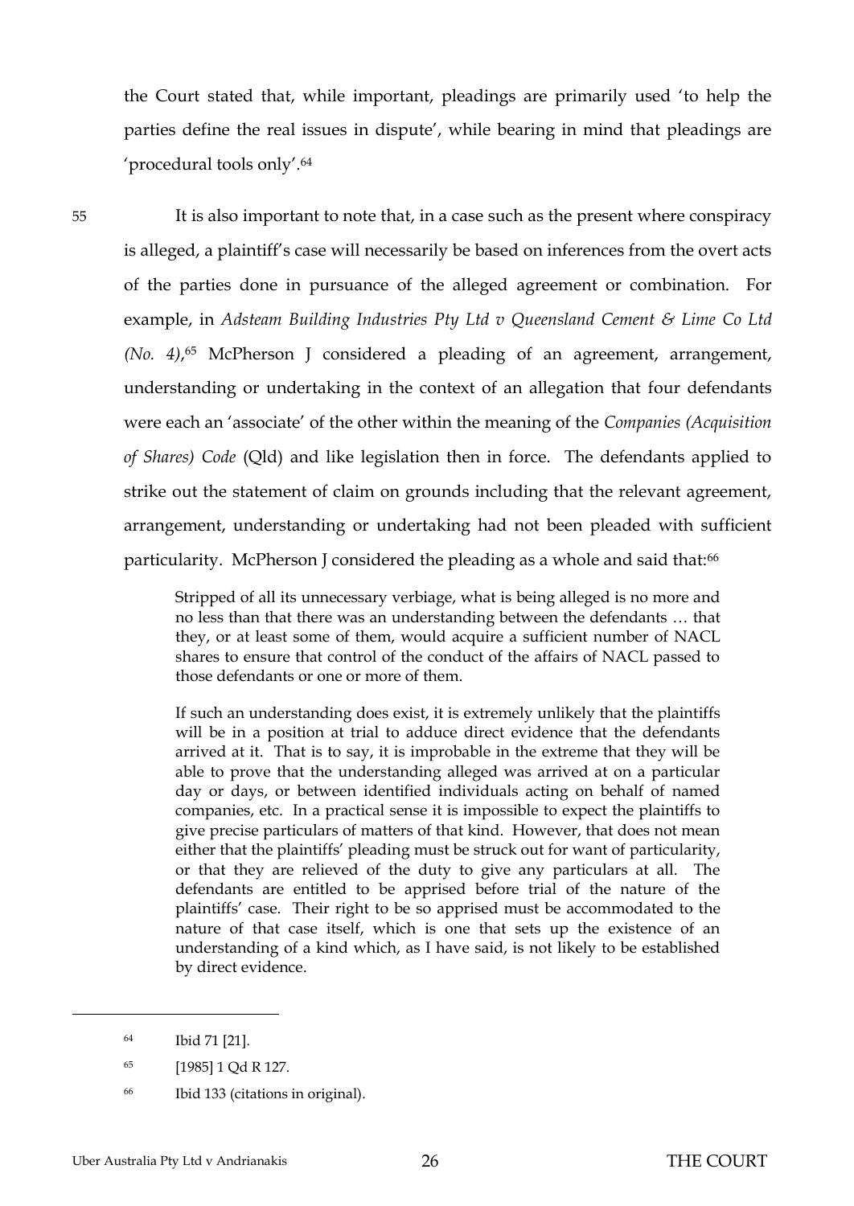the Court stated that, while important, pleadings are primarily used 'to help the parties define the real issues in dispute', while bearing in mind that pleadings are 'procedural tools only'.[64]

55 It is also important to note that, in a case such as the present where conspiracy is alleged, a plaintiff's case will necessarily be based on inferences from the overt acts of the parties done in pursuance of the alleged agreement or combination. For example, in *Adsteam Building Industries Pty Ltd v Queensland Cement & Lime Co Ltd (No. 4)*,[65] McPherson J considered a pleading of an agreement, arrangement, understanding or undertaking in the context of an allegation that four defendants were each an 'associate' of the other within the meaning of the *Companies (Acquisition of Shares) Code* (Qld) and like legislation then in force. The defendants applied to strike out the statement of claim on grounds including that the relevant agreement, arrangement, understanding or undertaking had not been pleaded with sufficient particularity. McPherson J considered the pleading as a whole and said that:[66]

> Stripped of all its unnecessary verbiage, what is being alleged is no more and no less than that there was an understanding between the defendants … that they, or at least some of them, would acquire a sufficient number of NACL shares to ensure that control of the conduct of the affairs of NACL passed to those defendants or one or more of them.
>
> If such an understanding does exist, it is extremely unlikely that the plaintiffs will be in a position at trial to adduce direct evidence that the defendants arrived at it. That is to say, it is improbable in the extreme that they will be able to prove that the understanding alleged was arrived at on a particular day or days, or between identified individuals acting on behalf of named companies, etc. In a practical sense it is impossible to expect the plaintiffs to give precise particulars of matters of that kind. However, that does not mean either that the plaintiffs' pleading must be struck out for want of particularity, or that they are relieved of the duty to give any particulars at all. The defendants are entitled to be apprised before trial of the nature of the plaintiffs' case. Their right to be so apprised must be accommodated to the nature of that case itself, which is one that sets up the existence of an understanding of a kind which, as I have said, is not likely to be established by direct evidence.

---

[64] Ibid 71 [21].

[65] [1985] 1 Qd R 127.

[66] Ibid 133 (citations in original).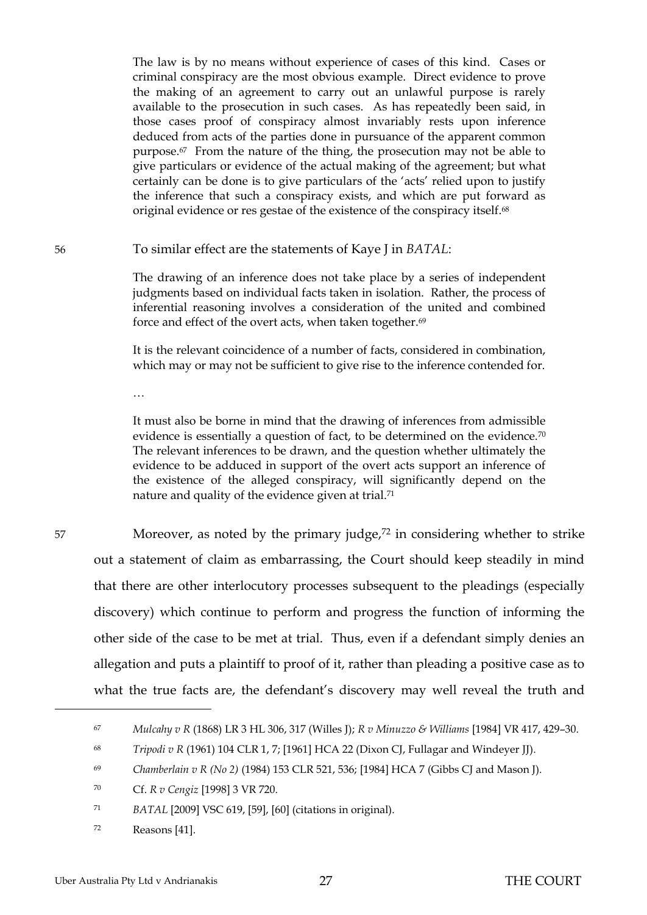> The law is by no means without experience of cases of this kind. Cases or criminal conspiracy are the most obvious example. Direct evidence to prove the making of an agreement to carry out an unlawful purpose is rarely available to the prosecution in such cases. As has repeatedly been said, in those cases proof of conspiracy almost invariably rests upon inference deduced from acts of the parties done in pursuance of the apparent common purpose.[67] From the nature of the thing, the prosecution may not be able to give particulars or evidence of the actual making of the agreement; but what certainly can be done is to give particulars of the 'acts' relied upon to justify the inference that such a conspiracy exists, and which are put forward as original evidence or res gestae of the existence of the conspiracy itself.[68]

56 To similar effect are the statements of Kaye J in *BATAL*:

> The drawing of an inference does not take place by a series of independent judgments based on individual facts taken in isolation. Rather, the process of inferential reasoning involves a consideration of the united and combined force and effect of the overt acts, when taken together.[69]
>
> It is the relevant coincidence of a number of facts, considered in combination, which may or may not be sufficient to give rise to the inference contended for.
>
> …
>
> It must also be borne in mind that the drawing of inferences from admissible evidence is essentially a question of fact, to be determined on the evidence.[70] The relevant inferences to be drawn, and the question whether ultimately the evidence to be adduced in support of the overt acts support an inference of the existence of the alleged conspiracy, will significantly depend on the nature and quality of the evidence given at trial.[71]

57 Moreover, as noted by the primary judge,[72] in considering whether to strike out a statement of claim as embarrassing, the Court should keep steadily in mind that there are other interlocutory processes subsequent to the pleadings (especially discovery) which continue to perform and progress the function of informing the other side of the case to be met at trial. Thus, even if a defendant simply denies an allegation and puts a plaintiff to proof of it, rather than pleading a positive case as to what the true facts are, the defendant's discovery may well reveal the truth and

---

[67] *Mulcahy v R* (1868) LR 3 HL 306, 317 (Willes J); *R v Minuzzo & Williams* [1984] VR 417, 429–30.

[68] *Tripodi v R* (1961) 104 CLR 1, 7; [1961] HCA 22 (Dixon CJ, Fullagar and Windeyer JJ).

[69] *Chamberlain v R (No 2)* (1984) 153 CLR 521, 536; [1984] HCA 7 (Gibbs CJ and Mason J).

[70] Cf. *R v Cengiz* [1998] 3 VR 720.

[71] *BATAL* [2009] VSC 619, [59], [60] (citations in original).

[72] Reasons [41].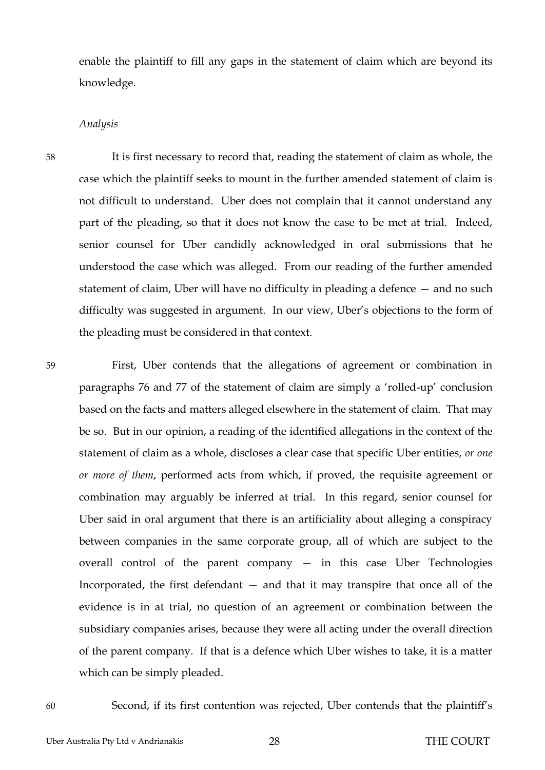enable the plaintiff to fill any gaps in the statement of claim which are beyond its knowledge.

*Analysis*

58 It is first necessary to record that, reading the statement of claim as whole, the case which the plaintiff seeks to mount in the further amended statement of claim is not difficult to understand. Uber does not complain that it cannot understand any part of the pleading, so that it does not know the case to be met at trial. Indeed, senior counsel for Uber candidly acknowledged in oral submissions that he understood the case which was alleged. From our reading of the further amended statement of claim, Uber will have no difficulty in pleading a defence — and no such difficulty was suggested in argument. In our view, Uber's objections to the form of the pleading must be considered in that context.

59 First, Uber contends that the allegations of agreement or combination in paragraphs 76 and 77 of the statement of claim are simply a 'rolled-up' conclusion based on the facts and matters alleged elsewhere in the statement of claim. That may be so. But in our opinion, a reading of the identified allegations in the context of the statement of claim as a whole, discloses a clear case that specific Uber entities, *or one or more of them*, performed acts from which, if proved, the requisite agreement or combination may arguably be inferred at trial. In this regard, senior counsel for Uber said in oral argument that there is an artificiality about alleging a conspiracy between companies in the same corporate group, all of which are subject to the overall control of the parent company — in this case Uber Technologies Incorporated, the first defendant — and that it may transpire that once all of the evidence is in at trial, no question of an agreement or combination between the subsidiary companies arises, because they were all acting under the overall direction of the parent company. If that is a defence which Uber wishes to take, it is a matter which can be simply pleaded.

60 Second, if its first contention was rejected, Uber contends that the plaintiff's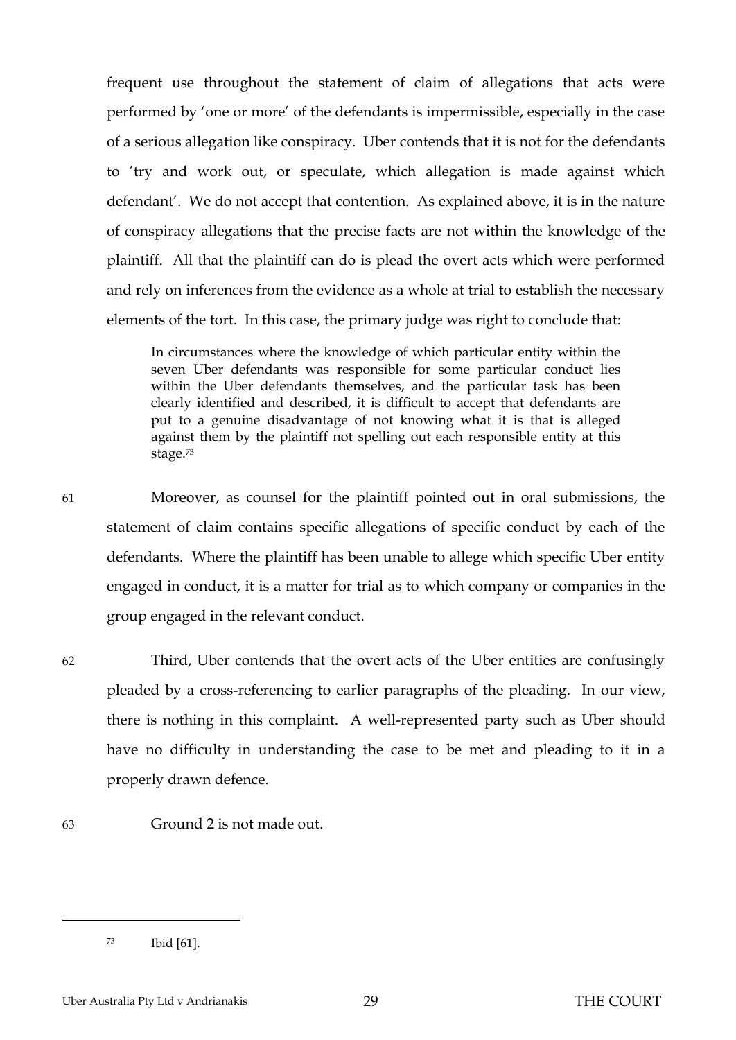frequent use throughout the statement of claim of allegations that acts were performed by 'one or more' of the defendants is impermissible, especially in the case of a serious allegation like conspiracy. Uber contends that it is not for the defendants to 'try and work out, or speculate, which allegation is made against which defendant'. We do not accept that contention. As explained above, it is in the nature of conspiracy allegations that the precise facts are not within the knowledge of the plaintiff. All that the plaintiff can do is plead the overt acts which were performed and rely on inferences from the evidence as a whole at trial to establish the necessary elements of the tort. In this case, the primary judge was right to conclude that:

> In circumstances where the knowledge of which particular entity within the seven Uber defendants was responsible for some particular conduct lies within the Uber defendants themselves, and the particular task has been clearly identified and described, it is difficult to accept that defendants are put to a genuine disadvantage of not knowing what it is that is alleged against them by the plaintiff not spelling out each responsible entity at this stage.[73]

61 Moreover, as counsel for the plaintiff pointed out in oral submissions, the statement of claim contains specific allegations of specific conduct by each of the defendants. Where the plaintiff has been unable to allege which specific Uber entity engaged in conduct, it is a matter for trial as to which company or companies in the group engaged in the relevant conduct.

62 Third, Uber contends that the overt acts of the Uber entities are confusingly pleaded by a cross-referencing to earlier paragraphs of the pleading. In our view, there is nothing in this complaint. A well-represented party such as Uber should have no difficulty in understanding the case to be met and pleading to it in a properly drawn defence.

63 Ground 2 is not made out.

---

[73] Ibid [61].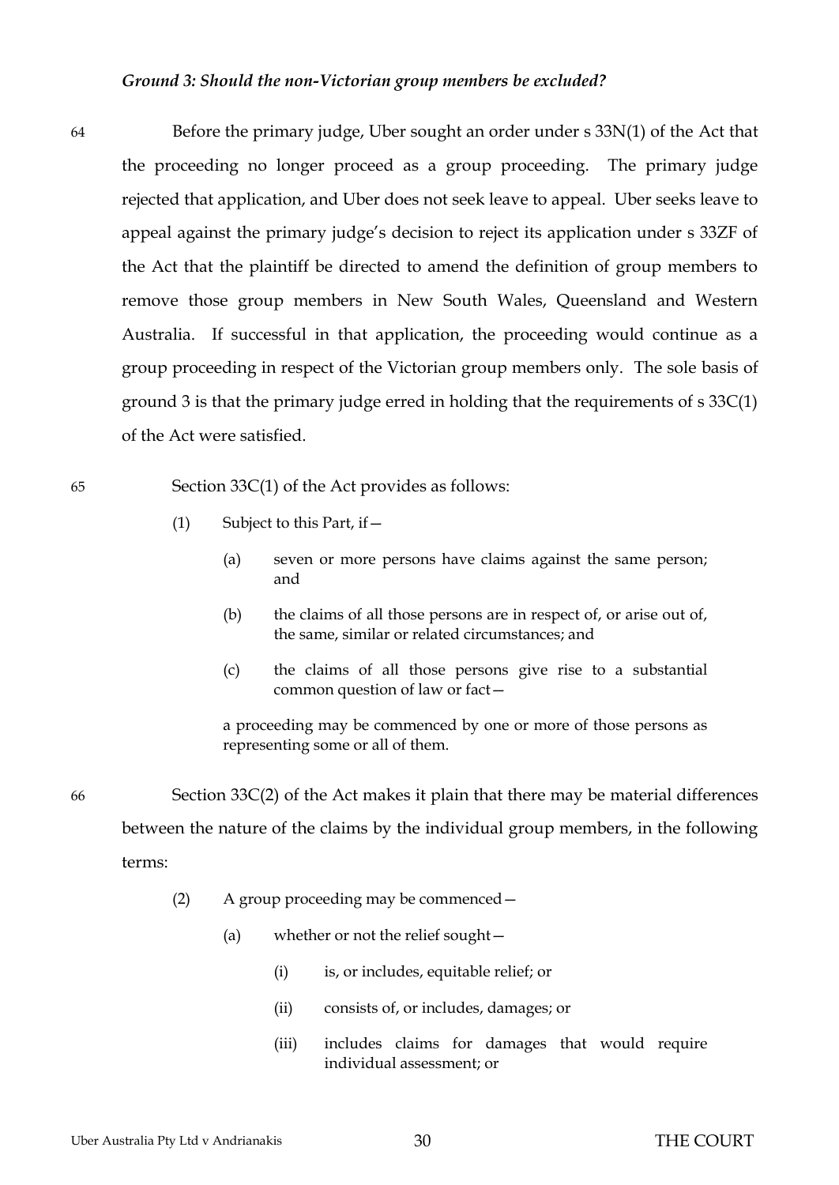***Ground 3: Should the non-Victorian group members be excluded?***

64 Before the primary judge, Uber sought an order under s 33N(1) of the Act that the proceeding no longer proceed as a group proceeding. The primary judge rejected that application, and Uber does not seek leave to appeal. Uber seeks leave to appeal against the primary judge's decision to reject its application under s 33ZF of the Act that the plaintiff be directed to amend the definition of group members to remove those group members in New South Wales, Queensland and Western Australia. If successful in that application, the proceeding would continue as a group proceeding in respect of the Victorian group members only. The sole basis of ground 3 is that the primary judge erred in holding that the requirements of s 33C(1) of the Act were satisfied.

65 Section 33C(1) of the Act provides as follows:

> (1) Subject to this Part, if—
>
> > (a) seven or more persons have claims against the same person; and
> >
> > (b) the claims of all those persons are in respect of, or arise out of, the same, similar or related circumstances; and
> >
> > (c) the claims of all those persons give rise to a substantial common question of law or fact—
>
> a proceeding may be commenced by one or more of those persons as representing some or all of them.

66 Section 33C(2) of the Act makes it plain that there may be material differences between the nature of the claims by the individual group members, in the following terms:

> (2) A group proceeding may be commenced—
>
> > (a) whether or not the relief sought—
> >
> > > (i) is, or includes, equitable relief; or
> > >
> > > (ii) consists of, or includes, damages; or
> > >
> > > (iii) includes claims for damages that would require individual assessment; or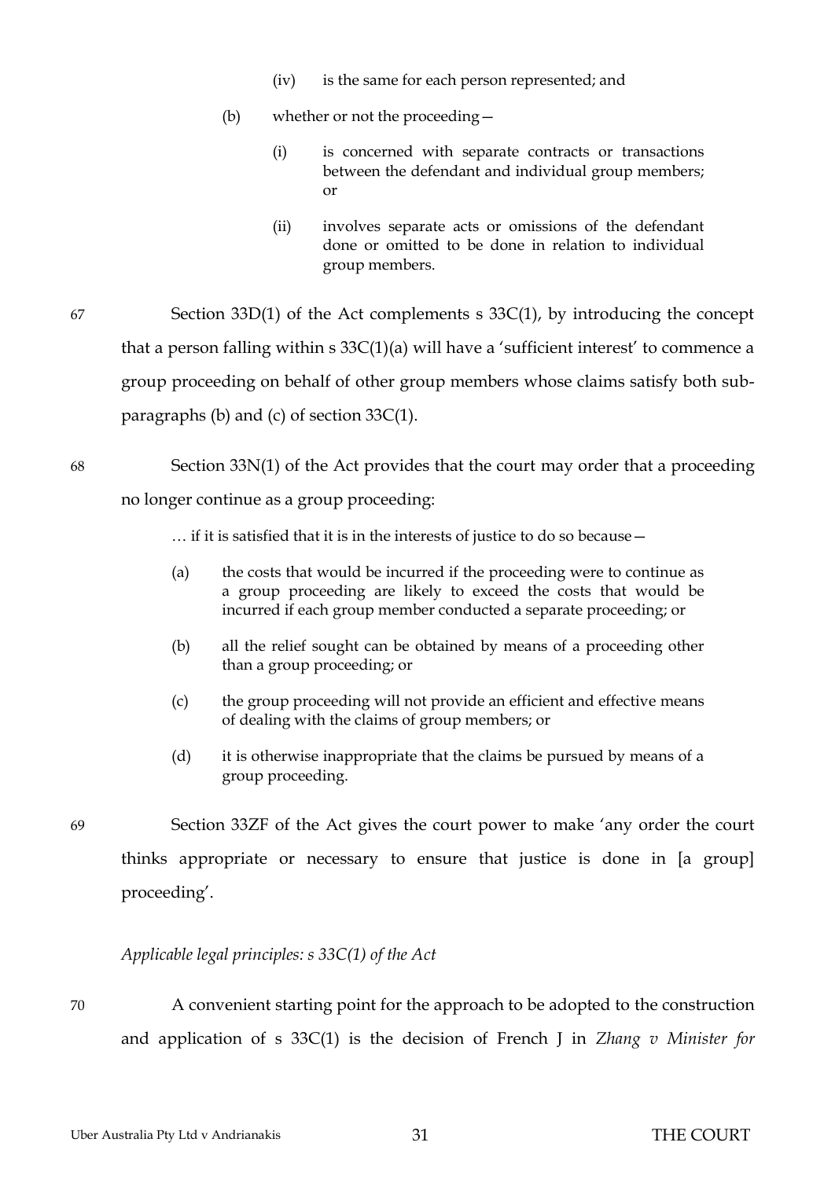(iv) is the same for each person represented; and

(b) whether or not the proceeding—

(i) is concerned with separate contracts or transactions between the defendant and individual group members; or

(ii) involves separate acts or omissions of the defendant done or omitted to be done in relation to individual group members.

67 Section 33D(1) of the Act complements s 33C(1), by introducing the concept that a person falling within s 33C(1)(a) will have a 'sufficient interest' to commence a group proceeding on behalf of other group members whose claims satisfy both sub-paragraphs (b) and (c) of section 33C(1).

68 Section 33N(1) of the Act provides that the court may order that a proceeding no longer continue as a group proceeding:

> … if it is satisfied that it is in the interests of justice to do so because—
>
> (a) the costs that would be incurred if the proceeding were to continue as a group proceeding are likely to exceed the costs that would be incurred if each group member conducted a separate proceeding; or
>
> (b) all the relief sought can be obtained by means of a proceeding other than a group proceeding; or
>
> (c) the group proceeding will not provide an efficient and effective means of dealing with the claims of group members; or
>
> (d) it is otherwise inappropriate that the claims be pursued by means of a group proceeding.

69 Section 33ZF of the Act gives the court power to make 'any order the court thinks appropriate or necessary to ensure that justice is done in [a group] proceeding'.

*Applicable legal principles: s 33C(1) of the Act*

70 A convenient starting point for the approach to be adopted to the construction and application of s 33C(1) is the decision of French J in *Zhang v Minister for*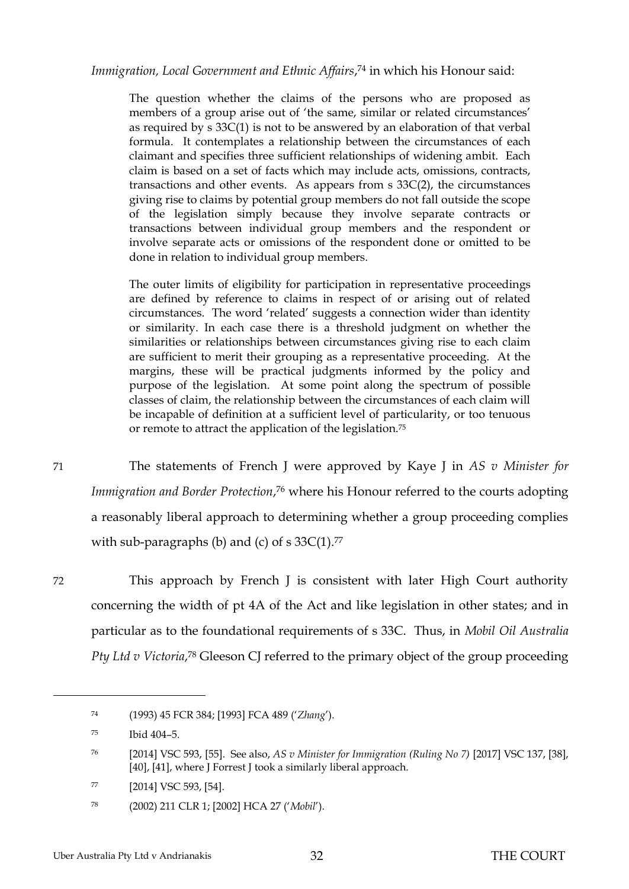*Immigration, Local Government and Ethnic Affairs*,[74] in which his Honour said:

> The question whether the claims of the persons who are proposed as members of a group arise out of 'the same, similar or related circumstances' as required by s 33C(1) is not to be answered by an elaboration of that verbal formula. It contemplates a relationship between the circumstances of each claimant and specifies three sufficient relationships of widening ambit. Each claim is based on a set of facts which may include acts, omissions, contracts, transactions and other events. As appears from s 33C(2), the circumstances giving rise to claims by potential group members do not fall outside the scope of the legislation simply because they involve separate contracts or transactions between individual group members and the respondent or involve separate acts or omissions of the respondent done or omitted to be done in relation to individual group members.
>
> The outer limits of eligibility for participation in representative proceedings are defined by reference to claims in respect of or arising out of related circumstances. The word 'related' suggests a connection wider than identity or similarity. In each case there is a threshold judgment on whether the similarities or relationships between circumstances giving rise to each claim are sufficient to merit their grouping as a representative proceeding. At the margins, these will be practical judgments informed by the policy and purpose of the legislation. At some point along the spectrum of possible classes of claim, the relationship between the circumstances of each claim will be incapable of definition at a sufficient level of particularity, or too tenuous or remote to attract the application of the legislation.[75]

71 The statements of French J were approved by Kaye J in *AS v Minister for Immigration and Border Protection*,[76] where his Honour referred to the courts adopting a reasonably liberal approach to determining whether a group proceeding complies with sub-paragraphs (b) and (c) of s 33C(1).[77]

72 This approach by French J is consistent with later High Court authority concerning the width of pt 4A of the Act and like legislation in other states; and in particular as to the foundational requirements of s 33C. Thus, in *Mobil Oil Australia Pty Ltd v Victoria*,[78] Gleeson CJ referred to the primary object of the group proceeding

---

[74] (1993) 45 FCR 384; [1993] FCA 489 ('*Zhang*').

[75] Ibid 404–5.

[76] [2014] VSC 593, [55]. See also, *AS v Minister for Immigration (Ruling No 7)* [2017] VSC 137, [38], [40], [41], where J Forrest J took a similarly liberal approach.

[77] [2014] VSC 593, [54].

[78] (2002) 211 CLR 1; [2002] HCA 27 ('*Mobil*').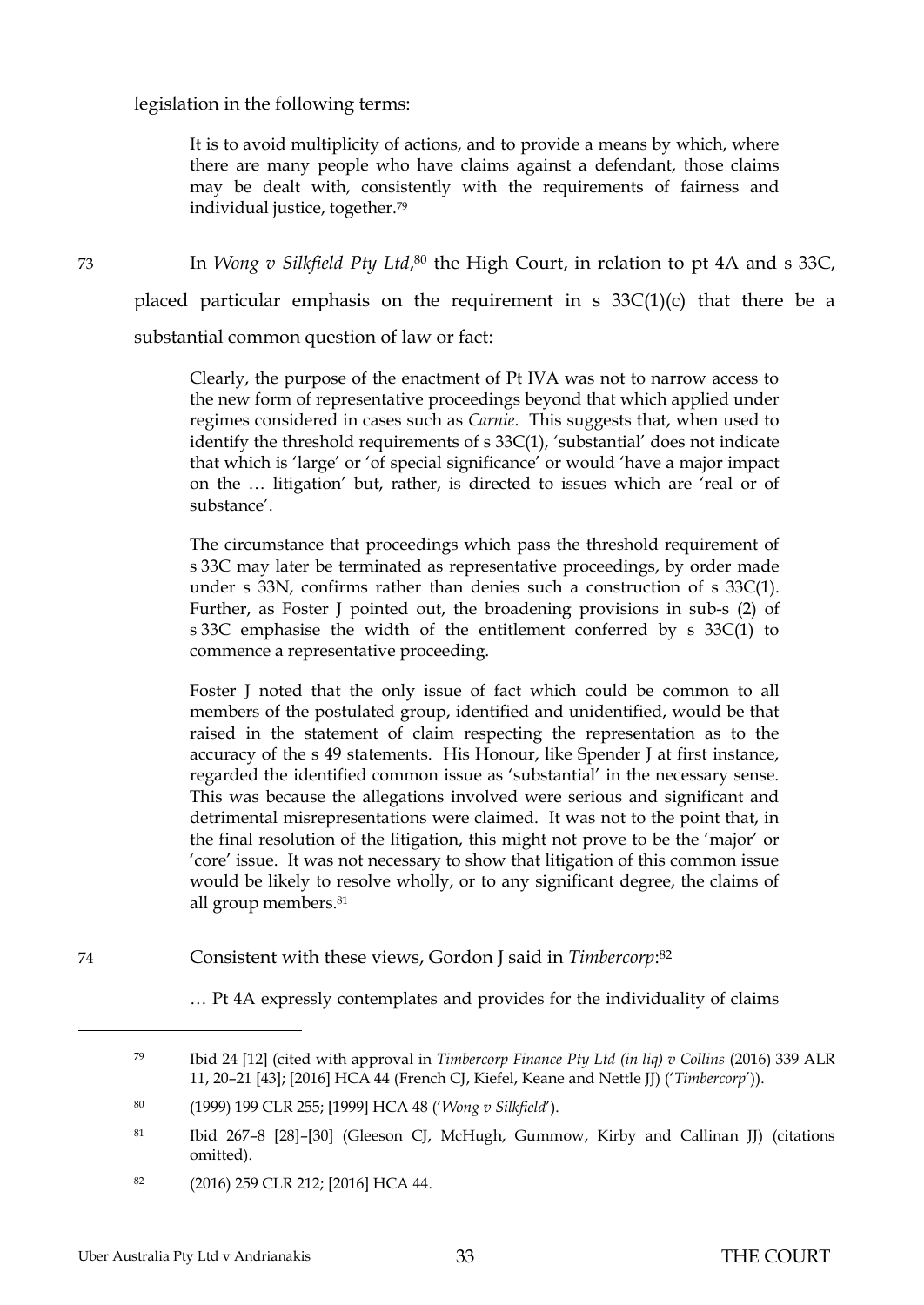legislation in the following terms:

> It is to avoid multiplicity of actions, and to provide a means by which, where there are many people who have claims against a defendant, those claims may be dealt with, consistently with the requirements of fairness and individual justice, together.[79]

73 In *Wong v Silkfield Pty Ltd*,[80] the High Court, in relation to pt 4A and s 33C, placed particular emphasis on the requirement in s 33C(1)(c) that there be a substantial common question of law or fact:

> Clearly, the purpose of the enactment of Pt IVA was not to narrow access to the new form of representative proceedings beyond that which applied under regimes considered in cases such as *Carnie*. This suggests that, when used to identify the threshold requirements of s 33C(1), 'substantial' does not indicate that which is 'large' or 'of special significance' or would 'have a major impact on the … litigation' but, rather, is directed to issues which are 'real or of substance'.
>
> The circumstance that proceedings which pass the threshold requirement of s 33C may later be terminated as representative proceedings, by order made under s 33N, confirms rather than denies such a construction of s 33C(1). Further, as Foster J pointed out, the broadening provisions in sub-s (2) of s 33C emphasise the width of the entitlement conferred by s 33C(1) to commence a representative proceeding.
>
> Foster J noted that the only issue of fact which could be common to all members of the postulated group, identified and unidentified, would be that raised in the statement of claim respecting the representation as to the accuracy of the s 49 statements. His Honour, like Spender J at first instance, regarded the identified common issue as 'substantial' in the necessary sense. This was because the allegations involved were serious and significant and detrimental misrepresentations were claimed. It was not to the point that, in the final resolution of the litigation, this might not prove to be the 'major' or 'core' issue. It was not necessary to show that litigation of this common issue would be likely to resolve wholly, or to any significant degree, the claims of all group members.[81]

74 Consistent with these views, Gordon J said in *Timbercorp*:[82]

> … Pt 4A expressly contemplates and provides for the individuality of claims

---

[79] Ibid 24 [12] (cited with approval in *Timbercorp Finance Pty Ltd (in liq) v Collins* (2016) 339 ALR 11, 20–21 [43]; [2016] HCA 44 (French CJ, Kiefel, Keane and Nettle JJ) ('*Timbercorp*')).

[80] (1999) 199 CLR 255; [1999] HCA 48 ('*Wong v Silkfield*').

[81] Ibid 267–8 [28]–[30] (Gleeson CJ, McHugh, Gummow, Kirby and Callinan JJ) (citations omitted).

[82] (2016) 259 CLR 212; [2016] HCA 44.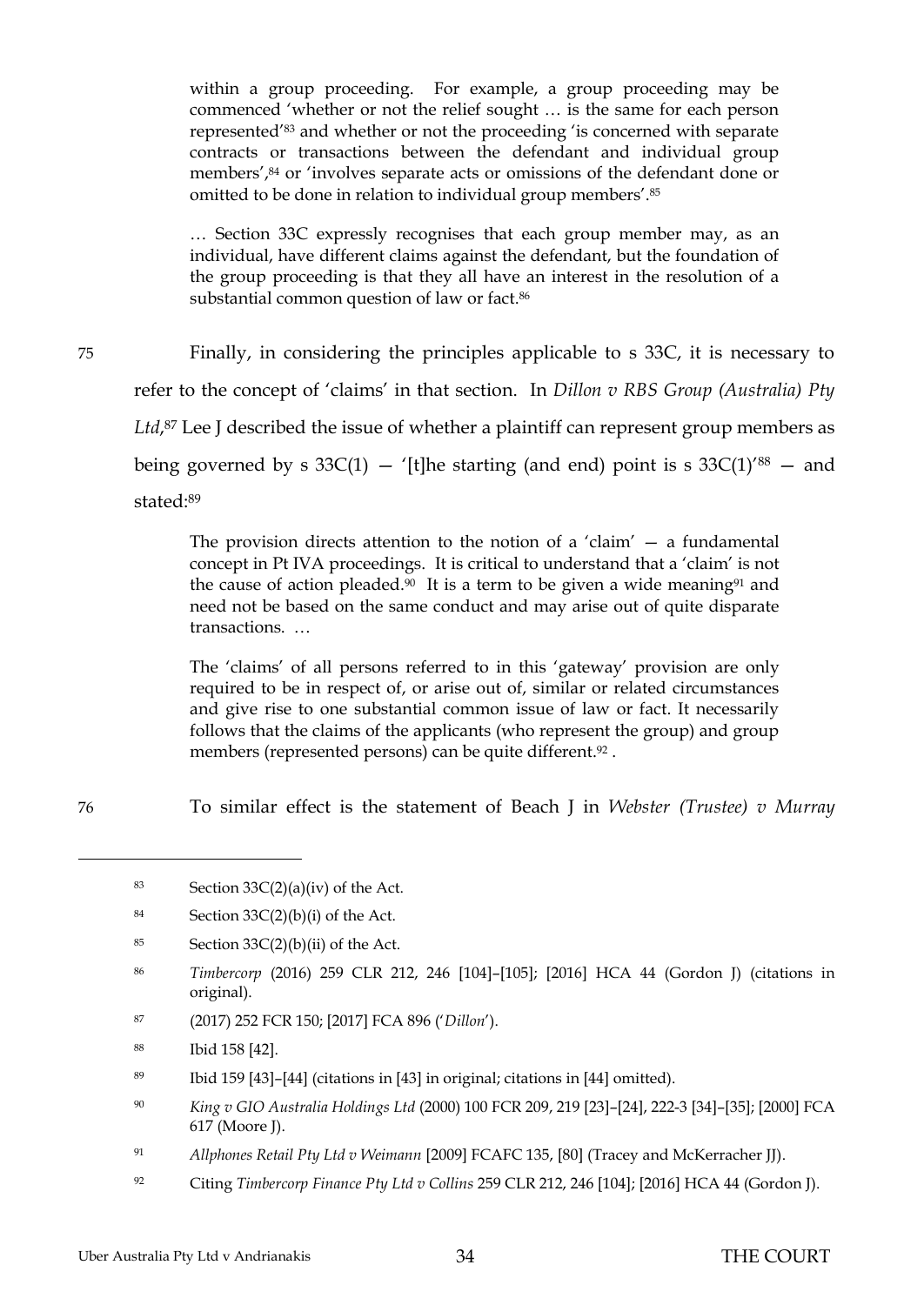> within a group proceeding. For example, a group proceeding may be commenced 'whether or not the relief sought … is the same for each person represented'[83] and whether or not the proceeding 'is concerned with separate contracts or transactions between the defendant and individual group members',[84] or 'involves separate acts or omissions of the defendant done or omitted to be done in relation to individual group members'.[85]
>
> … Section 33C expressly recognises that each group member may, as an individual, have different claims against the defendant, but the foundation of the group proceeding is that they all have an interest in the resolution of a substantial common question of law or fact.[86]

75 Finally, in considering the principles applicable to s 33C, it is necessary to refer to the concept of 'claims' in that section. In *Dillon v RBS Group (Australia) Pty Ltd*,[87] Lee J described the issue of whether a plaintiff can represent group members as being governed by s 33C(1) — '[t]he starting (and end) point is s 33C(1)'[88] — and stated:[89]

> The provision directs attention to the notion of a 'claim' — a fundamental concept in Pt IVA proceedings. It is critical to understand that a 'claim' is not the cause of action pleaded.[90] It is a term to be given a wide meaning[91] and need not be based on the same conduct and may arise out of quite disparate transactions. …
>
> The 'claims' of all persons referred to in this 'gateway' provision are only required to be in respect of, or arise out of, similar or related circumstances and give rise to one substantial common issue of law or fact. It necessarily follows that the claims of the applicants (who represent the group) and group members (represented persons) can be quite different.[92] .

76 To similar effect is the statement of Beach J in *Webster (Trustee) v Murray*

---

[83] Section 33C(2)(a)(iv) of the Act.

[84] Section 33C(2)(b)(i) of the Act.

[85] Section 33C(2)(b)(ii) of the Act.

[86] *Timbercorp* (2016) 259 CLR 212, 246 [104]–[105]; [2016] HCA 44 (Gordon J) (citations in original).

[87] (2017) 252 FCR 150; [2017] FCA 896 ('*Dillon*').

[88] Ibid 158 [42].

[89] Ibid 159 [43]–[44] (citations in [43] in original; citations in [44] omitted).

[90] *King v GIO Australia Holdings Ltd* (2000) 100 FCR 209, 219 [23]–[24], 222-3 [34]–[35]; [2000] FCA 617 (Moore J).

[91] *Allphones Retail Pty Ltd v Weimann* [2009] FCAFC 135, [80] (Tracey and McKerracher JJ).

[92] Citing *Timbercorp Finance Pty Ltd v Collins* 259 CLR 212, 246 [104]; [2016] HCA 44 (Gordon J).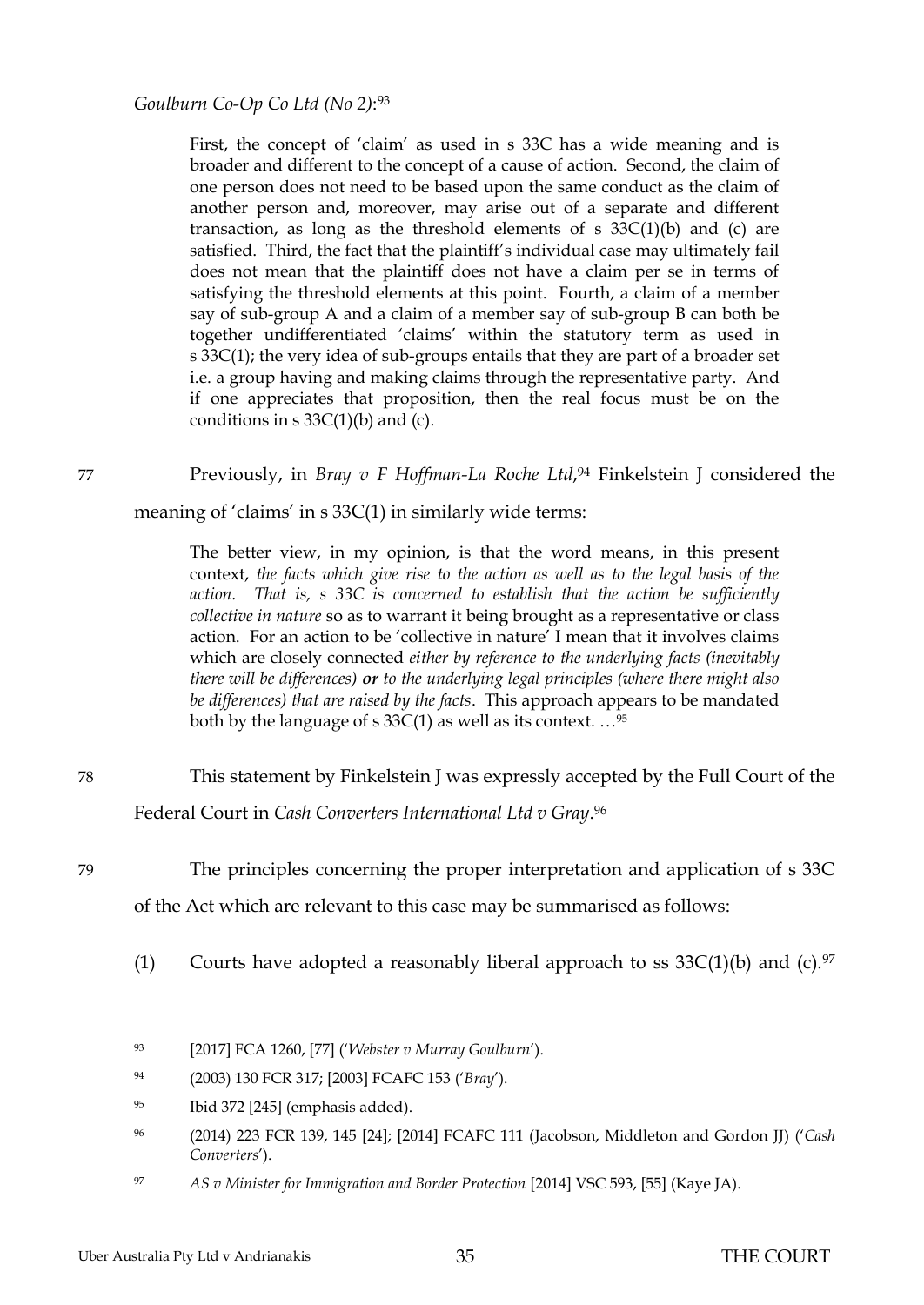*Goulburn Co-Op Co Ltd (No 2)*:[93]

> First, the concept of 'claim' as used in s 33C has a wide meaning and is broader and different to the concept of a cause of action. Second, the claim of one person does not need to be based upon the same conduct as the claim of another person and, moreover, may arise out of a separate and different transaction, as long as the threshold elements of s 33C(1)(b) and (c) are satisfied. Third, the fact that the plaintiff's individual case may ultimately fail does not mean that the plaintiff does not have a claim per se in terms of satisfying the threshold elements at this point. Fourth, a claim of a member say of sub-group A and a claim of a member say of sub-group B can both be together undifferentiated 'claims' within the statutory term as used in s 33C(1); the very idea of sub-groups entails that they are part of a broader set i.e. a group having and making claims through the representative party. And if one appreciates that proposition, then the real focus must be on the conditions in s 33C(1)(b) and (c).

77 Previously, in *Bray v F Hoffman-La Roche Ltd*,[94] Finkelstein J considered the meaning of 'claims' in s 33C(1) in similarly wide terms:

> The better view, in my opinion, is that the word means, in this present context, *the facts which give rise to the action as well as to the legal basis of the action. That is, s 33C is concerned to establish that the action be sufficiently collective in nature* so as to warrant it being brought as a representative or class action. For an action to be 'collective in nature' I mean that it involves claims which are closely connected *either by reference to the underlying facts (inevitably there will be differences)* ***or*** *to the underlying legal principles (where there might also be differences) that are raised by the facts*. This approach appears to be mandated both by the language of s 33C(1) as well as its context. …[95]

78 This statement by Finkelstein J was expressly accepted by the Full Court of the Federal Court in *Cash Converters International Ltd v Gray*.[96]

79 The principles concerning the proper interpretation and application of s 33C of the Act which are relevant to this case may be summarised as follows:

(1) Courts have adopted a reasonably liberal approach to ss 33C(1)(b) and (c).[97]

---

[93] [2017] FCA 1260, [77] ('*Webster v Murray Goulburn*').

[94] (2003) 130 FCR 317; [2003] FCAFC 153 ('*Bray*').

[95] Ibid 372 [245] (emphasis added).

[96] (2014) 223 FCR 139, 145 [24]; [2014] FCAFC 111 (Jacobson, Middleton and Gordon JJ) ('*Cash Converters*').

[97] *AS v Minister for Immigration and Border Protection* [2014] VSC 593, [55] (Kaye JA).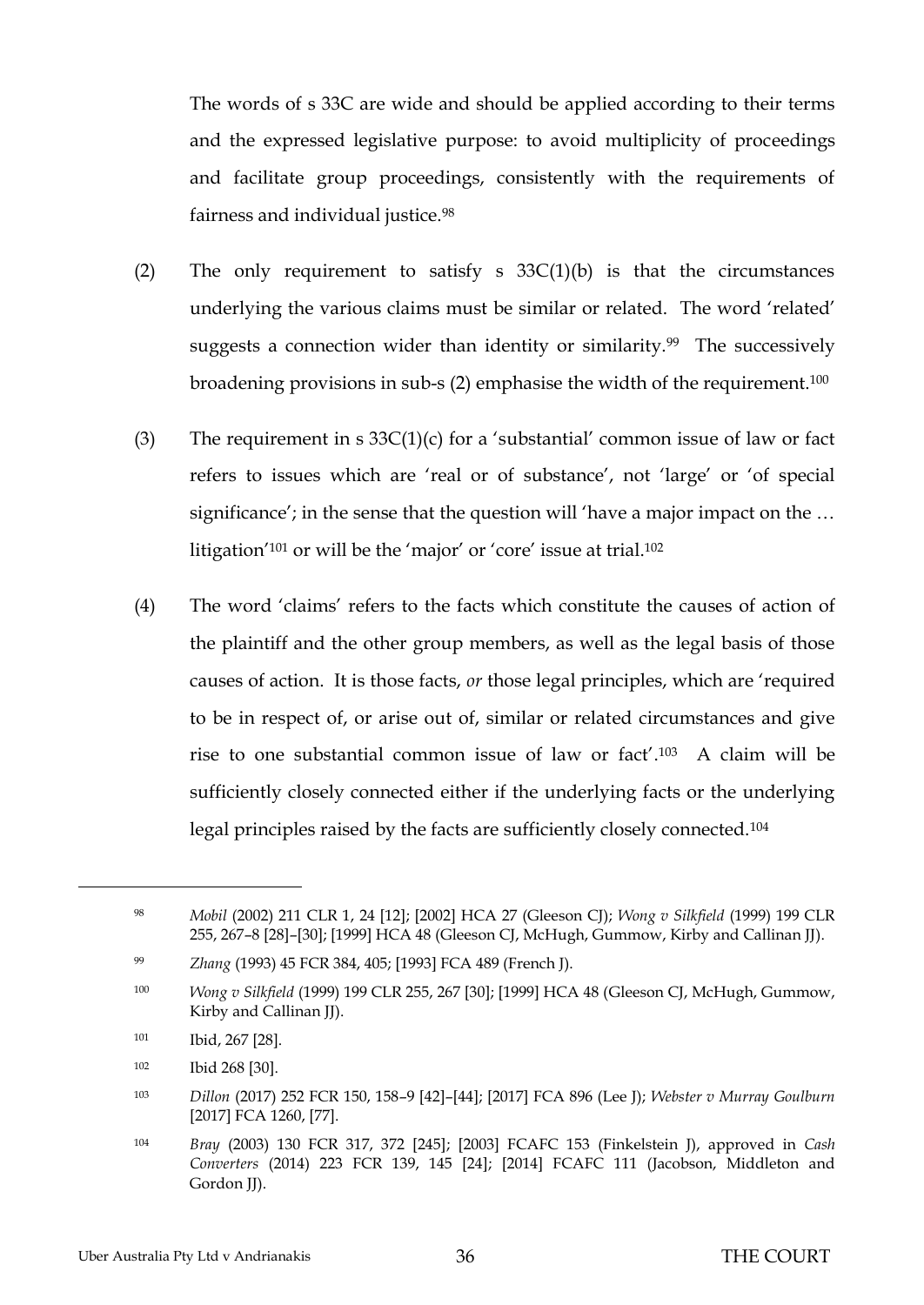The words of s 33C are wide and should be applied according to their terms and the expressed legislative purpose: to avoid multiplicity of proceedings and facilitate group proceedings, consistently with the requirements of fairness and individual justice.[98]

(2) The only requirement to satisfy s 33C(1)(b) is that the circumstances underlying the various claims must be similar or related. The word 'related' suggests a connection wider than identity or similarity.[99] The successively broadening provisions in sub-s (2) emphasise the width of the requirement.[100]

(3) The requirement in s 33C(1)(c) for a 'substantial' common issue of law or fact refers to issues which are 'real or of substance', not 'large' or 'of special significance'; in the sense that the question will 'have a major impact on the … litigation'[101] or will be the 'major' or 'core' issue at trial.[102]

(4) The word 'claims' refers to the facts which constitute the causes of action of the plaintiff and the other group members, as well as the legal basis of those causes of action. It is those facts, *or* those legal principles, which are 'required to be in respect of, or arise out of, similar or related circumstances and give rise to one substantial common issue of law or fact'.[103] A claim will be sufficiently closely connected either if the underlying facts or the underlying legal principles raised by the facts are sufficiently closely connected.[104]

---

[98] *Mobil* (2002) 211 CLR 1, 24 [12]; [2002] HCA 27 (Gleeson CJ); *Wong v Silkfield* (1999) 199 CLR 255, 267–8 [28]–[30]; [1999] HCA 48 (Gleeson CJ, McHugh, Gummow, Kirby and Callinan JJ).

[99] *Zhang* (1993) 45 FCR 384, 405; [1993] FCA 489 (French J).

[100] *Wong v Silkfield* (1999) 199 CLR 255, 267 [30]; [1999] HCA 48 (Gleeson CJ, McHugh, Gummow, Kirby and Callinan JJ).

[101] Ibid, 267 [28].

[102] Ibid 268 [30].

[103] *Dillon* (2017) 252 FCR 150, 158–9 [42]–[44]; [2017] FCA 896 (Lee J); *Webster v Murray Goulburn* [2017] FCA 1260, [77].

[104] *Bray* (2003) 130 FCR 317, 372 [245]; [2003] FCAFC 153 (Finkelstein J), approved in *Cash Converters* (2014) 223 FCR 139, 145 [24]; [2014] FCAFC 111 (Jacobson, Middleton and Gordon JJ).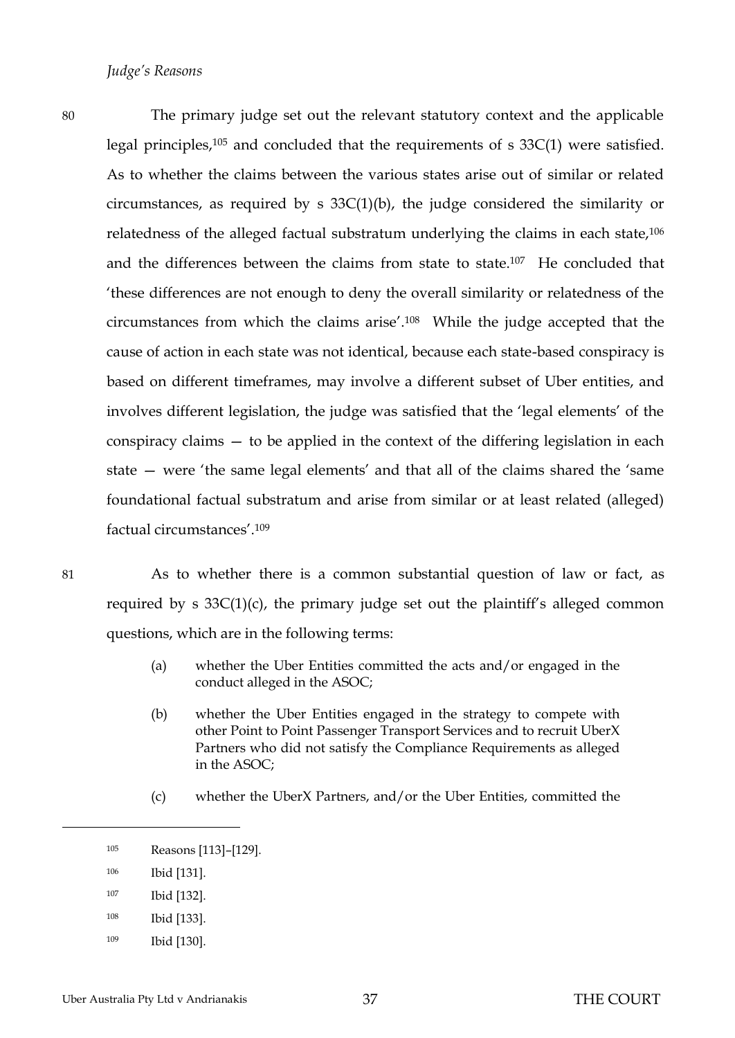*Judge's Reasons*

80 The primary judge set out the relevant statutory context and the applicable legal principles,[105] and concluded that the requirements of s 33C(1) were satisfied. As to whether the claims between the various states arise out of similar or related circumstances, as required by s 33C(1)(b), the judge considered the similarity or relatedness of the alleged factual substratum underlying the claims in each state,[106] and the differences between the claims from state to state.[107] He concluded that 'these differences are not enough to deny the overall similarity or relatedness of the circumstances from which the claims arise'.[108] While the judge accepted that the cause of action in each state was not identical, because each state-based conspiracy is based on different timeframes, may involve a different subset of Uber entities, and involves different legislation, the judge was satisfied that the 'legal elements' of the conspiracy claims — to be applied in the context of the differing legislation in each state — were 'the same legal elements' and that all of the claims shared the 'same foundational factual substratum and arise from similar or at least related (alleged) factual circumstances'.[109]

81 As to whether there is a common substantial question of law or fact, as required by s 33C(1)(c), the primary judge set out the plaintiff's alleged common questions, which are in the following terms:

> (a) whether the Uber Entities committed the acts and/or engaged in the conduct alleged in the ASOC;
>
> (b) whether the Uber Entities engaged in the strategy to compete with other Point to Point Passenger Transport Services and to recruit UberX Partners who did not satisfy the Compliance Requirements as alleged in the ASOC;
>
> (c) whether the UberX Partners, and/or the Uber Entities, committed the

---

[105] Reasons [113]–[129].

[106] Ibid [131].

[107] Ibid [132].

[108] Ibid [133].

[109] Ibid [130].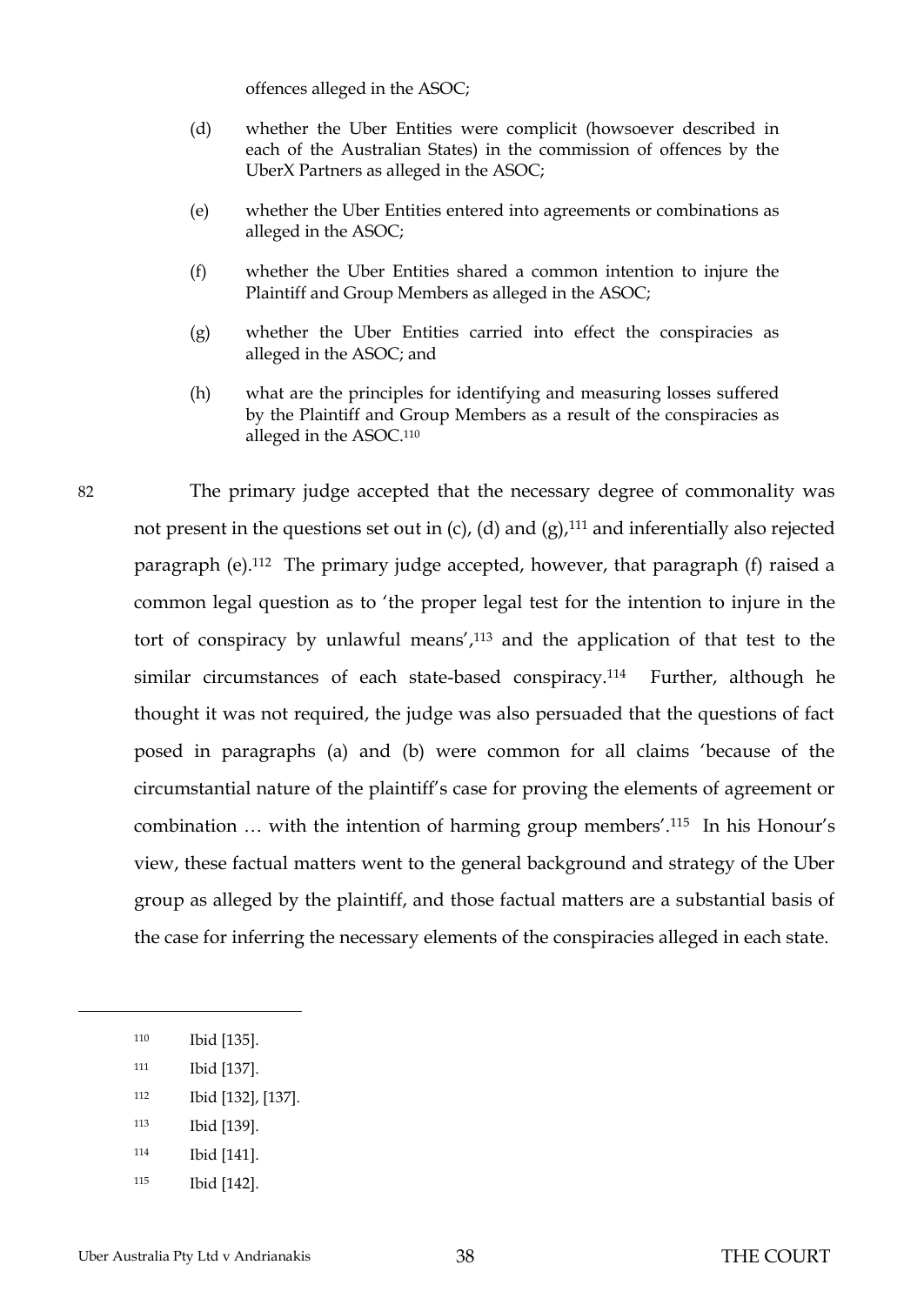offences alleged in the ASOC;

(d) whether the Uber Entities were complicit (howsoever described in each of the Australian States) in the commission of offences by the UberX Partners as alleged in the ASOC;

(e) whether the Uber Entities entered into agreements or combinations as alleged in the ASOC;

(f) whether the Uber Entities shared a common intention to injure the Plaintiff and Group Members as alleged in the ASOC;

(g) whether the Uber Entities carried into effect the conspiracies as alleged in the ASOC; and

(h) what are the principles for identifying and measuring losses suffered by the Plaintiff and Group Members as a result of the conspiracies as alleged in the ASOC.[110]

82 The primary judge accepted that the necessary degree of commonality was not present in the questions set out in (c), (d) and (g),[111] and inferentially also rejected paragraph (e).[112] The primary judge accepted, however, that paragraph (f) raised a common legal question as to 'the proper legal test for the intention to injure in the tort of conspiracy by unlawful means',[113] and the application of that test to the similar circumstances of each state-based conspiracy.[114] Further, although he thought it was not required, the judge was also persuaded that the questions of fact posed in paragraphs (a) and (b) were common for all claims 'because of the circumstantial nature of the plaintiff's case for proving the elements of agreement or combination … with the intention of harming group members'.[115] In his Honour's view, these factual matters went to the general background and strategy of the Uber group as alleged by the plaintiff, and those factual matters are a substantial basis of the case for inferring the necessary elements of the conspiracies alleged in each state.

---

[110] Ibid [135].

[111] Ibid [137].

[112] Ibid [132], [137].

[113] Ibid [139].

[114] Ibid [141].

[115] Ibid [142].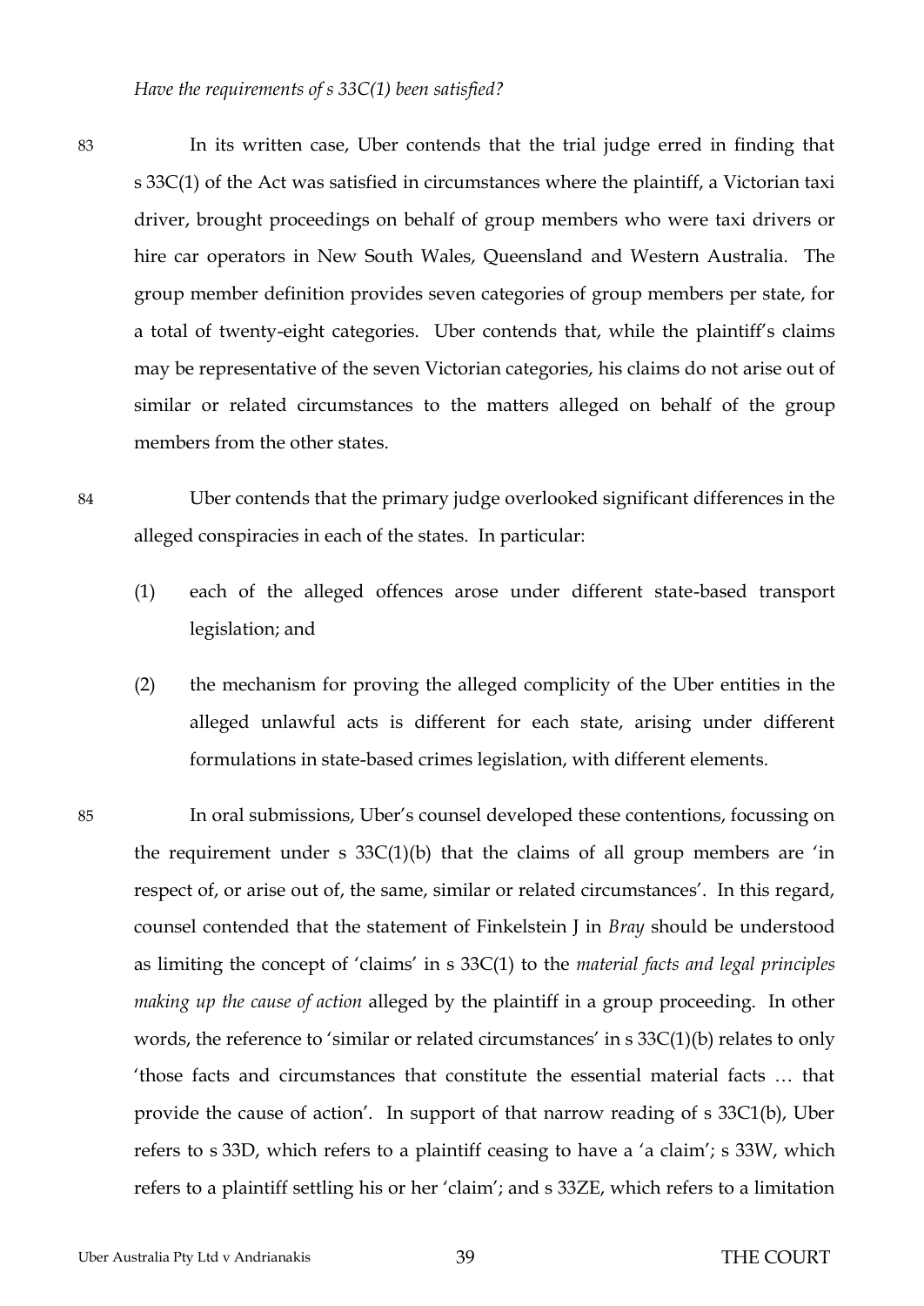*Have the requirements of s 33C(1) been satisfied?*

83 In its written case, Uber contends that the trial judge erred in finding that s 33C(1) of the Act was satisfied in circumstances where the plaintiff, a Victorian taxi driver, brought proceedings on behalf of group members who were taxi drivers or hire car operators in New South Wales, Queensland and Western Australia. The group member definition provides seven categories of group members per state, for a total of twenty-eight categories. Uber contends that, while the plaintiff's claims may be representative of the seven Victorian categories, his claims do not arise out of similar or related circumstances to the matters alleged on behalf of the group members from the other states.

84 Uber contends that the primary judge overlooked significant differences in the alleged conspiracies in each of the states. In particular:

(1) each of the alleged offences arose under different state-based transport legislation; and

(2) the mechanism for proving the alleged complicity of the Uber entities in the alleged unlawful acts is different for each state, arising under different formulations in state-based crimes legislation, with different elements.

85 In oral submissions, Uber's counsel developed these contentions, focussing on the requirement under s 33C(1)(b) that the claims of all group members are 'in respect of, or arise out of, the same, similar or related circumstances'. In this regard, counsel contended that the statement of Finkelstein J in *Bray* should be understood as limiting the concept of 'claims' in s 33C(1) to the *material facts and legal principles making up the cause of action* alleged by the plaintiff in a group proceeding. In other words, the reference to 'similar or related circumstances' in s 33C(1)(b) relates to only 'those facts and circumstances that constitute the essential material facts … that provide the cause of action'. In support of that narrow reading of s 33C1(b), Uber refers to s 33D, which refers to a plaintiff ceasing to have a 'a claim'; s 33W, which refers to a plaintiff settling his or her 'claim'; and s 33ZE, which refers to a limitation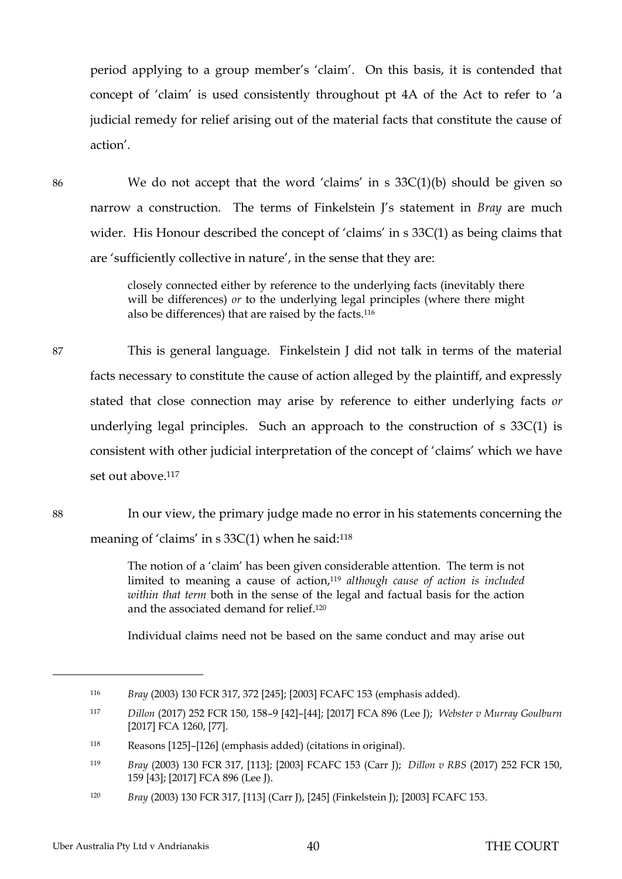period applying to a group member's 'claim'. On this basis, it is contended that concept of 'claim' is used consistently throughout pt 4A of the Act to refer to 'a judicial remedy for relief arising out of the material facts that constitute the cause of action'.

86 We do not accept that the word 'claims' in s 33C(1)(b) should be given so narrow a construction. The terms of Finkelstein J's statement in *Bray* are much wider. His Honour described the concept of 'claims' in s 33C(1) as being claims that are 'sufficiently collective in nature', in the sense that they are:

> closely connected either by reference to the underlying facts (inevitably there will be differences) *or* to the underlying legal principles (where there might also be differences) that are raised by the facts.[116]

87 This is general language. Finkelstein J did not talk in terms of the material facts necessary to constitute the cause of action alleged by the plaintiff, and expressly stated that close connection may arise by reference to either underlying facts *or* underlying legal principles. Such an approach to the construction of s 33C(1) is consistent with other judicial interpretation of the concept of 'claims' which we have set out above.[117]

88 In our view, the primary judge made no error in his statements concerning the meaning of 'claims' in s 33C(1) when he said:[118]

> The notion of a 'claim' has been given considerable attention. The term is not limited to meaning a cause of action,[119] *although cause of action is included within that term* both in the sense of the legal and factual basis for the action and the associated demand for relief.[120]
>
> Individual claims need not be based on the same conduct and may arise out

---

[116] *Bray* (2003) 130 FCR 317, 372 [245]; [2003] FCAFC 153 (emphasis added).

[117] *Dillon* (2017) 252 FCR 150, 158–9 [42]–[44]; [2017] FCA 896 (Lee J); *Webster v Murray Goulburn* [2017] FCA 1260, [77].

[118] Reasons [125]–[126] (emphasis added) (citations in original).

[119] *Bray* (2003) 130 FCR 317, [113]; [2003] FCAFC 153 (Carr J); *Dillon v RBS* (2017) 252 FCR 150, 159 [43]; [2017] FCA 896 (Lee J).

[120] *Bray* (2003) 130 FCR 317, [113] (Carr J), [245] (Finkelstein J); [2003] FCAFC 153.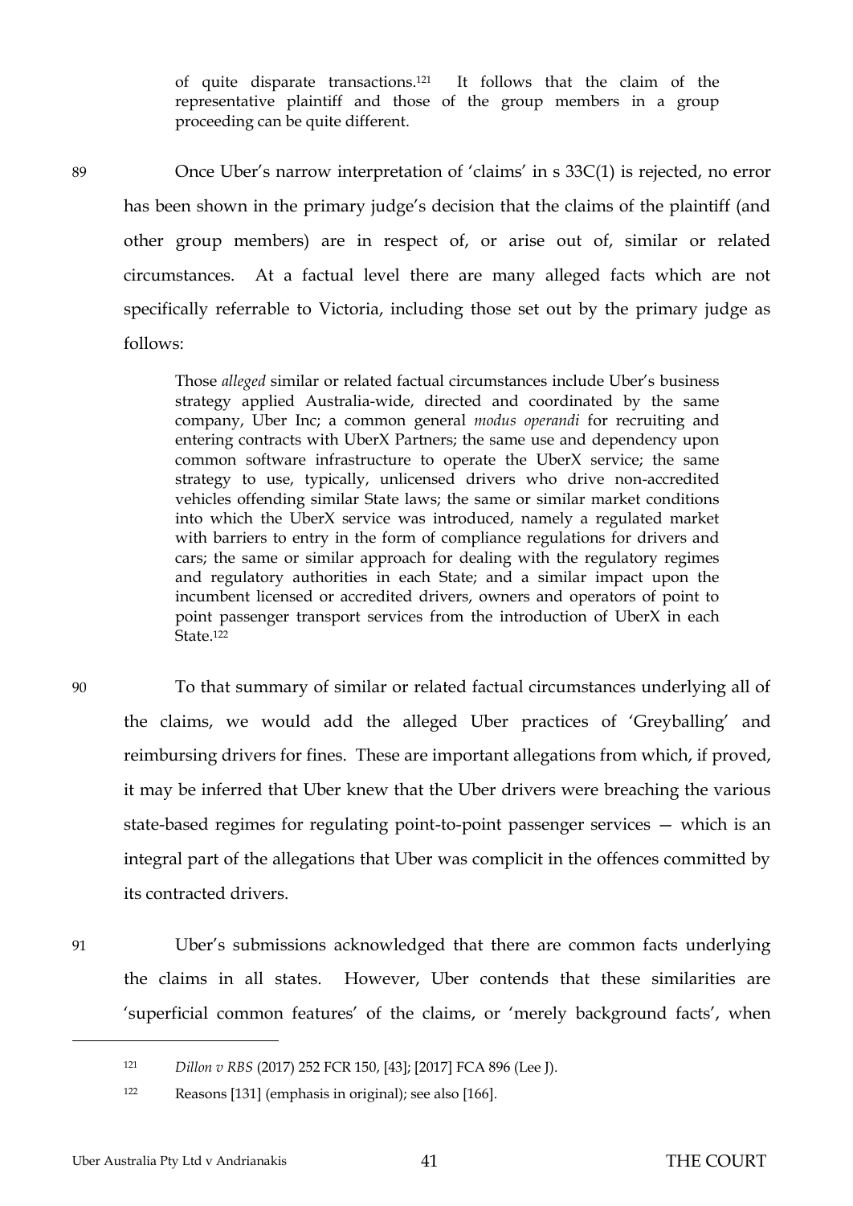of quite disparate transactions.[121] It follows that the claim of the representative plaintiff and those of the group members in a group proceeding can be quite different.

89 Once Uber's narrow interpretation of 'claims' in s 33C(1) is rejected, no error has been shown in the primary judge's decision that the claims of the plaintiff (and other group members) are in respect of, or arise out of, similar or related circumstances. At a factual level there are many alleged facts which are not specifically referrable to Victoria, including those set out by the primary judge as follows:

> Those *alleged* similar or related factual circumstances include Uber's business strategy applied Australia-wide, directed and coordinated by the same company, Uber Inc; a common general *modus operandi* for recruiting and entering contracts with UberX Partners; the same use and dependency upon common software infrastructure to operate the UberX service; the same strategy to use, typically, unlicensed drivers who drive non-accredited vehicles offending similar State laws; the same or similar market conditions into which the UberX service was introduced, namely a regulated market with barriers to entry in the form of compliance regulations for drivers and cars; the same or similar approach for dealing with the regulatory regimes and regulatory authorities in each State; and a similar impact upon the incumbent licensed or accredited drivers, owners and operators of point to point passenger transport services from the introduction of UberX in each State.[122]

90 To that summary of similar or related factual circumstances underlying all of the claims, we would add the alleged Uber practices of 'Greyballing' and reimbursing drivers for fines. These are important allegations from which, if proved, it may be inferred that Uber knew that the Uber drivers were breaching the various state-based regimes for regulating point-to-point passenger services — which is an integral part of the allegations that Uber was complicit in the offences committed by its contracted drivers.

91 Uber's submissions acknowledged that there are common facts underlying the claims in all states. However, Uber contends that these similarities are 'superficial common features' of the claims, or 'merely background facts', when

---

[121] *Dillon v RBS* (2017) 252 FCR 150, [43]; [2017] FCA 896 (Lee J).

[122] Reasons [131] (emphasis in original); see also [166].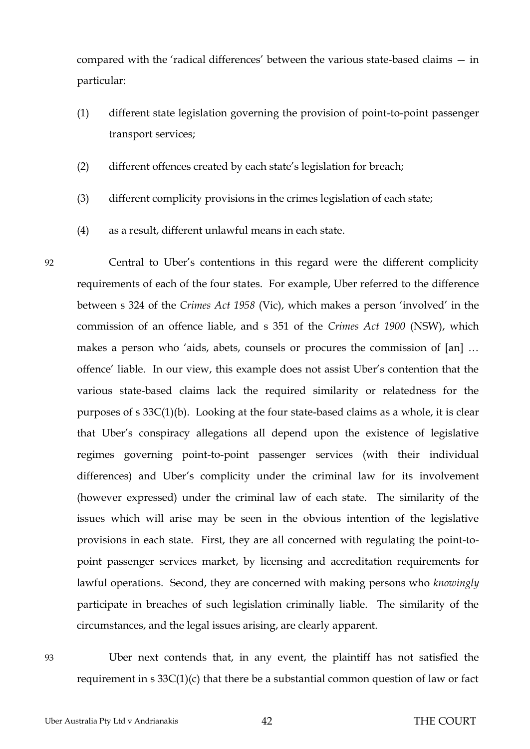compared with the 'radical differences' between the various state-based claims — in particular:

(1) different state legislation governing the provision of point-to-point passenger transport services;

(2) different offences created by each state's legislation for breach;

(3) different complicity provisions in the crimes legislation of each state;

(4) as a result, different unlawful means in each state.

92 Central to Uber's contentions in this regard were the different complicity requirements of each of the four states. For example, Uber referred to the difference between s 324 of the *Crimes Act 1958* (Vic), which makes a person 'involved' in the commission of an offence liable, and s 351 of the *Crimes Act 1900* (NSW), which makes a person who 'aids, abets, counsels or procures the commission of [an] … offence' liable. In our view, this example does not assist Uber's contention that the various state-based claims lack the required similarity or relatedness for the purposes of s 33C(1)(b). Looking at the four state-based claims as a whole, it is clear that Uber's conspiracy allegations all depend upon the existence of legislative regimes governing point-to-point passenger services (with their individual differences) and Uber's complicity under the criminal law for its involvement (however expressed) under the criminal law of each state. The similarity of the issues which will arise may be seen in the obvious intention of the legislative provisions in each state. First, they are all concerned with regulating the point-to-point passenger services market, by licensing and accreditation requirements for lawful operations. Second, they are concerned with making persons who *knowingly* participate in breaches of such legislation criminally liable. The similarity of the circumstances, and the legal issues arising, are clearly apparent.

93 Uber next contends that, in any event, the plaintiff has not satisfied the requirement in s 33C(1)(c) that there be a substantial common question of law or fact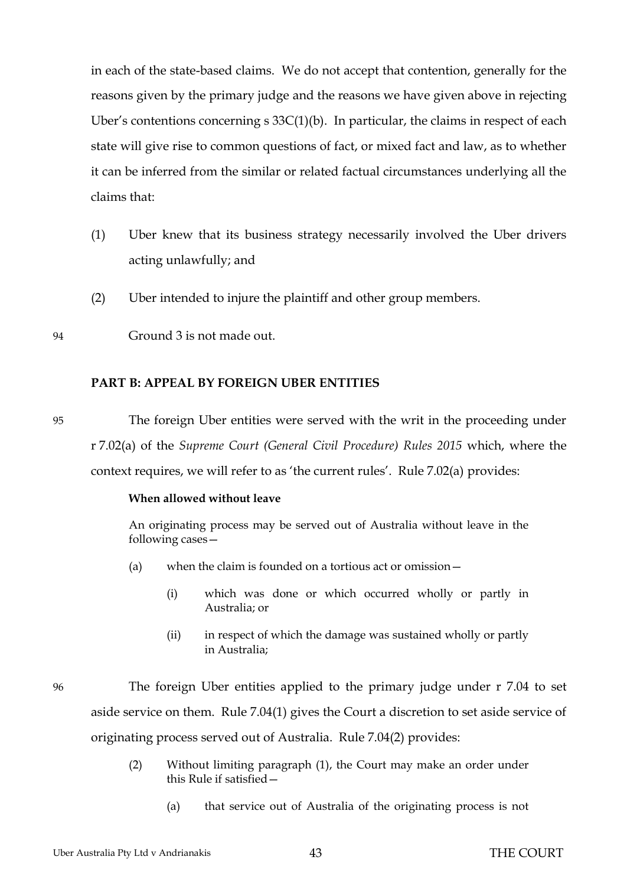in each of the state-based claims. We do not accept that contention, generally for the reasons given by the primary judge and the reasons we have given above in rejecting Uber's contentions concerning s 33C(1)(b). In particular, the claims in respect of each state will give rise to common questions of fact, or mixed fact and law, as to whether it can be inferred from the similar or related factual circumstances underlying all the claims that:

(1) Uber knew that its business strategy necessarily involved the Uber drivers acting unlawfully; and

(2) Uber intended to injure the plaintiff and other group members.

94 Ground 3 is not made out.

## PART B: APPEAL BY FOREIGN UBER ENTITIES

95 The foreign Uber entities were served with the writ in the proceeding under r 7.02(a) of the *Supreme Court (General Civil Procedure) Rules 2015* which, where the context requires, we will refer to as 'the current rules'. Rule 7.02(a) provides:

> **When allowed without leave**
>
> An originating process may be served out of Australia without leave in the following cases—
>
> (a) when the claim is founded on a tortious act or omission—
>
> (i) which was done or which occurred wholly or partly in Australia; or
>
> (ii) in respect of which the damage was sustained wholly or partly in Australia;

96 The foreign Uber entities applied to the primary judge under r 7.04 to set aside service on them. Rule 7.04(1) gives the Court a discretion to set aside service of originating process served out of Australia. Rule 7.04(2) provides:

> (2) Without limiting paragraph (1), the Court may make an order under this Rule if satisfied—
>
> (a) that service out of Australia of the originating process is not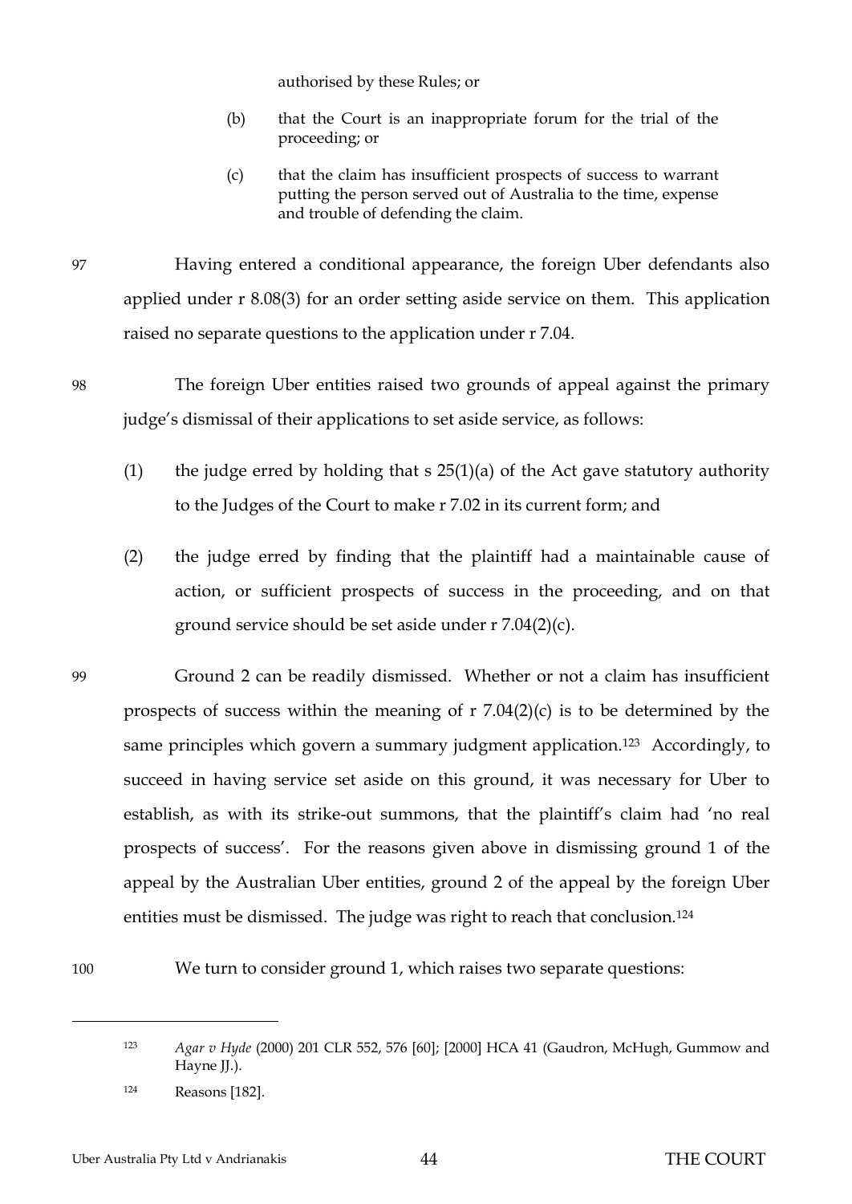authorised by these Rules; or

(b) that the Court is an inappropriate forum for the trial of the proceeding; or

(c) that the claim has insufficient prospects of success to warrant putting the person served out of Australia to the time, expense and trouble of defending the claim.

97 Having entered a conditional appearance, the foreign Uber defendants also applied under r 8.08(3) for an order setting aside service on them. This application raised no separate questions to the application under r 7.04.

98 The foreign Uber entities raised two grounds of appeal against the primary judge's dismissal of their applications to set aside service, as follows:

(1) the judge erred by holding that s 25(1)(a) of the Act gave statutory authority to the Judges of the Court to make r 7.02 in its current form; and

(2) the judge erred by finding that the plaintiff had a maintainable cause of action, or sufficient prospects of success in the proceeding, and on that ground service should be set aside under r 7.04(2)(c).

99 Ground 2 can be readily dismissed. Whether or not a claim has insufficient prospects of success within the meaning of r 7.04(2)(c) is to be determined by the same principles which govern a summary judgment application.[123] Accordingly, to succeed in having service set aside on this ground, it was necessary for Uber to establish, as with its strike-out summons, that the plaintiff's claim had 'no real prospects of success'. For the reasons given above in dismissing ground 1 of the appeal by the Australian Uber entities, ground 2 of the appeal by the foreign Uber entities must be dismissed. The judge was right to reach that conclusion.[124]

100 We turn to consider ground 1, which raises two separate questions:

---

[123] *Agar v Hyde* (2000) 201 CLR 552, 576 [60]; [2000] HCA 41 (Gaudron, McHugh, Gummow and Hayne JJ.).

[124] Reasons [182].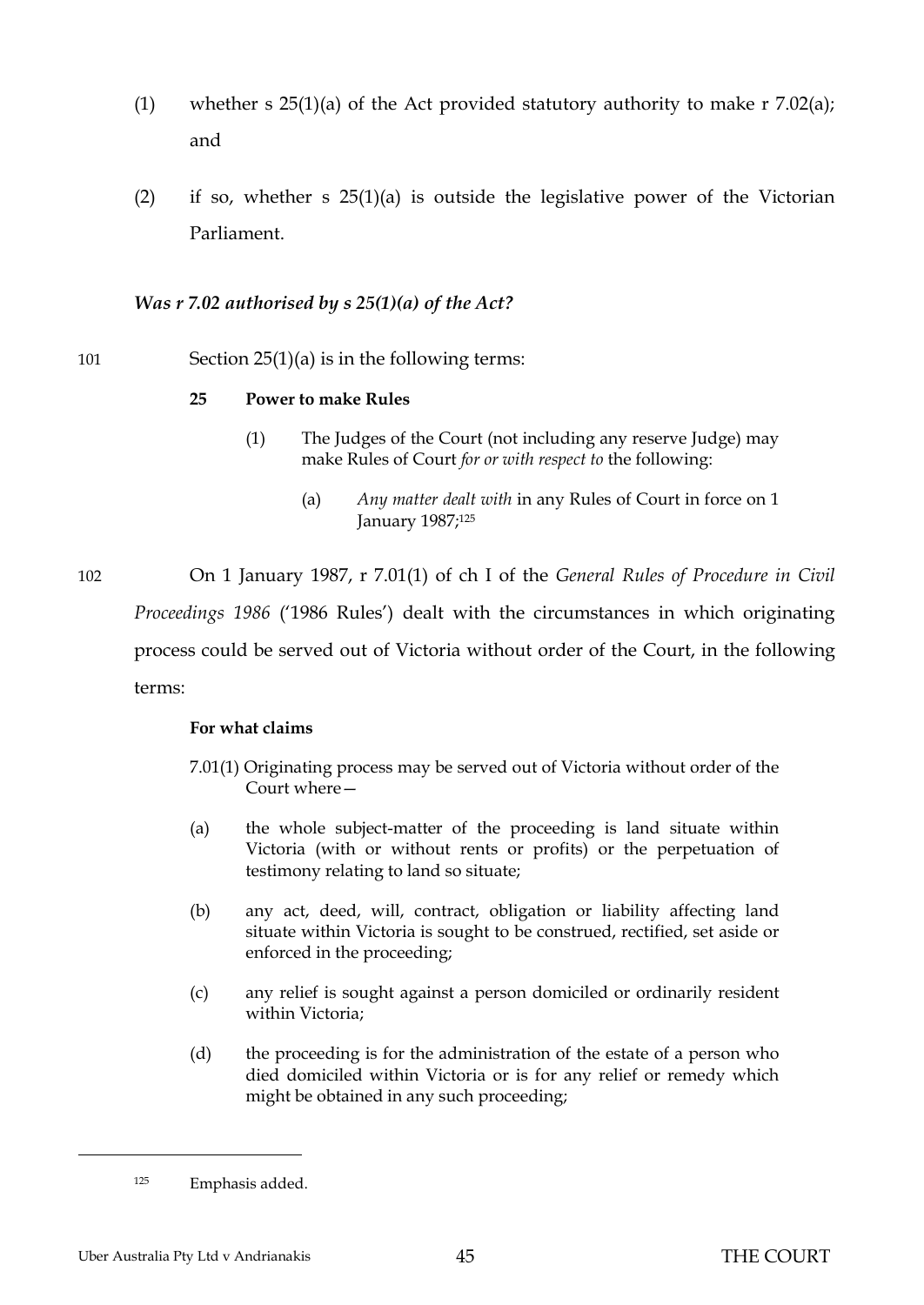(1) whether s 25(1)(a) of the Act provided statutory authority to make r 7.02(a); and

(2) if so, whether s 25(1)(a) is outside the legislative power of the Victorian Parliament.

***Was r 7.02 authorised by s 25(1)(a) of the Act?***

101 Section 25(1)(a) is in the following terms:

> **25 Power to make Rules**
>
> (1) The Judges of the Court (not including any reserve Judge) may make Rules of Court *for or with respect to* the following:
>
> (a) *Any matter dealt with* in any Rules of Court in force on 1 January 1987;[125]

102 On 1 January 1987, r 7.01(1) of ch I of the *General Rules of Procedure in Civil Proceedings 1986* ('1986 Rules') dealt with the circumstances in which originating process could be served out of Victoria without order of the Court, in the following terms:

> **For what claims**
>
> 7.01(1) Originating process may be served out of Victoria without order of the Court where—
>
> (a) the whole subject-matter of the proceeding is land situate within Victoria (with or without rents or profits) or the perpetuation of testimony relating to land so situate;
>
> (b) any act, deed, will, contract, obligation or liability affecting land situate within Victoria is sought to be construed, rectified, set aside or enforced in the proceeding;
>
> (c) any relief is sought against a person domiciled or ordinarily resident within Victoria;
>
> (d) the proceeding is for the administration of the estate of a person who died domiciled within Victoria or is for any relief or remedy which might be obtained in any such proceeding;

---

[125] Emphasis added.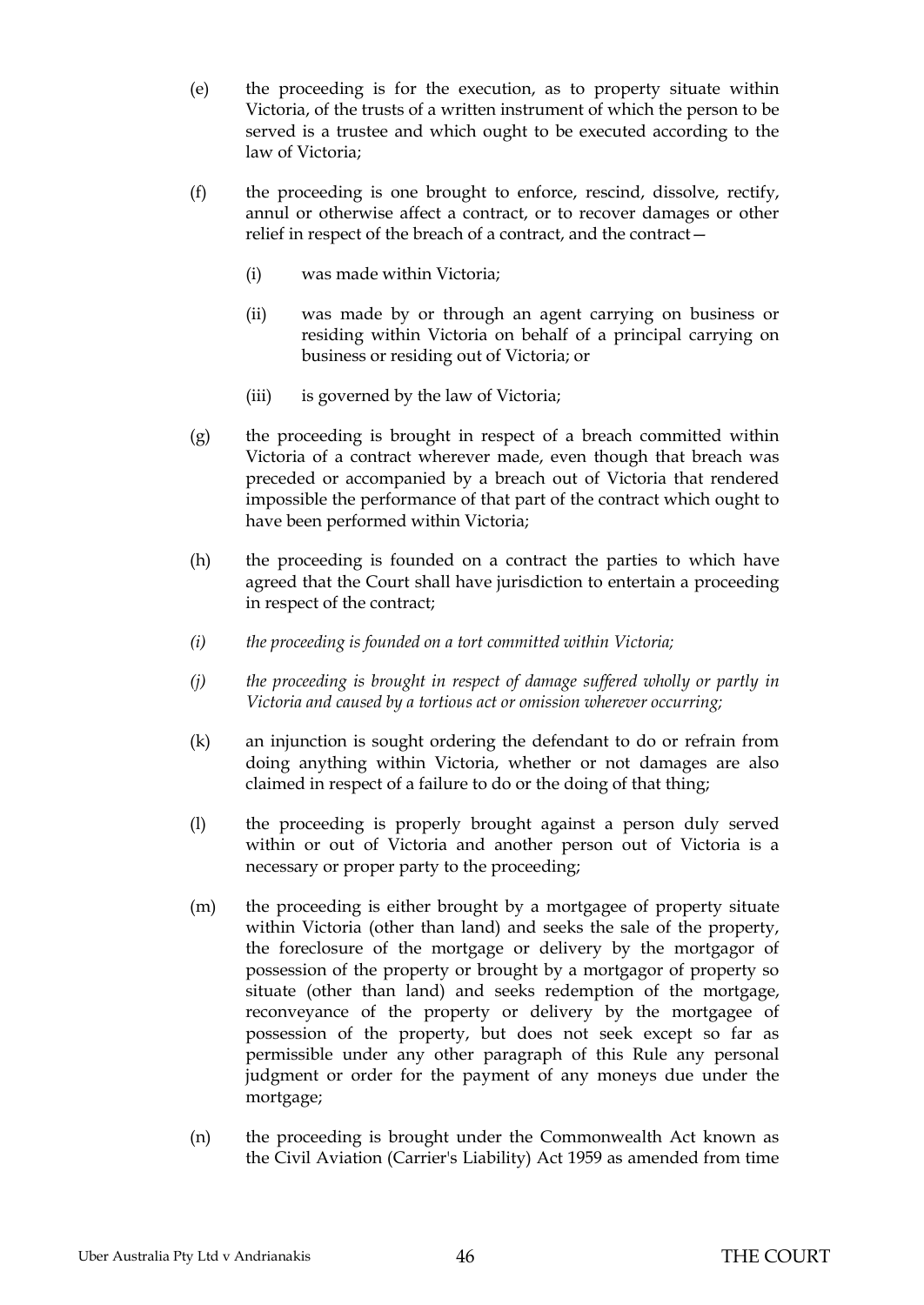(e) the proceeding is for the execution, as to property situate within Victoria, of the trusts of a written instrument of which the person to be served is a trustee and which ought to be executed according to the law of Victoria;

(f) the proceeding is one brought to enforce, rescind, dissolve, rectify, annul or otherwise affect a contract, or to recover damages or other relief in respect of the breach of a contract, and the contract—

  (i) was made within Victoria;

  (ii) was made by or through an agent carrying on business or residing within Victoria on behalf of a principal carrying on business or residing out of Victoria; or

  (iii) is governed by the law of Victoria;

(g) the proceeding is brought in respect of a breach committed within Victoria of a contract wherever made, even though that breach was preceded or accompanied by a breach out of Victoria that rendered impossible the performance of that part of the contract which ought to have been performed within Victoria;

(h) the proceeding is founded on a contract the parties to which have agreed that the Court shall have jurisdiction to entertain a proceeding in respect of the contract;

*(i) the proceeding is founded on a tort committed within Victoria;*

*(j) the proceeding is brought in respect of damage suffered wholly or partly in Victoria and caused by a tortious act or omission wherever occurring;*

(k) an injunction is sought ordering the defendant to do or refrain from doing anything within Victoria, whether or not damages are also claimed in respect of a failure to do or the doing of that thing;

(l) the proceeding is properly brought against a person duly served within or out of Victoria and another person out of Victoria is a necessary or proper party to the proceeding;

(m) the proceeding is either brought by a mortgagee of property situate within Victoria (other than land) and seeks the sale of the property, the foreclosure of the mortgage or delivery by the mortgagor of possession of the property or brought by a mortgagor of property so situate (other than land) and seeks redemption of the mortgage, reconveyance of the property or delivery by the mortgagee of possession of the property, but does not seek except so far as permissible under any other paragraph of this Rule any personal judgment or order for the payment of any moneys due under the mortgage;

(n) the proceeding is brought under the Commonwealth Act known as the Civil Aviation (Carrier's Liability) Act 1959 as amended from time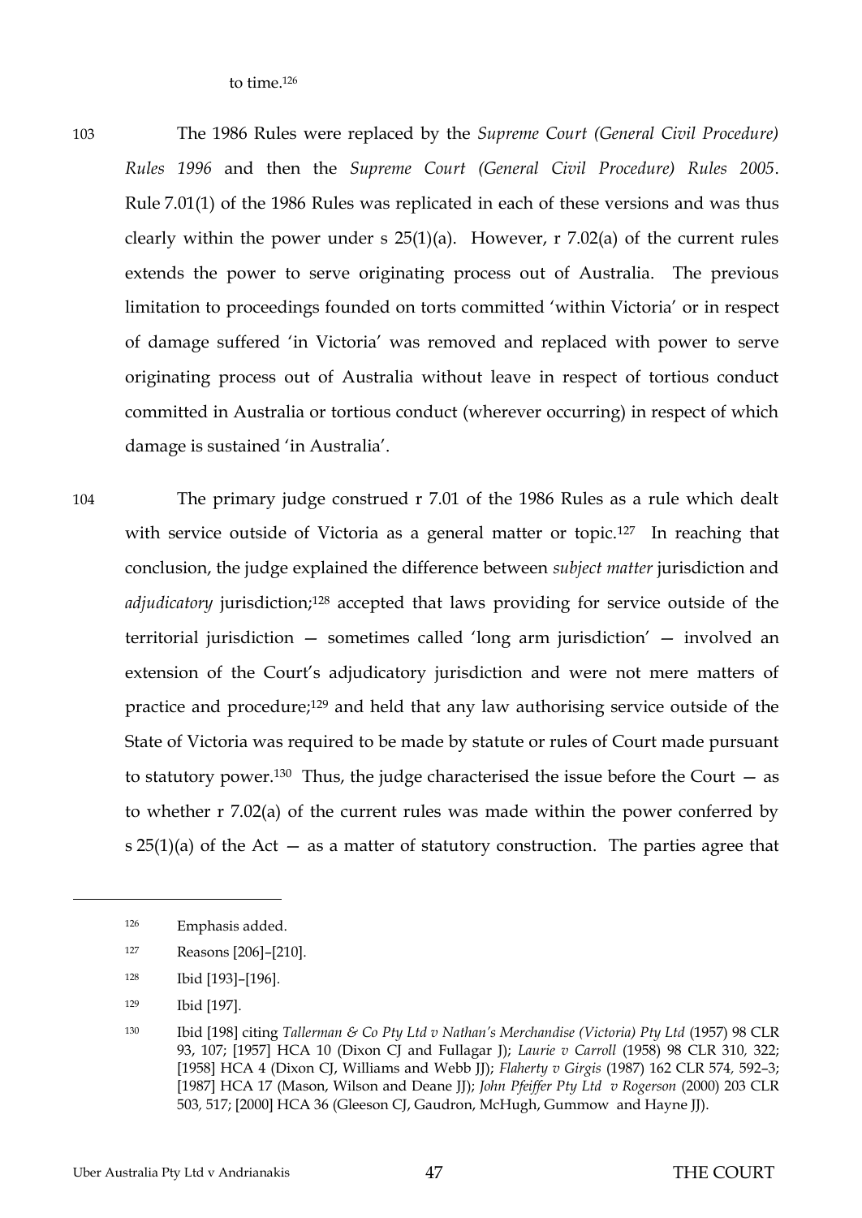to time.[126]

103 The 1986 Rules were replaced by the *Supreme Court (General Civil Procedure) Rules 1996* and then the *Supreme Court (General Civil Procedure) Rules 2005*. Rule 7.01(1) of the 1986 Rules was replicated in each of these versions and was thus clearly within the power under s 25(1)(a). However, r 7.02(a) of the current rules extends the power to serve originating process out of Australia. The previous limitation to proceedings founded on torts committed 'within Victoria' or in respect of damage suffered 'in Victoria' was removed and replaced with power to serve originating process out of Australia without leave in respect of tortious conduct committed in Australia or tortious conduct (wherever occurring) in respect of which damage is sustained 'in Australia'.

104 The primary judge construed r 7.01 of the 1986 Rules as a rule which dealt with service outside of Victoria as a general matter or topic.[127] In reaching that conclusion, the judge explained the difference between *subject matter* jurisdiction and *adjudicatory* jurisdiction;[128] accepted that laws providing for service outside of the territorial jurisdiction — sometimes called 'long arm jurisdiction' — involved an extension of the Court's adjudicatory jurisdiction and were not mere matters of practice and procedure;[129] and held that any law authorising service outside of the State of Victoria was required to be made by statute or rules of Court made pursuant to statutory power.[130] Thus, the judge characterised the issue before the Court — as to whether r 7.02(a) of the current rules was made within the power conferred by s 25(1)(a) of the Act — as a matter of statutory construction. The parties agree that

---

[126] Emphasis added.

[127] Reasons [206]–[210].

[128] Ibid [193]–[196].

[129] Ibid [197].

[130] Ibid [198] citing *Tallerman & Co Pty Ltd v Nathan's Merchandise (Victoria) Pty Ltd* (1957) 98 CLR 93, 107; [1957] HCA 10 (Dixon CJ and Fullagar J); *Laurie v Carroll* (1958) 98 CLR 310, 322; [1958] HCA 4 (Dixon CJ, Williams and Webb JJ); *Flaherty v Girgis* (1987) 162 CLR 574, 592–3; [1987] HCA 17 (Mason, Wilson and Deane JJ); *John Pfeiffer Pty Ltd v Rogerson* (2000) 203 CLR 503, 517; [2000] HCA 36 (Gleeson CJ, Gaudron, McHugh, Gummow and Hayne JJ).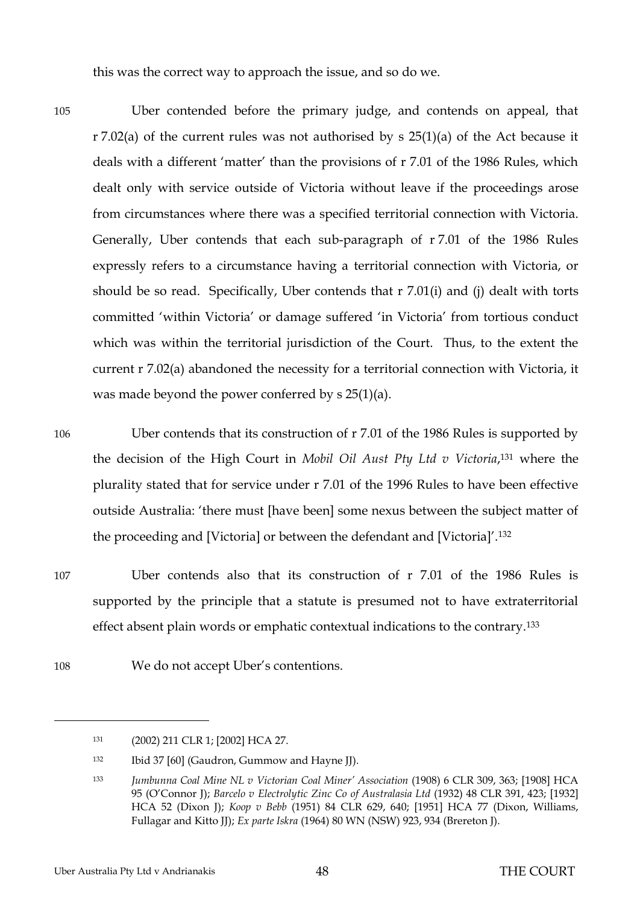this was the correct way to approach the issue, and so do we.

105 Uber contended before the primary judge, and contends on appeal, that r 7.02(a) of the current rules was not authorised by s 25(1)(a) of the Act because it deals with a different 'matter' than the provisions of r 7.01 of the 1986 Rules, which dealt only with service outside of Victoria without leave if the proceedings arose from circumstances where there was a specified territorial connection with Victoria. Generally, Uber contends that each sub-paragraph of r 7.01 of the 1986 Rules expressly refers to a circumstance having a territorial connection with Victoria, or should be so read. Specifically, Uber contends that r 7.01(i) and (j) dealt with torts committed 'within Victoria' or damage suffered 'in Victoria' from tortious conduct which was within the territorial jurisdiction of the Court. Thus, to the extent the current r 7.02(a) abandoned the necessity for a territorial connection with Victoria, it was made beyond the power conferred by s 25(1)(a).

106 Uber contends that its construction of r 7.01 of the 1986 Rules is supported by the decision of the High Court in *Mobil Oil Aust Pty Ltd v Victoria*,[131] where the plurality stated that for service under r 7.01 of the 1996 Rules to have been effective outside Australia: 'there must [have been] some nexus between the subject matter of the proceeding and [Victoria] or between the defendant and [Victoria]'.[132]

107 Uber contends also that its construction of r 7.01 of the 1986 Rules is supported by the principle that a statute is presumed not to have extraterritorial effect absent plain words or emphatic contextual indications to the contrary.[133]

108 We do not accept Uber's contentions.

---

[131] (2002) 211 CLR 1; [2002] HCA 27.

[132] Ibid 37 [60] (Gaudron, Gummow and Hayne JJ).

[133] *Jumbunna Coal Mine NL v Victorian Coal Miner' Association* (1908) 6 CLR 309, 363; [1908] HCA 95 (O'Connor J); *Barcelo v Electrolytic Zinc Co of Australasia Ltd* (1932) 48 CLR 391, 423; [1932] HCA 52 (Dixon J); *Koop v Bebb* (1951) 84 CLR 629, 640; [1951] HCA 77 (Dixon, Williams, Fullagar and Kitto JJ); *Ex parte Iskra* (1964) 80 WN (NSW) 923, 934 (Brereton J).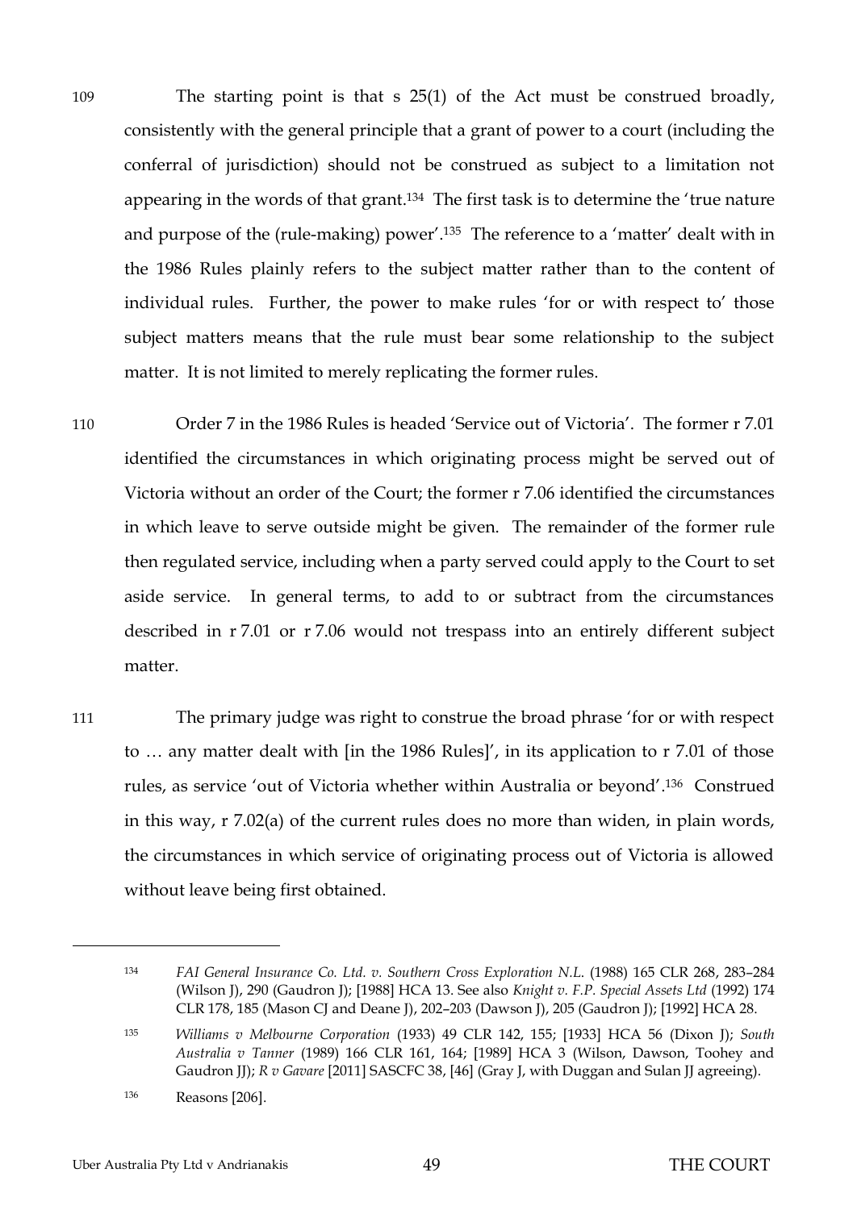109 The starting point is that s 25(1) of the Act must be construed broadly, consistently with the general principle that a grant of power to a court (including the conferral of jurisdiction) should not be construed as subject to a limitation not appearing in the words of that grant.[134] The first task is to determine the 'true nature and purpose of the (rule-making) power'.[135] The reference to a 'matter' dealt with in the 1986 Rules plainly refers to the subject matter rather than to the content of individual rules. Further, the power to make rules 'for or with respect to' those subject matters means that the rule must bear some relationship to the subject matter. It is not limited to merely replicating the former rules.

110 Order 7 in the 1986 Rules is headed 'Service out of Victoria'. The former r 7.01 identified the circumstances in which originating process might be served out of Victoria without an order of the Court; the former r 7.06 identified the circumstances in which leave to serve outside might be given. The remainder of the former rule then regulated service, including when a party served could apply to the Court to set aside service. In general terms, to add to or subtract from the circumstances described in r 7.01 or r 7.06 would not trespass into an entirely different subject matter.

111 The primary judge was right to construe the broad phrase 'for or with respect to … any matter dealt with [in the 1986 Rules]', in its application to r 7.01 of those rules, as service 'out of Victoria whether within Australia or beyond'.[136] Construed in this way, r 7.02(a) of the current rules does no more than widen, in plain words, the circumstances in which service of originating process out of Victoria is allowed without leave being first obtained.

---

[134] *FAI General Insurance Co. Ltd. v. Southern Cross Exploration N.L.* (1988) 165 CLR 268, 283–284 (Wilson J), 290 (Gaudron J); [1988] HCA 13. See also *Knight v. F.P. Special Assets Ltd* (1992) 174 CLR 178, 185 (Mason CJ and Deane J), 202–203 (Dawson J), 205 (Gaudron J); [1992] HCA 28.

[135] *Williams v Melbourne Corporation* (1933) 49 CLR 142, 155; [1933] HCA 56 (Dixon J); *South Australia v Tanner* (1989) 166 CLR 161, 164; [1989] HCA 3 (Wilson, Dawson, Toohey and Gaudron JJ); *R v Gavare* [2011] SASCFC 38, [46] (Gray J, with Duggan and Sulan JJ agreeing).

[136] Reasons [206].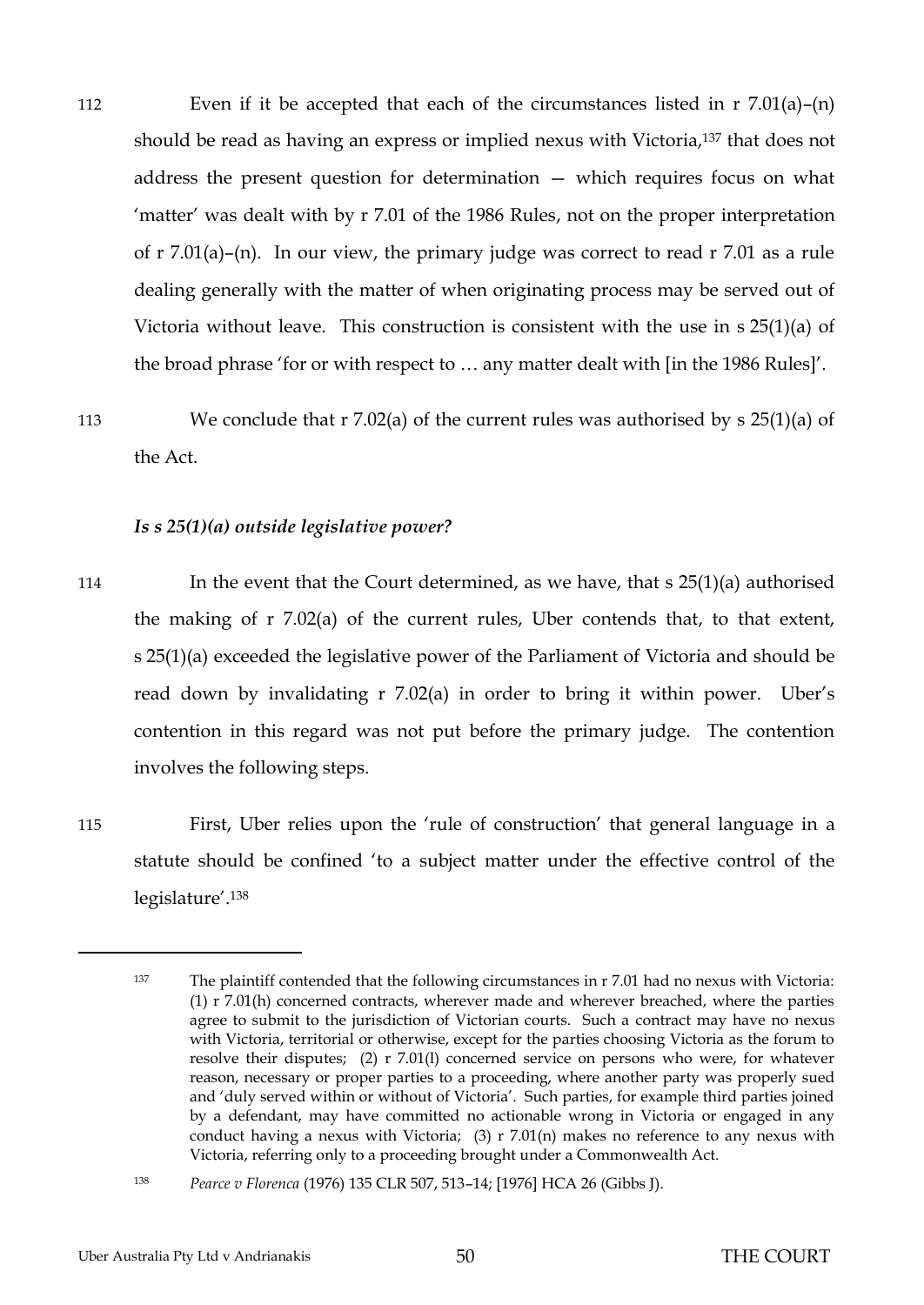112 Even if it be accepted that each of the circumstances listed in r 7.01(a)–(n) should be read as having an express or implied nexus with Victoria,[137] that does not address the present question for determination — which requires focus on what 'matter' was dealt with by r 7.01 of the 1986 Rules, not on the proper interpretation of r 7.01(a)–(n). In our view, the primary judge was correct to read r 7.01 as a rule dealing generally with the matter of when originating process may be served out of Victoria without leave. This construction is consistent with the use in s 25(1)(a) of the broad phrase 'for or with respect to … any matter dealt with [in the 1986 Rules]'.

113 We conclude that r 7.02(a) of the current rules was authorised by s 25(1)(a) of the Act.

### *Is s 25(1)(a) outside legislative power?*

114 In the event that the Court determined, as we have, that s 25(1)(a) authorised the making of r 7.02(a) of the current rules, Uber contends that, to that extent, s 25(1)(a) exceeded the legislative power of the Parliament of Victoria and should be read down by invalidating r 7.02(a) in order to bring it within power. Uber's contention in this regard was not put before the primary judge. The contention involves the following steps.

115 First, Uber relies upon the 'rule of construction' that general language in a statute should be confined 'to a subject matter under the effective control of the legislature'.[138]

---

[137] The plaintiff contended that the following circumstances in r 7.01 had no nexus with Victoria: (1) r 7.01(h) concerned contracts, wherever made and wherever breached, where the parties agree to submit to the jurisdiction of Victorian courts. Such a contract may have no nexus with Victoria, territorial or otherwise, except for the parties choosing Victoria as the forum to resolve their disputes; (2) r 7.01(l) concerned service on persons who were, for whatever reason, necessary or proper parties to a proceeding, where another party was properly sued and 'duly served within or without of Victoria'. Such parties, for example third parties joined by a defendant, may have committed no actionable wrong in Victoria or engaged in any conduct having a nexus with Victoria; (3) r 7.01(n) makes no reference to any nexus with Victoria, referring only to a proceeding brought under a Commonwealth Act.

[138] *Pearce v Florenca* (1976) 135 CLR 507, 513–14; [1976] HCA 26 (Gibbs J).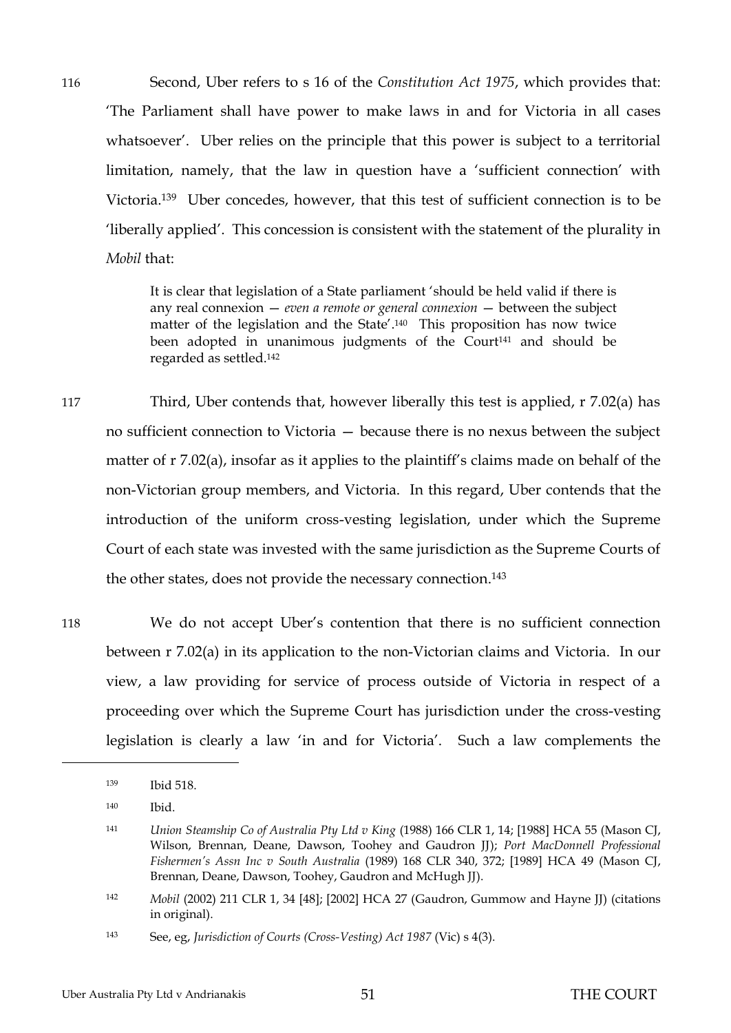116 Second, Uber refers to s 16 of the *Constitution Act 1975*, which provides that: 'The Parliament shall have power to make laws in and for Victoria in all cases whatsoever'. Uber relies on the principle that this power is subject to a territorial limitation, namely, that the law in question have a 'sufficient connection' with Victoria.[139] Uber concedes, however, that this test of sufficient connection is to be 'liberally applied'. This concession is consistent with the statement of the plurality in *Mobil* that:

> It is clear that legislation of a State parliament 'should be held valid if there is any real connexion — *even a remote or general connexion* — between the subject matter of the legislation and the State'.[140] This proposition has now twice been adopted in unanimous judgments of the Court[141] and should be regarded as settled.[142]

117 Third, Uber contends that, however liberally this test is applied, r 7.02(a) has no sufficient connection to Victoria — because there is no nexus between the subject matter of r 7.02(a), insofar as it applies to the plaintiff's claims made on behalf of the non-Victorian group members, and Victoria. In this regard, Uber contends that the introduction of the uniform cross-vesting legislation, under which the Supreme Court of each state was invested with the same jurisdiction as the Supreme Courts of the other states, does not provide the necessary connection.[143]

118 We do not accept Uber's contention that there is no sufficient connection between r 7.02(a) in its application to the non-Victorian claims and Victoria. In our view, a law providing for service of process outside of Victoria in respect of a proceeding over which the Supreme Court has jurisdiction under the cross-vesting legislation is clearly a law 'in and for Victoria'. Such a law complements the

---

[139] Ibid 518.

[140] Ibid.

[141] *Union Steamship Co of Australia Pty Ltd v King* (1988) 166 CLR 1, 14; [1988] HCA 55 (Mason CJ, Wilson, Brennan, Deane, Dawson, Toohey and Gaudron JJ); *Port MacDonnell Professional Fishermen's Assn Inc v South Australia* (1989) 168 CLR 340, 372; [1989] HCA 49 (Mason CJ, Brennan, Deane, Dawson, Toohey, Gaudron and McHugh JJ).

[142] *Mobil* (2002) 211 CLR 1, 34 [48]; [2002] HCA 27 (Gaudron, Gummow and Hayne JJ) (citations in original).

[143] See, eg, *Jurisdiction of Courts (Cross-Vesting) Act 1987* (Vic) s 4(3).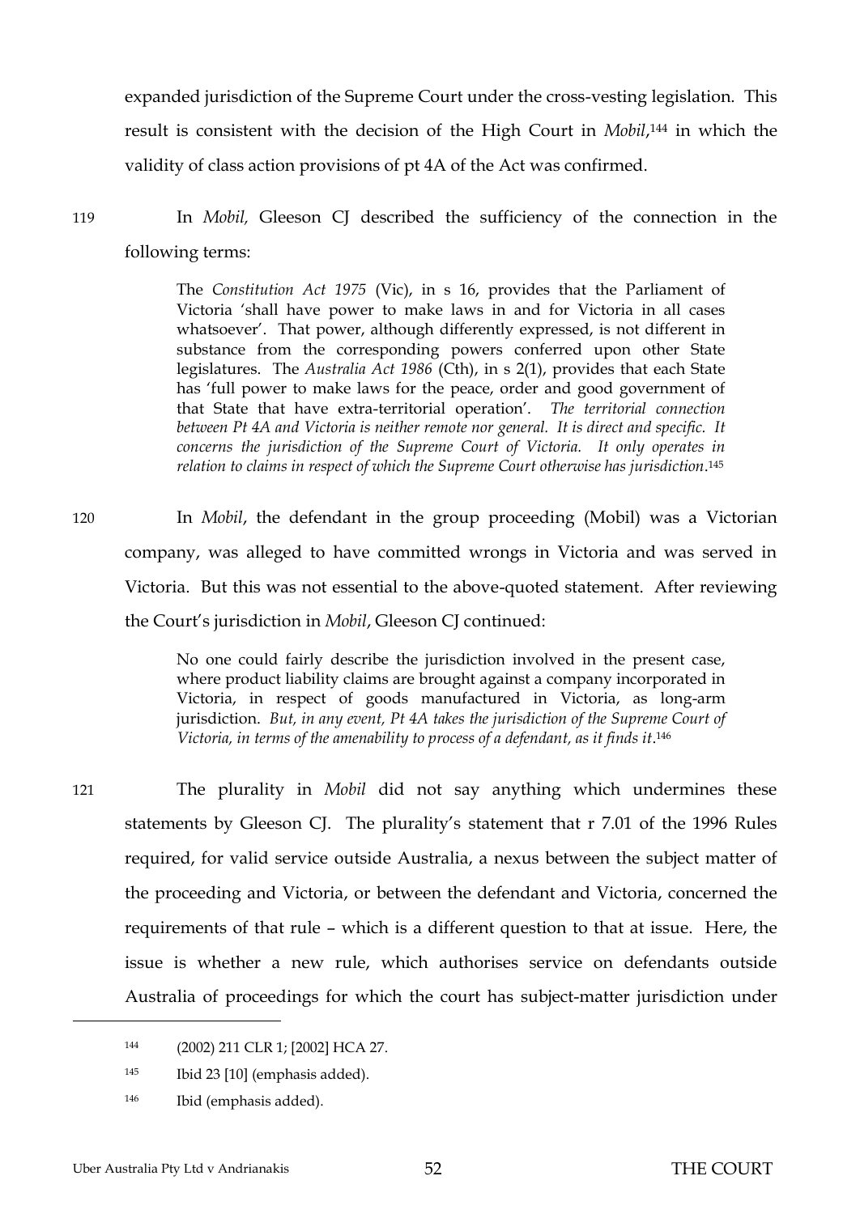expanded jurisdiction of the Supreme Court under the cross-vesting legislation. This result is consistent with the decision of the High Court in *Mobil*,[144] in which the validity of class action provisions of pt 4A of the Act was confirmed.

119 In *Mobil,* Gleeson CJ described the sufficiency of the connection in the following terms:

> The *Constitution Act 1975* (Vic), in s 16, provides that the Parliament of Victoria 'shall have power to make laws in and for Victoria in all cases whatsoever'. That power, although differently expressed, is not different in substance from the corresponding powers conferred upon other State legislatures. The *Australia Act 1986* (Cth), in s 2(1), provides that each State has 'full power to make laws for the peace, order and good government of that State that have extra-territorial operation'. *The territorial connection between Pt 4A and Victoria is neither remote nor general. It is direct and specific. It concerns the jurisdiction of the Supreme Court of Victoria. It only operates in relation to claims in respect of which the Supreme Court otherwise has jurisdiction*.[145]

120 In *Mobil*, the defendant in the group proceeding (Mobil) was a Victorian company, was alleged to have committed wrongs in Victoria and was served in Victoria. But this was not essential to the above-quoted statement. After reviewing the Court's jurisdiction in *Mobil*, Gleeson CJ continued:

> No one could fairly describe the jurisdiction involved in the present case, where product liability claims are brought against a company incorporated in Victoria, in respect of goods manufactured in Victoria, as long-arm jurisdiction. *But, in any event, Pt 4A takes the jurisdiction of the Supreme Court of Victoria, in terms of the amenability to process of a defendant, as it finds it*.[146]

121 The plurality in *Mobil* did not say anything which undermines these statements by Gleeson CJ. The plurality's statement that r 7.01 of the 1996 Rules required, for valid service outside Australia, a nexus between the subject matter of the proceeding and Victoria, or between the defendant and Victoria, concerned the requirements of that rule – which is a different question to that at issue. Here, the issue is whether a new rule, which authorises service on defendants outside Australia of proceedings for which the court has subject-matter jurisdiction under

---

[144] (2002) 211 CLR 1; [2002] HCA 27.

[145] Ibid 23 [10] (emphasis added).

[146] Ibid (emphasis added).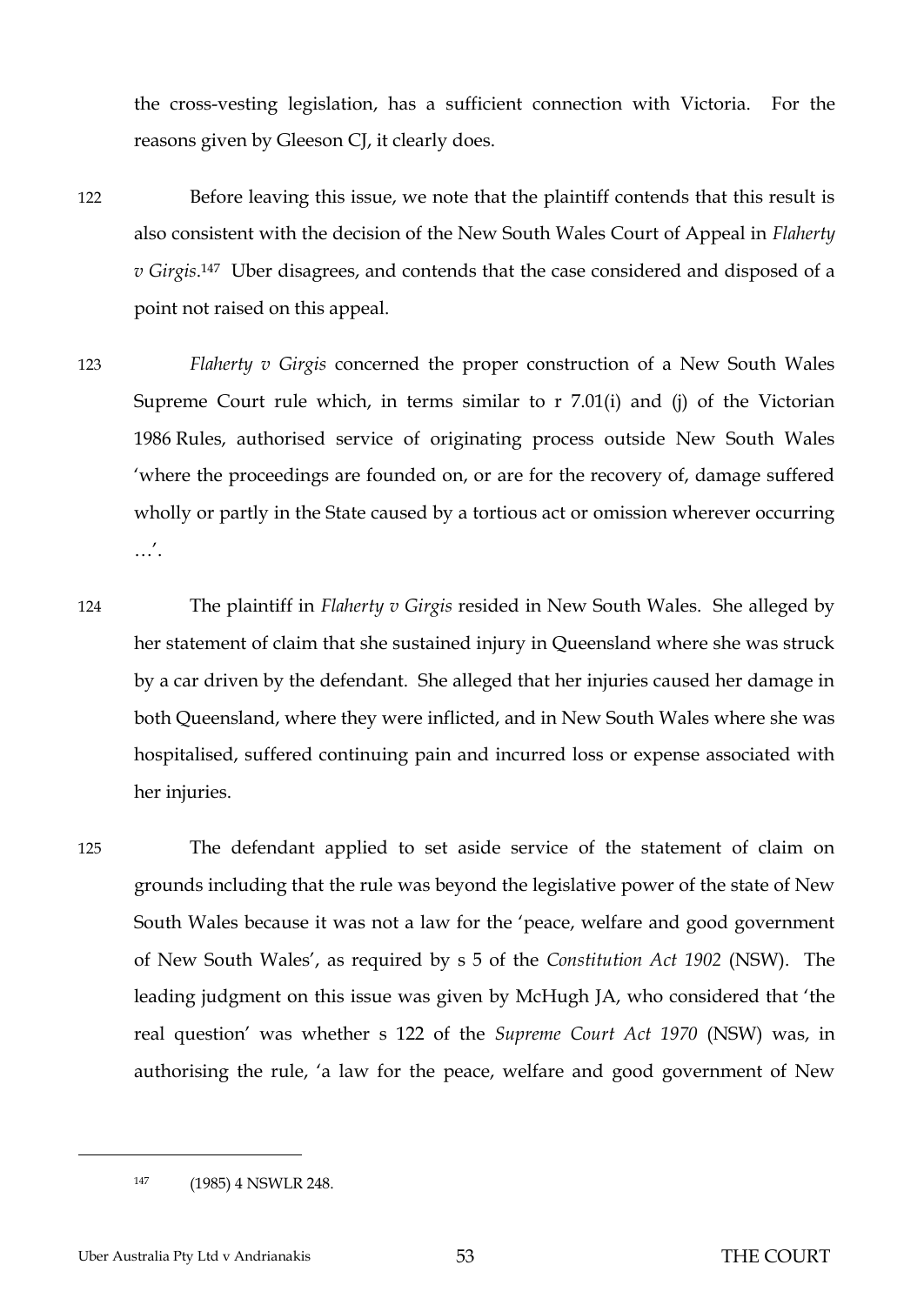the cross-vesting legislation, has a sufficient connection with Victoria. For the reasons given by Gleeson CJ, it clearly does.

122 Before leaving this issue, we note that the plaintiff contends that this result is also consistent with the decision of the New South Wales Court of Appeal in *Flaherty v Girgis*.[147] Uber disagrees, and contends that the case considered and disposed of a point not raised on this appeal.

123 *Flaherty v Girgis* concerned the proper construction of a New South Wales Supreme Court rule which, in terms similar to r 7.01(i) and (j) of the Victorian 1986 Rules, authorised service of originating process outside New South Wales 'where the proceedings are founded on, or are for the recovery of, damage suffered wholly or partly in the State caused by a tortious act or omission wherever occurring …'.

124 The plaintiff in *Flaherty v Girgis* resided in New South Wales. She alleged by her statement of claim that she sustained injury in Queensland where she was struck by a car driven by the defendant. She alleged that her injuries caused her damage in both Queensland, where they were inflicted, and in New South Wales where she was hospitalised, suffered continuing pain and incurred loss or expense associated with her injuries.

125 The defendant applied to set aside service of the statement of claim on grounds including that the rule was beyond the legislative power of the state of New South Wales because it was not a law for the 'peace, welfare and good government of New South Wales', as required by s 5 of the *Constitution Act 1902* (NSW). The leading judgment on this issue was given by McHugh JA, who considered that 'the real question' was whether s 122 of the *Supreme Court Act 1970* (NSW) was, in authorising the rule, 'a law for the peace, welfare and good government of New

---

[147] (1985) 4 NSWLR 248.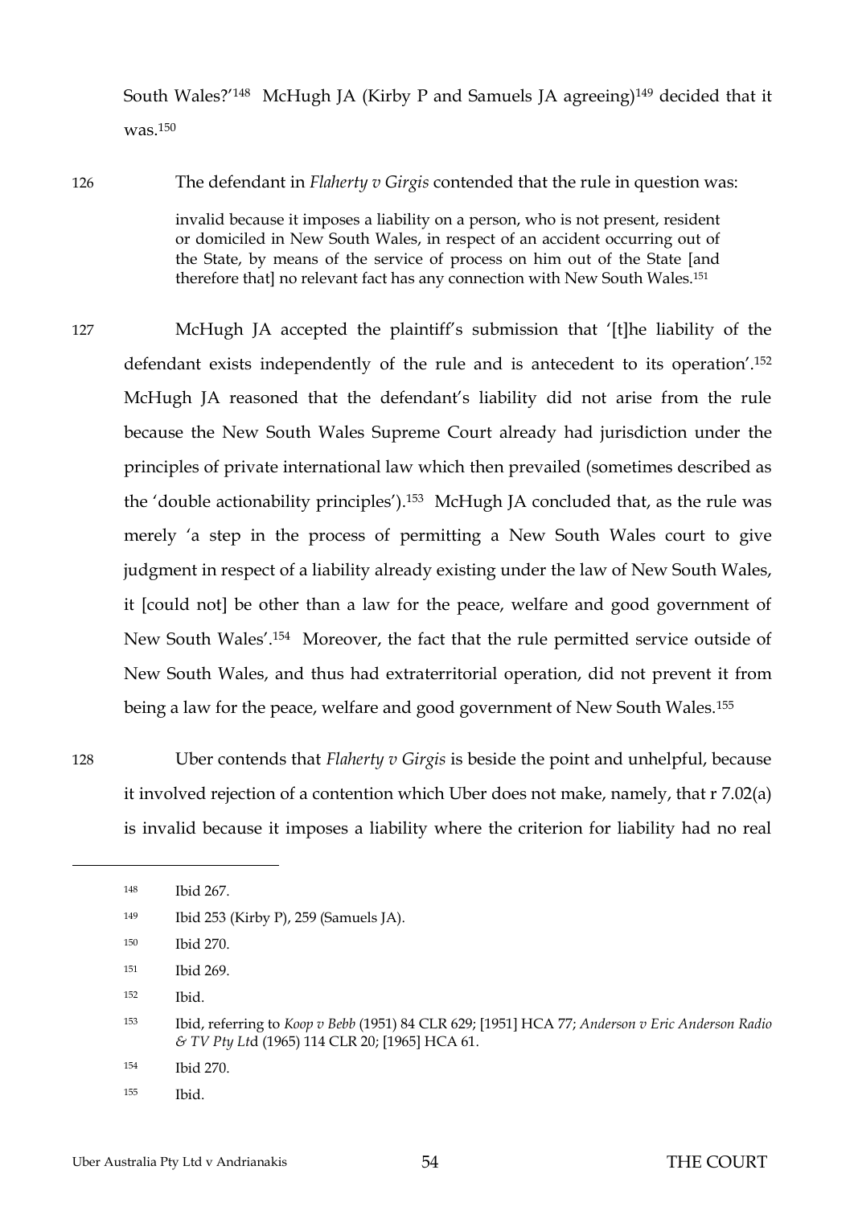South Wales?'[148] McHugh JA (Kirby P and Samuels JA agreeing)[149] decided that it was.[150]

126 The defendant in *Flaherty v Girgis* contended that the rule in question was:

> invalid because it imposes a liability on a person, who is not present, resident or domiciled in New South Wales, in respect of an accident occurring out of the State, by means of the service of process on him out of the State [and therefore that] no relevant fact has any connection with New South Wales.[151]

127 McHugh JA accepted the plaintiff's submission that '[t]he liability of the defendant exists independently of the rule and is antecedent to its operation'.[152] McHugh JA reasoned that the defendant's liability did not arise from the rule because the New South Wales Supreme Court already had jurisdiction under the principles of private international law which then prevailed (sometimes described as the 'double actionability principles').[153] McHugh JA concluded that, as the rule was merely 'a step in the process of permitting a New South Wales court to give judgment in respect of a liability already existing under the law of New South Wales, it [could not] be other than a law for the peace, welfare and good government of New South Wales'.[154] Moreover, the fact that the rule permitted service outside of New South Wales, and thus had extraterritorial operation, did not prevent it from being a law for the peace, welfare and good government of New South Wales.[155]

128 Uber contends that *Flaherty v Girgis* is beside the point and unhelpful, because it involved rejection of a contention which Uber does not make, namely, that r 7.02(a) is invalid because it imposes a liability where the criterion for liability had no real

---

148 Ibid 267.

149 Ibid 253 (Kirby P), 259 (Samuels JA).

150 Ibid 270.

151 Ibid 269.

152 Ibid.

153 Ibid, referring to *Koop v Bebb* (1951) 84 CLR 629; [1951] HCA 77; *Anderson v Eric Anderson Radio & TV Pty Ltd* (1965) 114 CLR 20; [1965] HCA 61.

154 Ibid 270.

155 Ibid.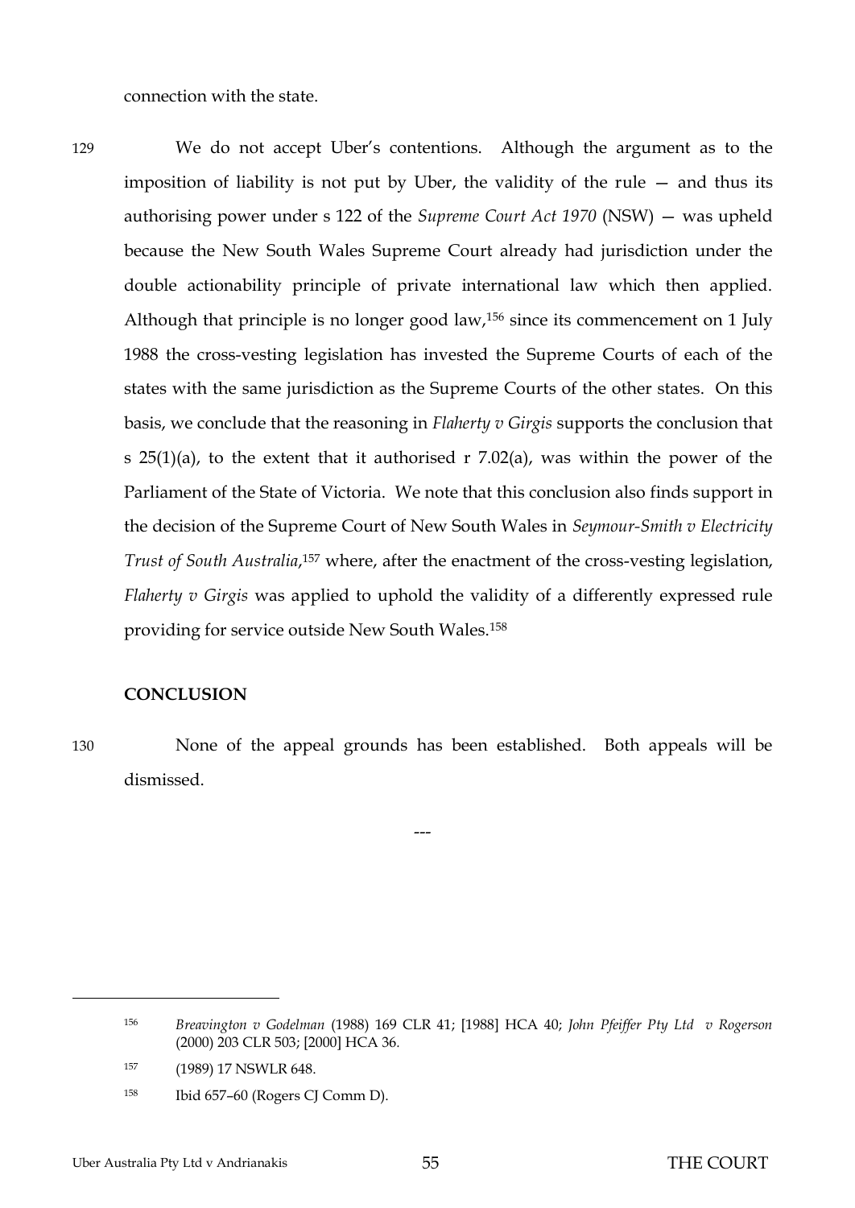connection with the state.

129 We do not accept Uber's contentions. Although the argument as to the imposition of liability is not put by Uber, the validity of the rule — and thus its authorising power under s 122 of the *Supreme Court Act 1970* (NSW) — was upheld because the New South Wales Supreme Court already had jurisdiction under the double actionability principle of private international law which then applied. Although that principle is no longer good law,[156] since its commencement on 1 July 1988 the cross-vesting legislation has invested the Supreme Courts of each of the states with the same jurisdiction as the Supreme Courts of the other states. On this basis, we conclude that the reasoning in *Flaherty v Girgis* supports the conclusion that s 25(1)(a), to the extent that it authorised r 7.02(a), was within the power of the Parliament of the State of Victoria. We note that this conclusion also finds support in the decision of the Supreme Court of New South Wales in *Seymour-Smith v Electricity Trust of South Australia*,[157] where, after the enactment of the cross-vesting legislation, *Flaherty v Girgis* was applied to uphold the validity of a differently expressed rule providing for service outside New South Wales.[158]

**CONCLUSION**

130 None of the appeal grounds has been established. Both appeals will be dismissed.

---

[156] *Breavington v Godelman* (1988) 169 CLR 41; [1988] HCA 40; *John Pfeiffer Pty Ltd v Rogerson* (2000) 203 CLR 503; [2000] HCA 36.

[157] (1989) 17 NSWLR 648.

[158] Ibid 657–60 (Rogers CJ Comm D).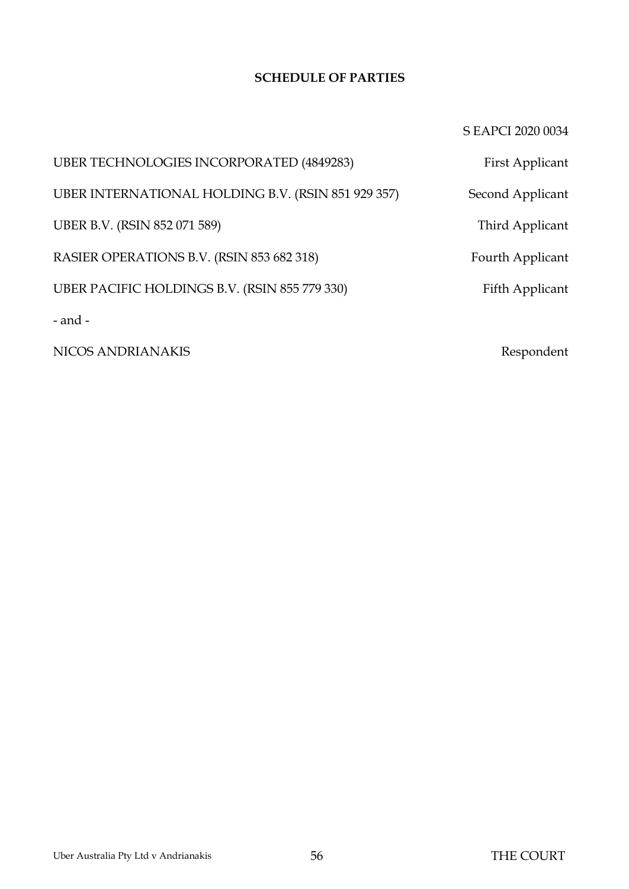**SCHEDULE OF PARTIES**

S EAPCI 2020 0034

| | |
|---|---|
| UBER TECHNOLOGIES INCORPORATED (4849283) | First Applicant |
| UBER INTERNATIONAL HOLDING B.V. (RSIN 851 929 357) | Second Applicant |
| UBER B.V. (RSIN 852 071 589) | Third Applicant |
| RASIER OPERATIONS B.V. (RSIN 853 682 318) | Fourth Applicant |
| UBER PACIFIC HOLDINGS B.V. (RSIN 855 779 330) | Fifth Applicant |

- and -

| | |
|---|---|
| NICOS ANDRIANAKIS | Respondent |